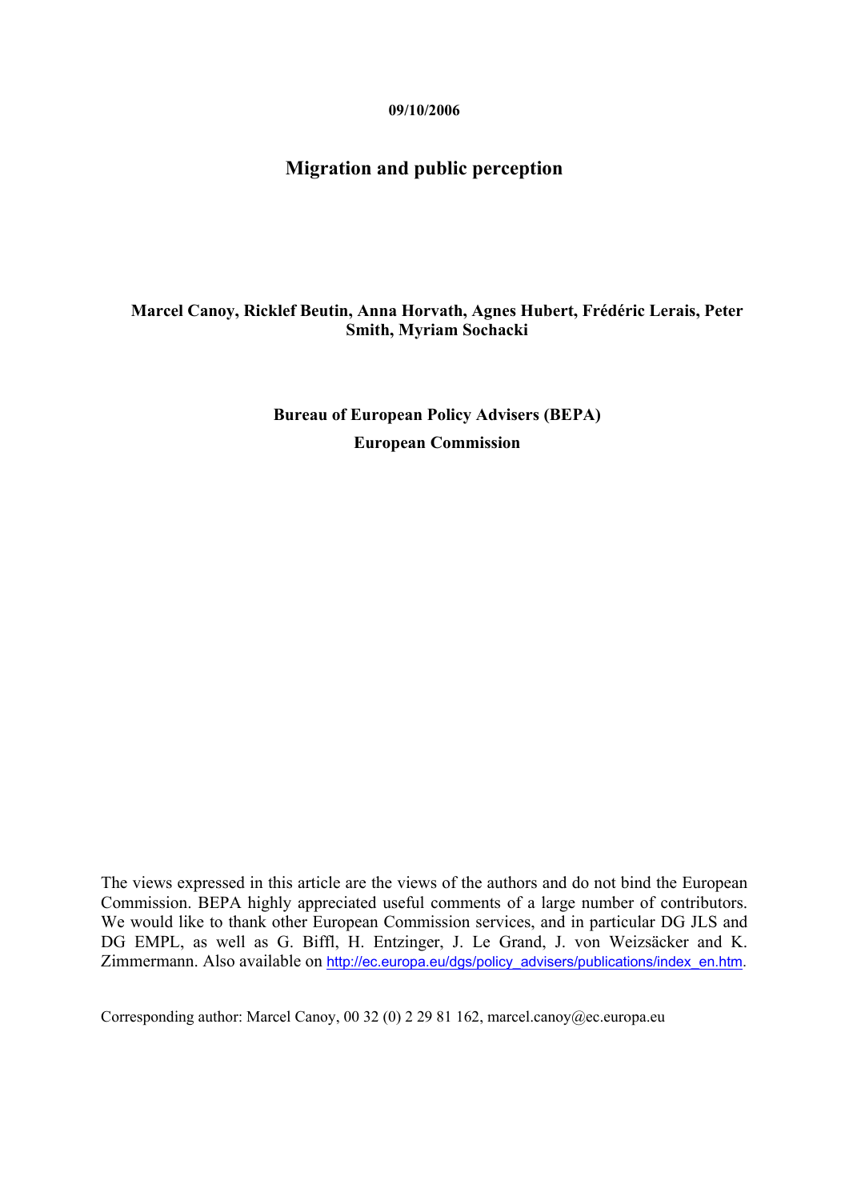**09/10/2006**

# Migration and public perception

**Marcel Canoy, Ricklef Beutin, Anna Horvath, Agnes Hubert, Frédéric Lerais, Peter Smith, Myriam Sochacki**

**Bureau of European Policy Advisers (BEPA)**

**European Commission**

The views expressed in this article are the views of the authors and do not bind the European Commission. BEPA highly appreciated useful comments of a large number of contributors. We would like to thank other European Commission services, and in particular DG JLS and DG EMPL, as well as G. Biffl, H. Entzinger, J. Le Grand, J. von Weizsäcker and K. Zimmermann. Also available on http://ec.europa.eu/dgs/policy_advisers/publications/index_en.htm.

Corresponding author: Marcel Canoy, 00 32 (0) 2 29 81 162, marcel.canoy@ec.europa.eu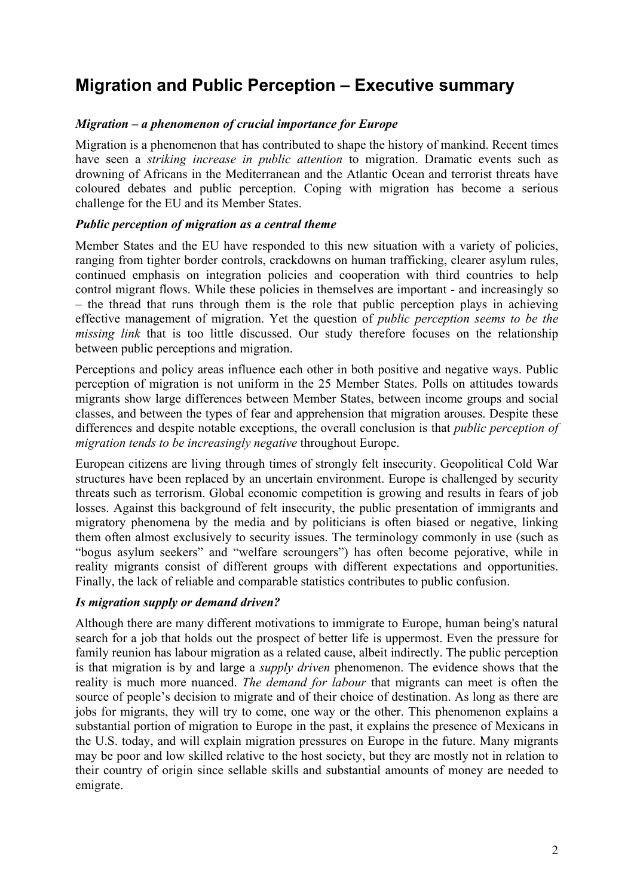# Migration and Public Perception – Executive summary

### *Migration – a phenomenon of crucial importance for Europe*

Migration is a phenomenon that has contributed to shape the history of mankind. Recent times have seen a *striking increase in public attention* to migration. Dramatic events such as drowning of Africans in the Mediterranean and the Atlantic Ocean and terrorist threats have coloured debates and public perception. Coping with migration has become a serious challenge for the EU and its Member States.

### *Public perception of migration as a central theme*

Member States and the EU have responded to this new situation with a variety of policies, ranging from tighter border controls, crackdowns on human trafficking, clearer asylum rules, continued emphasis on integration policies and cooperation with third countries to help control migrant flows. While these policies in themselves are important - and increasingly so – the thread that runs through them is the role that public perception plays in achieving effective management of migration. Yet the question of *public perception seems to be the missing link* that is too little discussed. Our study therefore focuses on the relationship between public perceptions and migration.

Perceptions and policy areas influence each other in both positive and negative ways. Public perception of migration is not uniform in the 25 Member States. Polls on attitudes towards migrants show large differences between Member States, between income groups and social classes, and between the types of fear and apprehension that migration arouses. Despite these differences and despite notable exceptions, the overall conclusion is that *public perception of migration tends to be increasingly negative* throughout Europe.

European citizens are living through times of strongly felt insecurity. Geopolitical Cold War structures have been replaced by an uncertain environment. Europe is challenged by security threats such as terrorism. Global economic competition is growing and results in fears of job losses. Against this background of felt insecurity, the public presentation of immigrants and migratory phenomena by the media and by politicians is often biased or negative, linking them often almost exclusively to security issues. The terminology commonly in use (such as "bogus asylum seekers" and "welfare scroungers") has often become pejorative, while in reality migrants consist of different groups with different expectations and opportunities. Finally, the lack of reliable and comparable statistics contributes to public confusion.

### *Is migration supply or demand driven?*

Although there are many different motivations to immigrate to Europe, human being's natural search for a job that holds out the prospect of better life is uppermost. Even the pressure for family reunion has labour migration as a related cause, albeit indirectly. The public perception is that migration is by and large a *supply driven* phenomenon. The evidence shows that the reality is much more nuanced. *The demand for labour* that migrants can meet is often the source of people's decision to migrate and of their choice of destination. As long as there are jobs for migrants, they will try to come, one way or the other. This phenomenon explains a substantial portion of migration to Europe in the past, it explains the presence of Mexicans in the U.S. today, and will explain migration pressures on Europe in the future. Many migrants may be poor and low skilled relative to the host society, but they are mostly not in relation to their country of origin since sellable skills and substantial amounts of money are needed to emigrate.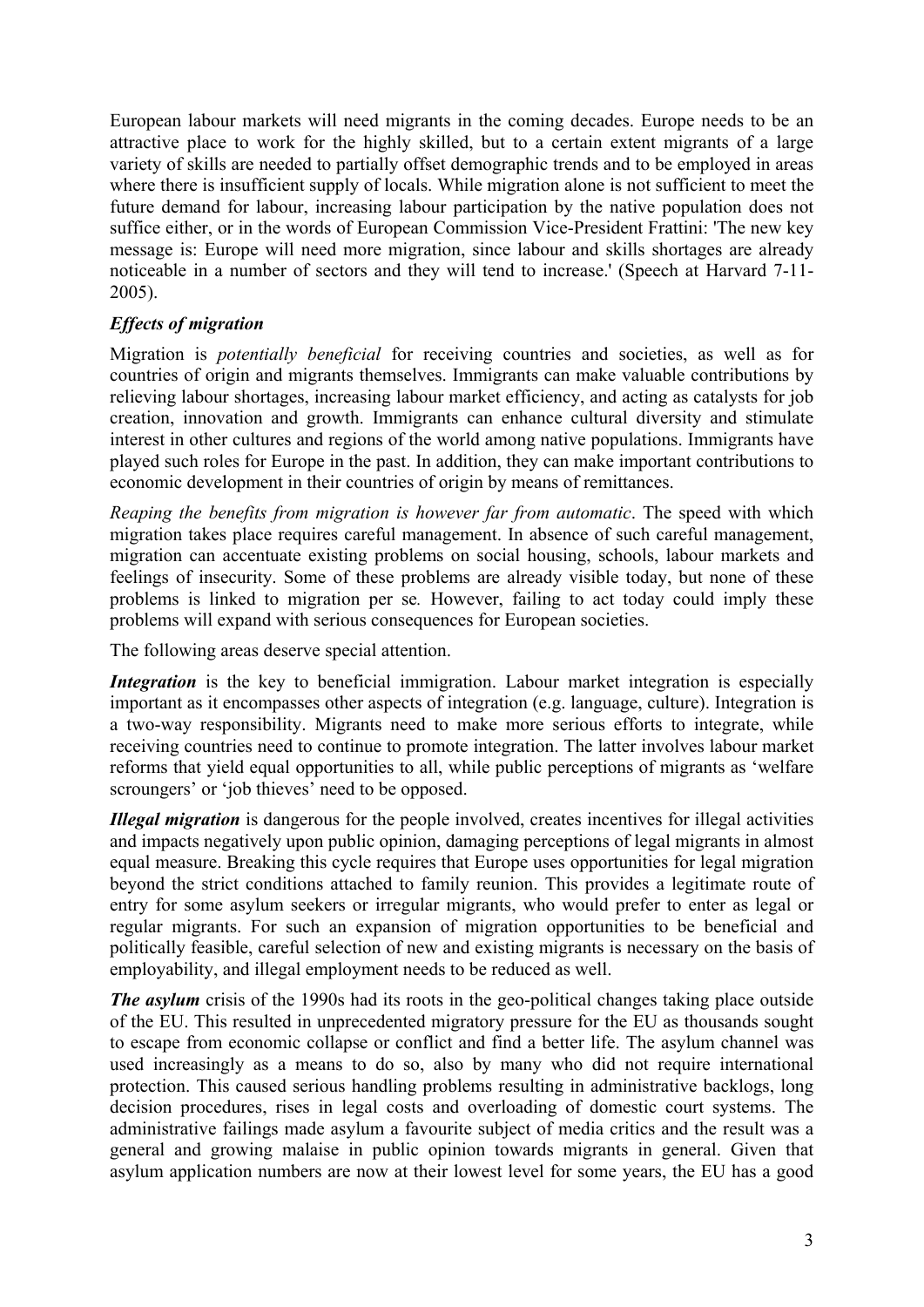European labour markets will need migrants in the coming decades. Europe needs to be an attractive place to work for the highly skilled, but to a certain extent migrants of a large variety of skills are needed to partially offset demographic trends and to be employed in areas where there is insufficient supply of locals. While migration alone is not sufficient to meet the future demand for labour, increasing labour participation by the native population does not suffice either, or in the words of European Commission Vice-President Frattini: 'The new key message is: Europe will need more migration, since labour and skills shortages are already noticeable in a number of sectors and they will tend to increase.' (Speech at Harvard 7-11-2005).

### *Effects of migration*

Migration is *potentially beneficial* for receiving countries and societies, as well as for countries of origin and migrants themselves. Immigrants can make valuable contributions by relieving labour shortages, increasing labour market efficiency, and acting as catalysts for job creation, innovation and growth. Immigrants can enhance cultural diversity and stimulate interest in other cultures and regions of the world among native populations. Immigrants have played such roles for Europe in the past. In addition, they can make important contributions to economic development in their countries of origin by means of remittances.

*Reaping the benefits from migration is however far from automatic*. The speed with which migration takes place requires careful management. In absence of such careful management, migration can accentuate existing problems on social housing, schools, labour markets and feelings of insecurity. Some of these problems are already visible today, but none of these problems is linked to migration per se*.* However, failing to act today could imply these problems will expand with serious consequences for European societies.

The following areas deserve special attention.

***Integration*** is the key to beneficial immigration. Labour market integration is especially important as it encompasses other aspects of integration (e.g. language, culture). Integration is a two-way responsibility. Migrants need to make more serious efforts to integrate, while receiving countries need to continue to promote integration. The latter involves labour market reforms that yield equal opportunities to all, while public perceptions of migrants as 'welfare scroungers' or 'job thieves' need to be opposed.

***Illegal migration*** is dangerous for the people involved, creates incentives for illegal activities and impacts negatively upon public opinion, damaging perceptions of legal migrants in almost equal measure. Breaking this cycle requires that Europe uses opportunities for legal migration beyond the strict conditions attached to family reunion. This provides a legitimate route of entry for some asylum seekers or irregular migrants, who would prefer to enter as legal or regular migrants. For such an expansion of migration opportunities to be beneficial and politically feasible, careful selection of new and existing migrants is necessary on the basis of employability, and illegal employment needs to be reduced as well.

***The asylum*** crisis of the 1990s had its roots in the geo-political changes taking place outside of the EU. This resulted in unprecedented migratory pressure for the EU as thousands sought to escape from economic collapse or conflict and find a better life. The asylum channel was used increasingly as a means to do so, also by many who did not require international protection. This caused serious handling problems resulting in administrative backlogs, long decision procedures, rises in legal costs and overloading of domestic court systems. The administrative failings made asylum a favourite subject of media critics and the result was a general and growing malaise in public opinion towards migrants in general. Given that asylum application numbers are now at their lowest level for some years, the EU has a good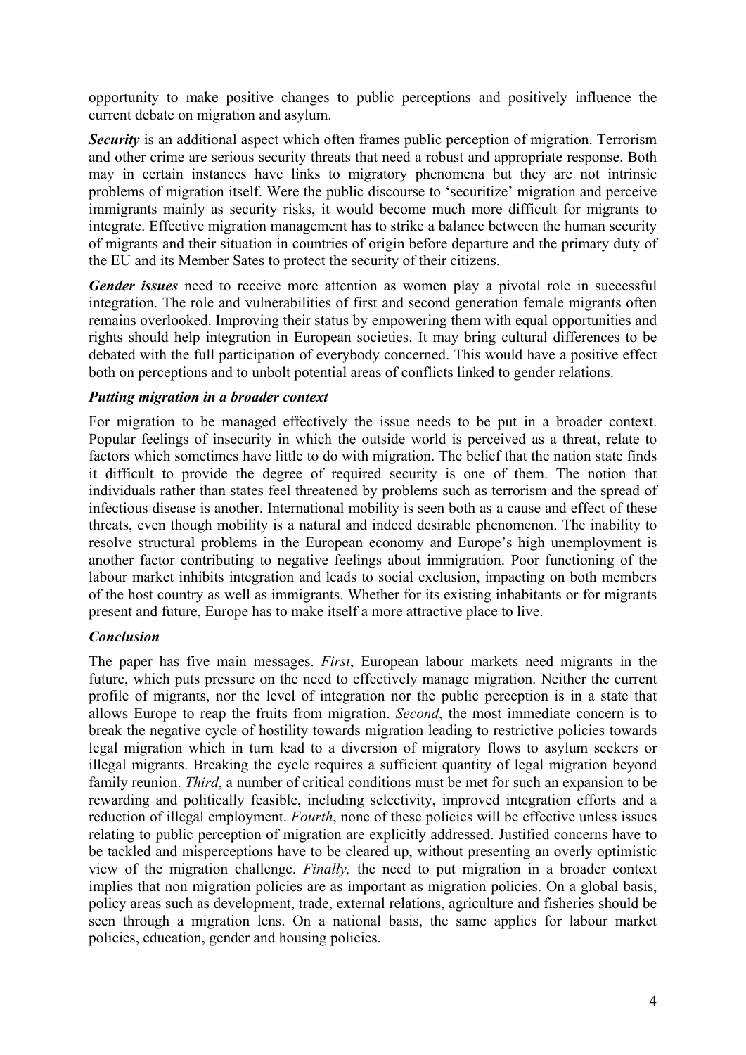opportunity to make positive changes to public perceptions and positively influence the current debate on migration and asylum.

***Security*** is an additional aspect which often frames public perception of migration. Terrorism and other crime are serious security threats that need a robust and appropriate response. Both may in certain instances have links to migratory phenomena but they are not intrinsic problems of migration itself. Were the public discourse to 'securitize' migration and perceive immigrants mainly as security risks, it would become much more difficult for migrants to integrate. Effective migration management has to strike a balance between the human security of migrants and their situation in countries of origin before departure and the primary duty of the EU and its Member Sates to protect the security of their citizens.

***Gender issues*** need to receive more attention as women play a pivotal role in successful integration. The role and vulnerabilities of first and second generation female migrants often remains overlooked. Improving their status by empowering them with equal opportunities and rights should help integration in European societies. It may bring cultural differences to be debated with the full participation of everybody concerned. This would have a positive effect both on perceptions and to unbolt potential areas of conflicts linked to gender relations.

***Putting migration in a broader context***

For migration to be managed effectively the issue needs to be put in a broader context. Popular feelings of insecurity in which the outside world is perceived as a threat, relate to factors which sometimes have little to do with migration. The belief that the nation state finds it difficult to provide the degree of required security is one of them. The notion that individuals rather than states feel threatened by problems such as terrorism and the spread of infectious disease is another. International mobility is seen both as a cause and effect of these threats, even though mobility is a natural and indeed desirable phenomenon. The inability to resolve structural problems in the European economy and Europe's high unemployment is another factor contributing to negative feelings about immigration. Poor functioning of the labour market inhibits integration and leads to social exclusion, impacting on both members of the host country as well as immigrants. Whether for its existing inhabitants or for migrants present and future, Europe has to make itself a more attractive place to live.

***Conclusion***

The paper has five main messages. *First*, European labour markets need migrants in the future, which puts pressure on the need to effectively manage migration. Neither the current profile of migrants, nor the level of integration nor the public perception is in a state that allows Europe to reap the fruits from migration. *Second*, the most immediate concern is to break the negative cycle of hostility towards migration leading to restrictive policies towards legal migration which in turn lead to a diversion of migratory flows to asylum seekers or illegal migrants. Breaking the cycle requires a sufficient quantity of legal migration beyond family reunion. *Third*, a number of critical conditions must be met for such an expansion to be rewarding and politically feasible, including selectivity, improved integration efforts and a reduction of illegal employment. *Fourth*, none of these policies will be effective unless issues relating to public perception of migration are explicitly addressed. Justified concerns have to be tackled and misperceptions have to be cleared up, without presenting an overly optimistic view of the migration challenge. *Finally,* the need to put migration in a broader context implies that non migration policies are as important as migration policies. On a global basis, policy areas such as development, trade, external relations, agriculture and fisheries should be seen through a migration lens. On a national basis, the same applies for labour market policies, education, gender and housing policies.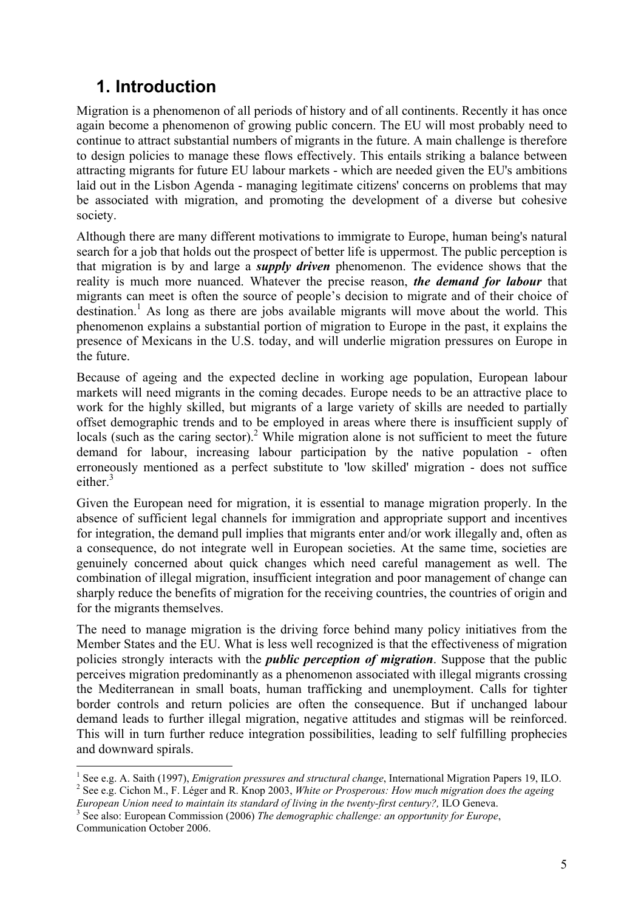# 1. Introduction

Migration is a phenomenon of all periods of history and of all continents. Recently it has once again become a phenomenon of growing public concern. The EU will most probably need to continue to attract substantial numbers of migrants in the future. A main challenge is therefore to design policies to manage these flows effectively. This entails striking a balance between attracting migrants for future EU labour markets - which are needed given the EU's ambitions laid out in the Lisbon Agenda - managing legitimate citizens' concerns on problems that may be associated with migration, and promoting the development of a diverse but cohesive society.

Although there are many different motivations to immigrate to Europe, human being's natural search for a job that holds out the prospect of better life is uppermost. The public perception is that migration is by and large a ***supply driven*** phenomenon. The evidence shows that the reality is much more nuanced. Whatever the precise reason, ***the demand for labour*** that migrants can meet is often the source of people's decision to migrate and of their choice of destination.[1] As long as there are jobs available migrants will move about the world. This phenomenon explains a substantial portion of migration to Europe in the past, it explains the presence of Mexicans in the U.S. today, and will underlie migration pressures on Europe in the future.

Because of ageing and the expected decline in working age population, European labour markets will need migrants in the coming decades. Europe needs to be an attractive place to work for the highly skilled, but migrants of a large variety of skills are needed to partially offset demographic trends and to be employed in areas where there is insufficient supply of locals (such as the caring sector).[2] While migration alone is not sufficient to meet the future demand for labour, increasing labour participation by the native population - often erroneously mentioned as a perfect substitute to 'low skilled' migration - does not suffice either.[3]

Given the European need for migration, it is essential to manage migration properly. In the absence of sufficient legal channels for immigration and appropriate support and incentives for integration, the demand pull implies that migrants enter and/or work illegally and, often as a consequence, do not integrate well in European societies. At the same time, societies are genuinely concerned about quick changes which need careful management as well. The combination of illegal migration, insufficient integration and poor management of change can sharply reduce the benefits of migration for the receiving countries, the countries of origin and for the migrants themselves.

The need to manage migration is the driving force behind many policy initiatives from the Member States and the EU. What is less well recognized is that the effectiveness of migration policies strongly interacts with the ***public perception of migration***. Suppose that the public perceives migration predominantly as a phenomenon associated with illegal migrants crossing the Mediterranean in small boats, human trafficking and unemployment. Calls for tighter border controls and return policies are often the consequence. But if unchanged labour demand leads to further illegal migration, negative attitudes and stigmas will be reinforced. This will in turn further reduce integration possibilities, leading to self fulfilling prophecies and downward spirals.

---

[1] See e.g. A. Saith (1997), *Emigration pressures and structural change*, International Migration Papers 19, ILO.

[2] See e.g. Cichon M., F. Léger and R. Knop 2003, *White or Prosperous: How much migration does the ageing European Union need to maintain its standard of living in the twenty-first century?,* ILO Geneva.

[3] See also: European Commission (2006) *The demographic challenge: an opportunity for Europe*, Communication October 2006.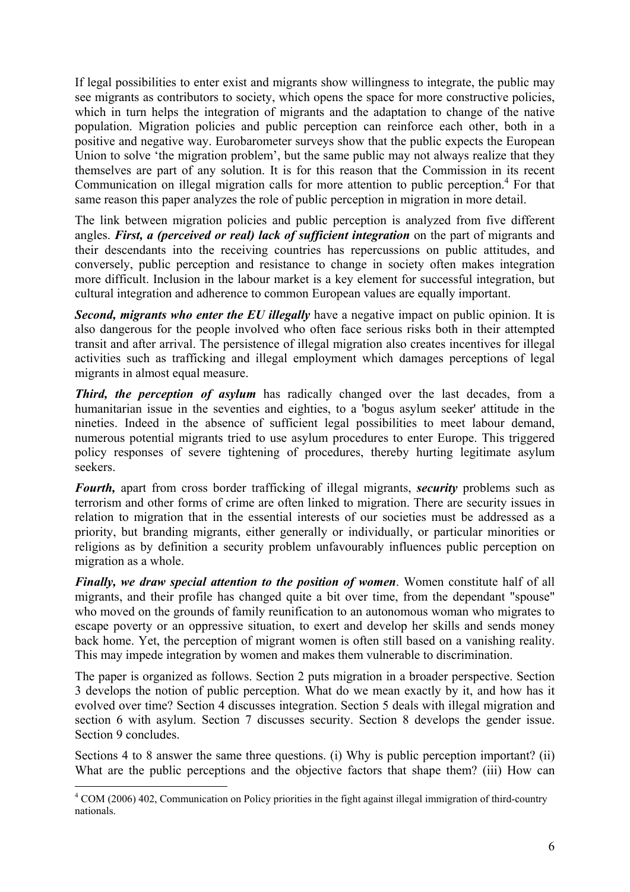If legal possibilities to enter exist and migrants show willingness to integrate, the public may see migrants as contributors to society, which opens the space for more constructive policies, which in turn helps the integration of migrants and the adaptation to change of the native population. Migration policies and public perception can reinforce each other, both in a positive and negative way. Eurobarometer surveys show that the public expects the European Union to solve 'the migration problem', but the same public may not always realize that they themselves are part of any solution. It is for this reason that the Commission in its recent Communication on illegal migration calls for more attention to public perception.[4] For that same reason this paper analyzes the role of public perception in migration in more detail.

The link between migration policies and public perception is analyzed from five different angles. ***First, a (perceived or real) lack of sufficient integration*** on the part of migrants and their descendants into the receiving countries has repercussions on public attitudes, and conversely, public perception and resistance to change in society often makes integration more difficult. Inclusion in the labour market is a key element for successful integration, but cultural integration and adherence to common European values are equally important.

***Second, migrants who enter the EU illegally*** have a negative impact on public opinion. It is also dangerous for the people involved who often face serious risks both in their attempted transit and after arrival. The persistence of illegal migration also creates incentives for illegal activities such as trafficking and illegal employment which damages perceptions of legal migrants in almost equal measure.

***Third, the perception of asylum*** has radically changed over the last decades, from a humanitarian issue in the seventies and eighties, to a 'bogus asylum seeker' attitude in the nineties. Indeed in the absence of sufficient legal possibilities to meet labour demand, numerous potential migrants tried to use asylum procedures to enter Europe. This triggered policy responses of severe tightening of procedures, thereby hurting legitimate asylum seekers.

***Fourth,*** apart from cross border trafficking of illegal migrants, ***security*** problems such as terrorism and other forms of crime are often linked to migration. There are security issues in relation to migration that in the essential interests of our societies must be addressed as a priority, but branding migrants, either generally or individually, or particular minorities or religions as by definition a security problem unfavourably influences public perception on migration as a whole.

***Finally, we draw special attention to the position of women***. Women constitute half of all migrants, and their profile has changed quite a bit over time, from the dependant "spouse" who moved on the grounds of family reunification to an autonomous woman who migrates to escape poverty or an oppressive situation, to exert and develop her skills and sends money back home. Yet, the perception of migrant women is often still based on a vanishing reality. This may impede integration by women and makes them vulnerable to discrimination.

The paper is organized as follows. Section 2 puts migration in a broader perspective. Section 3 develops the notion of public perception. What do we mean exactly by it, and how has it evolved over time? Section 4 discusses integration. Section 5 deals with illegal migration and section 6 with asylum. Section 7 discusses security. Section 8 develops the gender issue. Section 9 concludes.

Sections 4 to 8 answer the same three questions. (i) Why is public perception important? (ii) What are the public perceptions and the objective factors that shape them? (iii) How can

---

[4] COM (2006) 402, Communication on Policy priorities in the fight against illegal immigration of third-country nationals.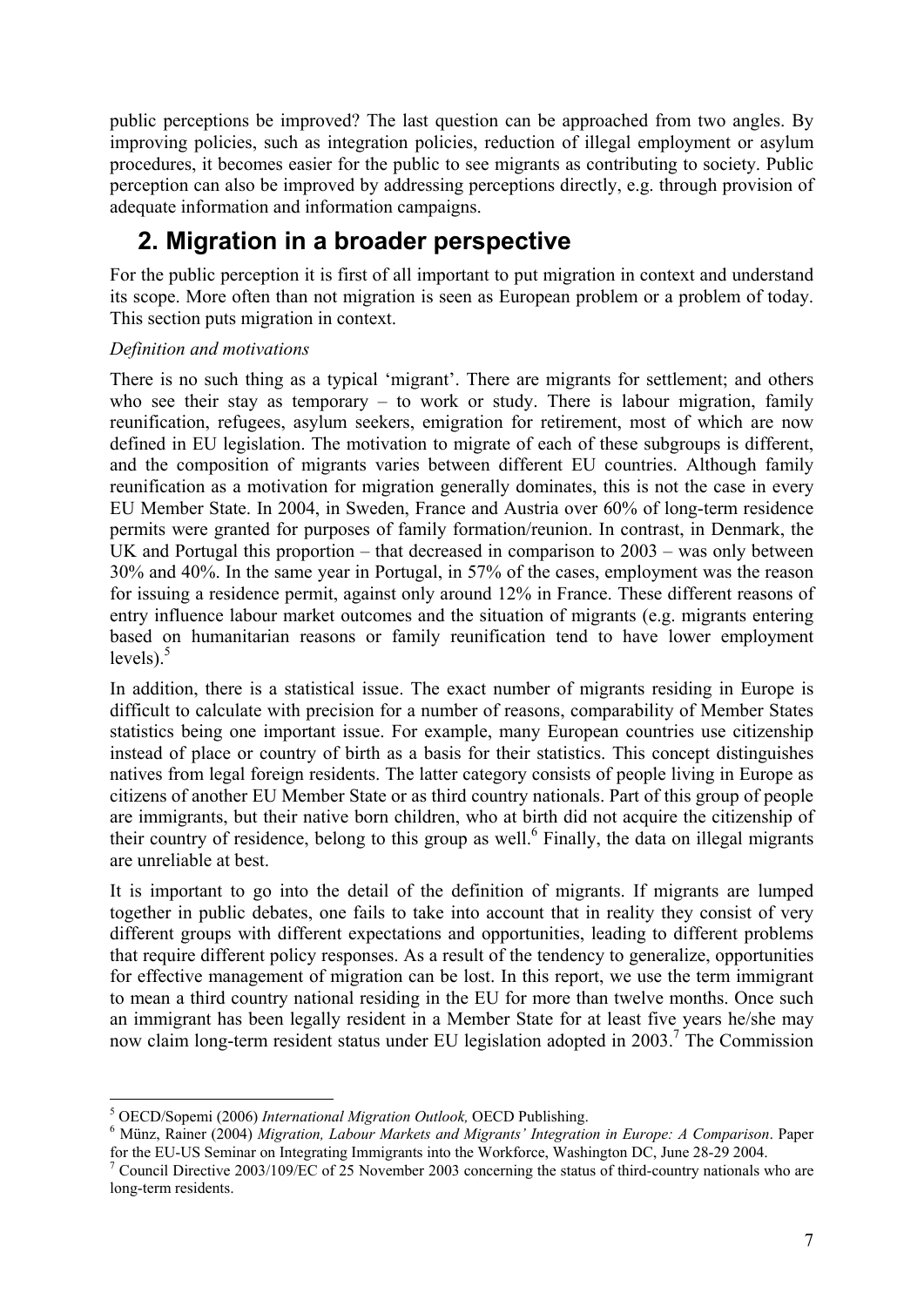public perceptions be improved? The last question can be approached from two angles. By improving policies, such as integration policies, reduction of illegal employment or asylum procedures, it becomes easier for the public to see migrants as contributing to society. Public perception can also be improved by addressing perceptions directly, e.g. through provision of adequate information and information campaigns.

# 2. Migration in a broader perspective

For the public perception it is first of all important to put migration in context and understand its scope. More often than not migration is seen as European problem or a problem of today. This section puts migration in context.

*Definition and motivations*

There is no such thing as a typical 'migrant'. There are migrants for settlement; and others who see their stay as temporary – to work or study. There is labour migration, family reunification, refugees, asylum seekers, emigration for retirement, most of which are now defined in EU legislation. The motivation to migrate of each of these subgroups is different, and the composition of migrants varies between different EU countries. Although family reunification as a motivation for migration generally dominates, this is not the case in every EU Member State. In 2004, in Sweden, France and Austria over 60% of long-term residence permits were granted for purposes of family formation/reunion. In contrast, in Denmark, the UK and Portugal this proportion – that decreased in comparison to 2003 – was only between 30% and 40%. In the same year in Portugal, in 57% of the cases, employment was the reason for issuing a residence permit, against only around 12% in France. These different reasons of entry influence labour market outcomes and the situation of migrants (e.g. migrants entering based on humanitarian reasons or family reunification tend to have lower employment levels).[5]

In addition, there is a statistical issue. The exact number of migrants residing in Europe is difficult to calculate with precision for a number of reasons, comparability of Member States statistics being one important issue. For example, many European countries use citizenship instead of place or country of birth as a basis for their statistics. This concept distinguishes natives from legal foreign residents. The latter category consists of people living in Europe as citizens of another EU Member State or as third country nationals. Part of this group of people are immigrants, but their native born children, who at birth did not acquire the citizenship of their country of residence, belong to this group as well.[6] Finally, the data on illegal migrants are unreliable at best.

It is important to go into the detail of the definition of migrants. If migrants are lumped together in public debates, one fails to take into account that in reality they consist of very different groups with different expectations and opportunities, leading to different problems that require different policy responses. As a result of the tendency to generalize, opportunities for effective management of migration can be lost. In this report, we use the term immigrant to mean a third country national residing in the EU for more than twelve months. Once such an immigrant has been legally resident in a Member State for at least five years he/she may now claim long-term resident status under EU legislation adopted in 2003.[7] The Commission

---

[5] OECD/Sopemi (2006) *International Migration Outlook,* OECD Publishing.

[6] Münz, Rainer (2004) *Migration, Labour Markets and Migrants' Integration in Europe: A Comparison*. Paper for the EU-US Seminar on Integrating Immigrants into the Workforce, Washington DC, June 28-29 2004.

[7] Council Directive 2003/109/EC of 25 November 2003 concerning the status of third-country nationals who are long-term residents.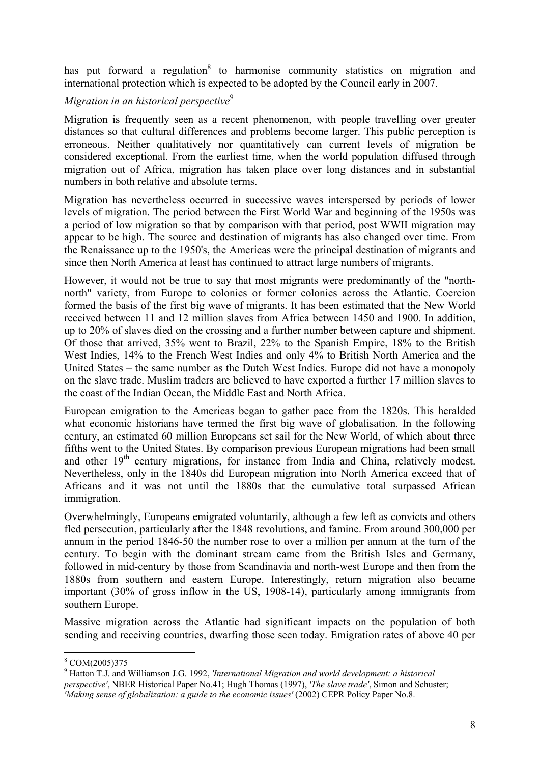has put forward a regulation[8] to harmonise community statistics on migration and international protection which is expected to be adopted by the Council early in 2007.

*Migration in an historical perspective*[9]

Migration is frequently seen as a recent phenomenon, with people travelling over greater distances so that cultural differences and problems become larger. This public perception is erroneous. Neither qualitatively nor quantitatively can current levels of migration be considered exceptional. From the earliest time, when the world population diffused through migration out of Africa, migration has taken place over long distances and in substantial numbers in both relative and absolute terms.

Migration has nevertheless occurred in successive waves interspersed by periods of lower levels of migration. The period between the First World War and beginning of the 1950s was a period of low migration so that by comparison with that period, post WWII migration may appear to be high. The source and destination of migrants has also changed over time. From the Renaissance up to the 1950's, the Americas were the principal destination of migrants and since then North America at least has continued to attract large numbers of migrants.

However, it would not be true to say that most migrants were predominantly of the "north-north" variety, from Europe to colonies or former colonies across the Atlantic. Coercion formed the basis of the first big wave of migrants. It has been estimated that the New World received between 11 and 12 million slaves from Africa between 1450 and 1900. In addition, up to 20% of slaves died on the crossing and a further number between capture and shipment. Of those that arrived, 35% went to Brazil, 22% to the Spanish Empire, 18% to the British West Indies, 14% to the French West Indies and only 4% to British North America and the United States – the same number as the Dutch West Indies. Europe did not have a monopoly on the slave trade. Muslim traders are believed to have exported a further 17 million slaves to the coast of the Indian Ocean, the Middle East and North Africa.

European emigration to the Americas began to gather pace from the 1820s. This heralded what economic historians have termed the first big wave of globalisation. In the following century, an estimated 60 million Europeans set sail for the New World, of which about three fifths went to the United States. By comparison previous European migrations had been small and other 19th century migrations, for instance from India and China, relatively modest. Nevertheless, only in the 1840s did European migration into North America exceed that of Africans and it was not until the 1880s that the cumulative total surpassed African immigration.

Overwhelmingly, Europeans emigrated voluntarily, although a few left as convicts and others fled persecution, particularly after the 1848 revolutions, and famine. From around 300,000 per annum in the period 1846-50 the number rose to over a million per annum at the turn of the century. To begin with the dominant stream came from the British Isles and Germany, followed in mid-century by those from Scandinavia and north-west Europe and then from the 1880s from southern and eastern Europe. Interestingly, return migration also became important (30% of gross inflow in the US, 1908-14), particularly among immigrants from southern Europe.

Massive migration across the Atlantic had significant impacts on the population of both sending and receiving countries, dwarfing those seen today. Emigration rates of above 40 per

---

[8] COM(2005)375

[9] Hatton T.J. and Williamson J.G. 1992, *'International Migration and world development: a historical perspective'*, NBER Historical Paper No.41; Hugh Thomas (1997), *'The slave trade'*, Simon and Schuster; *'Making sense of globalization: a guide to the economic issues'* (2002) CEPR Policy Paper No.8.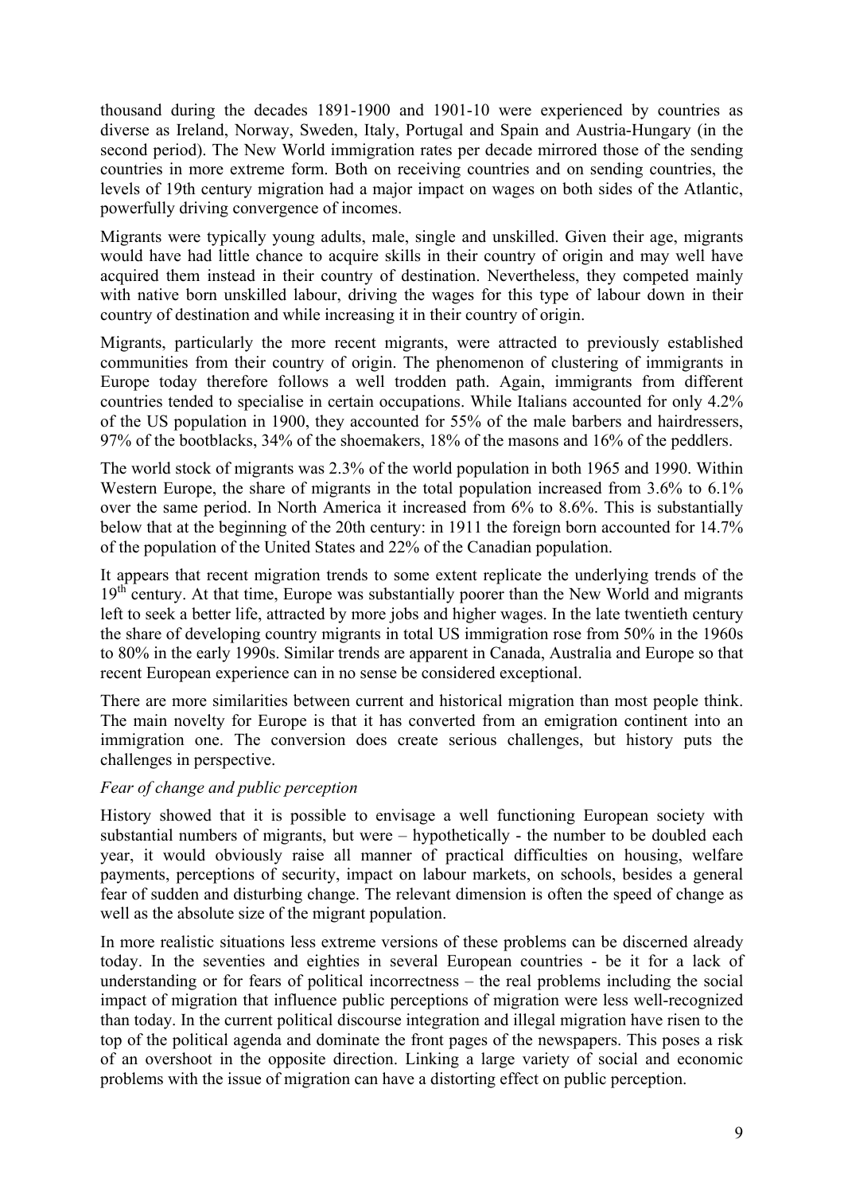thousand during the decades 1891-1900 and 1901-10 were experienced by countries as diverse as Ireland, Norway, Sweden, Italy, Portugal and Spain and Austria-Hungary (in the second period). The New World immigration rates per decade mirrored those of the sending countries in more extreme form. Both on receiving countries and on sending countries, the levels of 19th century migration had a major impact on wages on both sides of the Atlantic, powerfully driving convergence of incomes.

Migrants were typically young adults, male, single and unskilled. Given their age, migrants would have had little chance to acquire skills in their country of origin and may well have acquired them instead in their country of destination. Nevertheless, they competed mainly with native born unskilled labour, driving the wages for this type of labour down in their country of destination and while increasing it in their country of origin.

Migrants, particularly the more recent migrants, were attracted to previously established communities from their country of origin. The phenomenon of clustering of immigrants in Europe today therefore follows a well trodden path. Again, immigrants from different countries tended to specialise in certain occupations. While Italians accounted for only 4.2% of the US population in 1900, they accounted for 55% of the male barbers and hairdressers, 97% of the bootblacks, 34% of the shoemakers, 18% of the masons and 16% of the peddlers.

The world stock of migrants was 2.3% of the world population in both 1965 and 1990. Within Western Europe, the share of migrants in the total population increased from 3.6% to 6.1% over the same period. In North America it increased from 6% to 8.6%. This is substantially below that at the beginning of the 20th century: in 1911 the foreign born accounted for 14.7% of the population of the United States and 22% of the Canadian population.

It appears that recent migration trends to some extent replicate the underlying trends of the 19th century. At that time, Europe was substantially poorer than the New World and migrants left to seek a better life, attracted by more jobs and higher wages. In the late twentieth century the share of developing country migrants in total US immigration rose from 50% in the 1960s to 80% in the early 1990s. Similar trends are apparent in Canada, Australia and Europe so that recent European experience can in no sense be considered exceptional.

There are more similarities between current and historical migration than most people think. The main novelty for Europe is that it has converted from an emigration continent into an immigration one. The conversion does create serious challenges, but history puts the challenges in perspective.

*Fear of change and public perception*

History showed that it is possible to envisage a well functioning European society with substantial numbers of migrants, but were – hypothetically - the number to be doubled each year, it would obviously raise all manner of practical difficulties on housing, welfare payments, perceptions of security, impact on labour markets, on schools, besides a general fear of sudden and disturbing change. The relevant dimension is often the speed of change as well as the absolute size of the migrant population.

In more realistic situations less extreme versions of these problems can be discerned already today. In the seventies and eighties in several European countries - be it for a lack of understanding or for fears of political incorrectness – the real problems including the social impact of migration that influence public perceptions of migration were less well-recognized than today. In the current political discourse integration and illegal migration have risen to the top of the political agenda and dominate the front pages of the newspapers. This poses a risk of an overshoot in the opposite direction. Linking a large variety of social and economic problems with the issue of migration can have a distorting effect on public perception.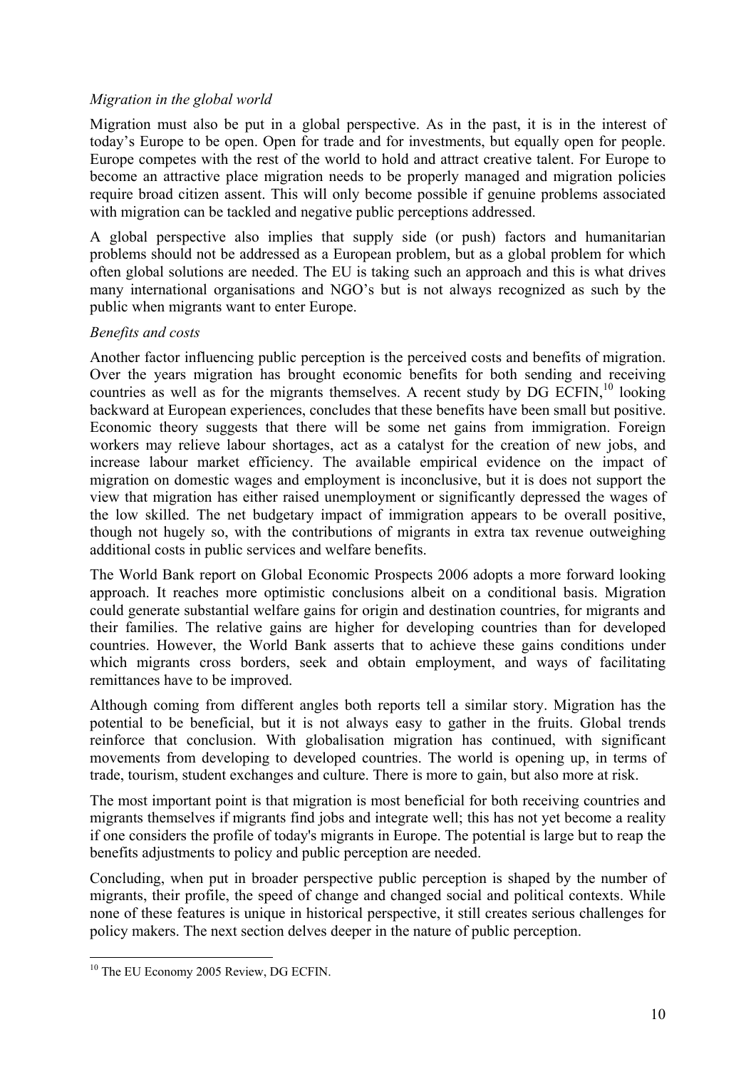*Migration in the global world*

Migration must also be put in a global perspective. As in the past, it is in the interest of today's Europe to be open. Open for trade and for investments, but equally open for people. Europe competes with the rest of the world to hold and attract creative talent. For Europe to become an attractive place migration needs to be properly managed and migration policies require broad citizen assent. This will only become possible if genuine problems associated with migration can be tackled and negative public perceptions addressed.

A global perspective also implies that supply side (or push) factors and humanitarian problems should not be addressed as a European problem, but as a global problem for which often global solutions are needed. The EU is taking such an approach and this is what drives many international organisations and NGO's but is not always recognized as such by the public when migrants want to enter Europe.

*Benefits and costs*

Another factor influencing public perception is the perceived costs and benefits of migration. Over the years migration has brought economic benefits for both sending and receiving countries as well as for the migrants themselves. A recent study by DG ECFIN,[10] looking backward at European experiences, concludes that these benefits have been small but positive. Economic theory suggests that there will be some net gains from immigration. Foreign workers may relieve labour shortages, act as a catalyst for the creation of new jobs, and increase labour market efficiency. The available empirical evidence on the impact of migration on domestic wages and employment is inconclusive, but it is does not support the view that migration has either raised unemployment or significantly depressed the wages of the low skilled. The net budgetary impact of immigration appears to be overall positive, though not hugely so, with the contributions of migrants in extra tax revenue outweighing additional costs in public services and welfare benefits.

The World Bank report on Global Economic Prospects 2006 adopts a more forward looking approach. It reaches more optimistic conclusions albeit on a conditional basis. Migration could generate substantial welfare gains for origin and destination countries, for migrants and their families. The relative gains are higher for developing countries than for developed countries. However, the World Bank asserts that to achieve these gains conditions under which migrants cross borders, seek and obtain employment, and ways of facilitating remittances have to be improved.

Although coming from different angles both reports tell a similar story. Migration has the potential to be beneficial, but it is not always easy to gather in the fruits. Global trends reinforce that conclusion. With globalisation migration has continued, with significant movements from developing to developed countries. The world is opening up, in terms of trade, tourism, student exchanges and culture. There is more to gain, but also more at risk.

The most important point is that migration is most beneficial for both receiving countries and migrants themselves if migrants find jobs and integrate well; this has not yet become a reality if one considers the profile of today's migrants in Europe. The potential is large but to reap the benefits adjustments to policy and public perception are needed.

Concluding, when put in broader perspective public perception is shaped by the number of migrants, their profile, the speed of change and changed social and political contexts. While none of these features is unique in historical perspective, it still creates serious challenges for policy makers. The next section delves deeper in the nature of public perception.

---

[10] The EU Economy 2005 Review, DG ECFIN.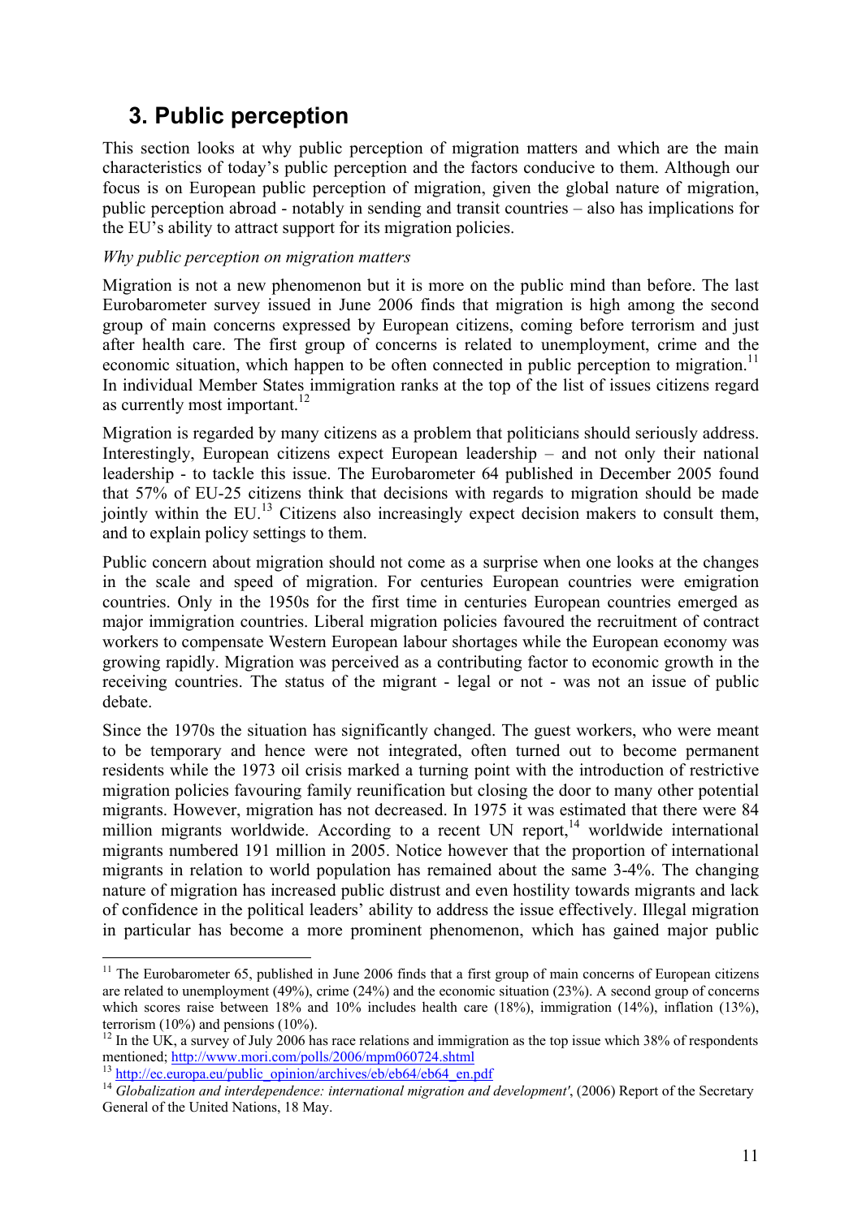## 3. Public perception

This section looks at why public perception of migration matters and which are the main characteristics of today's public perception and the factors conducive to them. Although our focus is on European public perception of migration, given the global nature of migration, public perception abroad - notably in sending and transit countries – also has implications for the EU's ability to attract support for its migration policies.

*Why public perception on migration matters*

Migration is not a new phenomenon but it is more on the public mind than before. The last Eurobarometer survey issued in June 2006 finds that migration is high among the second group of main concerns expressed by European citizens, coming before terrorism and just after health care. The first group of concerns is related to unemployment, crime and the economic situation, which happen to be often connected in public perception to migration.[11] In individual Member States immigration ranks at the top of the list of issues citizens regard as currently most important.[12]

Migration is regarded by many citizens as a problem that politicians should seriously address. Interestingly, European citizens expect European leadership – and not only their national leadership - to tackle this issue. The Eurobarometer 64 published in December 2005 found that 57% of EU-25 citizens think that decisions with regards to migration should be made jointly within the EU.[13] Citizens also increasingly expect decision makers to consult them, and to explain policy settings to them.

Public concern about migration should not come as a surprise when one looks at the changes in the scale and speed of migration. For centuries European countries were emigration countries. Only in the 1950s for the first time in centuries European countries emerged as major immigration countries. Liberal migration policies favoured the recruitment of contract workers to compensate Western European labour shortages while the European economy was growing rapidly. Migration was perceived as a contributing factor to economic growth in the receiving countries. The status of the migrant - legal or not - was not an issue of public debate.

Since the 1970s the situation has significantly changed. The guest workers, who were meant to be temporary and hence were not integrated, often turned out to become permanent residents while the 1973 oil crisis marked a turning point with the introduction of restrictive migration policies favouring family reunification but closing the door to many other potential migrants. However, migration has not decreased. In 1975 it was estimated that there were 84 million migrants worldwide. According to a recent UN report,[14] worldwide international migrants numbered 191 million in 2005. Notice however that the proportion of international migrants in relation to world population has remained about the same 3-4%. The changing nature of migration has increased public distrust and even hostility towards migrants and lack of confidence in the political leaders' ability to address the issue effectively. Illegal migration in particular has become a more prominent phenomenon, which has gained major public

---

[11] The Eurobarometer 65, published in June 2006 finds that a first group of main concerns of European citizens are related to unemployment (49%), crime (24%) and the economic situation (23%). A second group of concerns which scores raise between 18% and 10% includes health care (18%), immigration (14%), inflation (13%), terrorism (10%) and pensions (10%).

[12] In the UK, a survey of July 2006 has race relations and immigration as the top issue which 38% of respondents mentioned; http://www.mori.com/polls/2006/mpm060724.shtml

[13] http://ec.europa.eu/public_opinion/archives/eb/eb64/eb64_en.pdf

[14] *Globalization and interdependence: international migration and development'*, (2006) Report of the Secretary General of the United Nations, 18 May.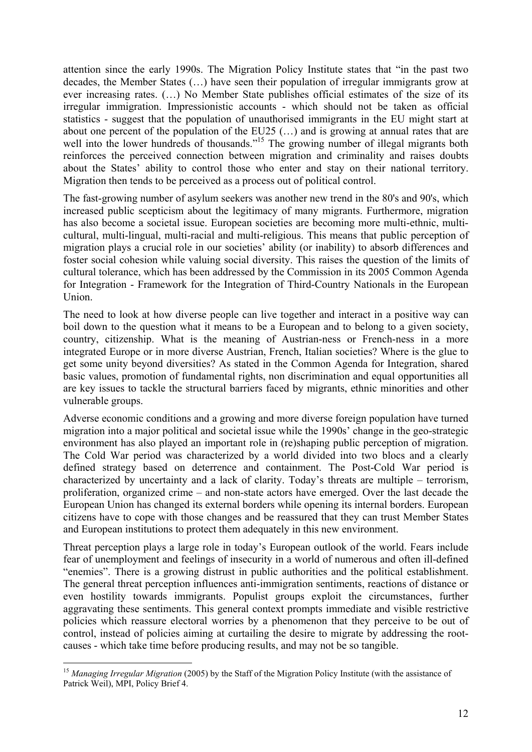attention since the early 1990s. The Migration Policy Institute states that "in the past two decades, the Member States (…) have seen their population of irregular immigrants grow at ever increasing rates. (…) No Member State publishes official estimates of the size of its irregular immigration. Impressionistic accounts - which should not be taken as official statistics - suggest that the population of unauthorised immigrants in the EU might start at about one percent of the population of the EU25 (…) and is growing at annual rates that are well into the lower hundreds of thousands."[15] The growing number of illegal migrants both reinforces the perceived connection between migration and criminality and raises doubts about the States' ability to control those who enter and stay on their national territory. Migration then tends to be perceived as a process out of political control.

The fast-growing number of asylum seekers was another new trend in the 80's and 90's, which increased public scepticism about the legitimacy of many migrants. Furthermore, migration has also become a societal issue. European societies are becoming more multi-ethnic, multi-cultural, multi-lingual, multi-racial and multi-religious. This means that public perception of migration plays a crucial role in our societies' ability (or inability) to absorb differences and foster social cohesion while valuing social diversity. This raises the question of the limits of cultural tolerance, which has been addressed by the Commission in its 2005 Common Agenda for Integration - Framework for the Integration of Third-Country Nationals in the European Union.

The need to look at how diverse people can live together and interact in a positive way can boil down to the question what it means to be a European and to belong to a given society, country, citizenship. What is the meaning of Austrian-ness or French-ness in a more integrated Europe or in more diverse Austrian, French, Italian societies? Where is the glue to get some unity beyond diversities? As stated in the Common Agenda for Integration, shared basic values, promotion of fundamental rights, non discrimination and equal opportunities all are key issues to tackle the structural barriers faced by migrants, ethnic minorities and other vulnerable groups.

Adverse economic conditions and a growing and more diverse foreign population have turned migration into a major political and societal issue while the 1990s' change in the geo-strategic environment has also played an important role in (re)shaping public perception of migration. The Cold War period was characterized by a world divided into two blocs and a clearly defined strategy based on deterrence and containment. The Post-Cold War period is characterized by uncertainty and a lack of clarity. Today's threats are multiple – terrorism, proliferation, organized crime – and non-state actors have emerged. Over the last decade the European Union has changed its external borders while opening its internal borders. European citizens have to cope with those changes and be reassured that they can trust Member States and European institutions to protect them adequately in this new environment.

Threat perception plays a large role in today's European outlook of the world. Fears include fear of unemployment and feelings of insecurity in a world of numerous and often ill-defined "enemies". There is a growing distrust in public authorities and the political establishment. The general threat perception influences anti-immigration sentiments, reactions of distance or even hostility towards immigrants. Populist groups exploit the circumstances, further aggravating these sentiments. This general context prompts immediate and visible restrictive policies which reassure electoral worries by a phenomenon that they perceive to be out of control, instead of policies aiming at curtailing the desire to migrate by addressing the root-causes - which take time before producing results, and may not be so tangible.

[15] *Managing Irregular Migration* (2005) by the Staff of the Migration Policy Institute (with the assistance of Patrick Weil), MPI, Policy Brief 4.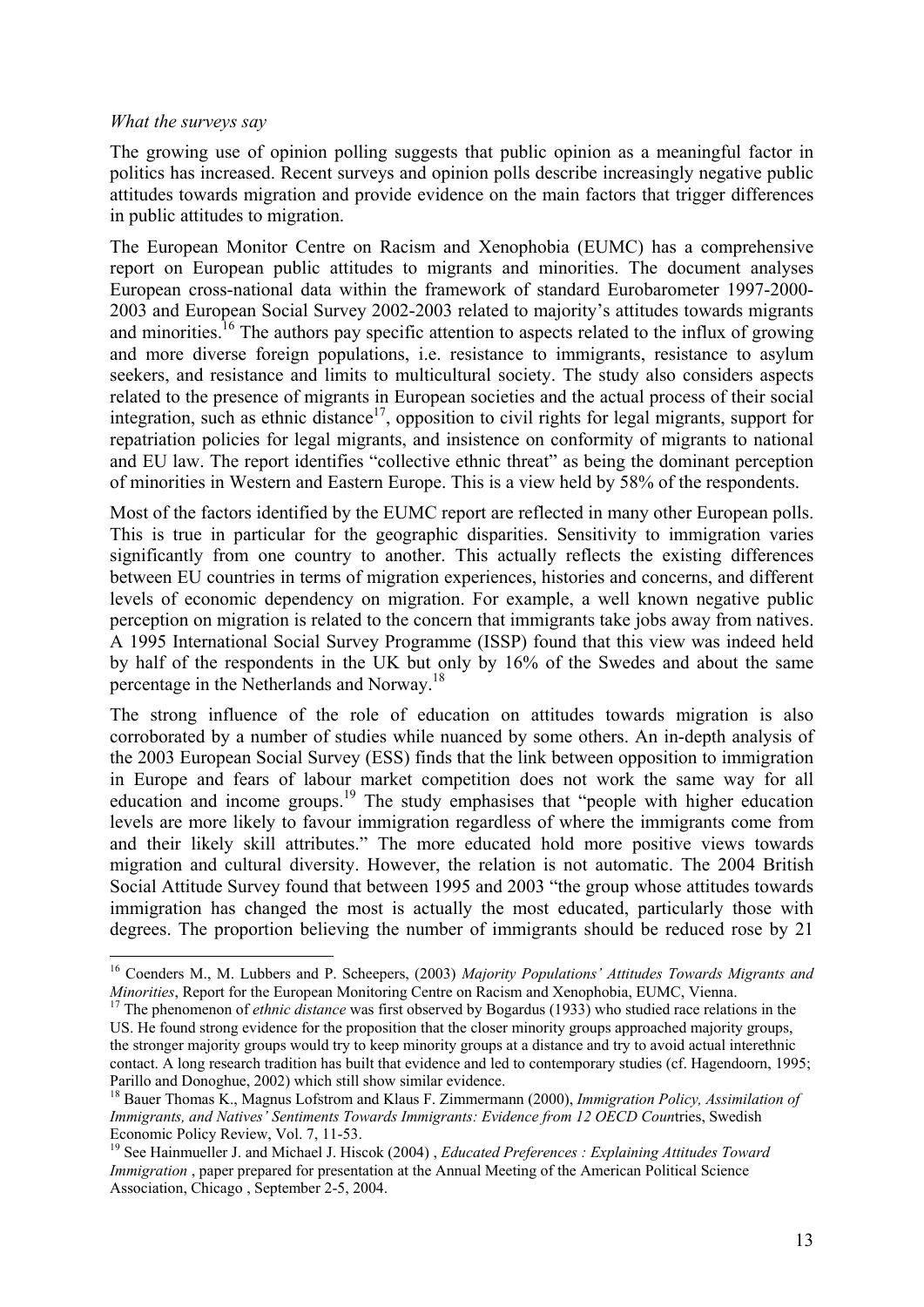*What the surveys say*

The growing use of opinion polling suggests that public opinion as a meaningful factor in politics has increased. Recent surveys and opinion polls describe increasingly negative public attitudes towards migration and provide evidence on the main factors that trigger differences in public attitudes to migration.

The European Monitor Centre on Racism and Xenophobia (EUMC) has a comprehensive report on European public attitudes to migrants and minorities. The document analyses European cross-national data within the framework of standard Eurobarometer 1997-2000-2003 and European Social Survey 2002-2003 related to majority's attitudes towards migrants and minorities.[16] The authors pay specific attention to aspects related to the influx of growing and more diverse foreign populations, i.e. resistance to immigrants, resistance to asylum seekers, and resistance and limits to multicultural society. The study also considers aspects related to the presence of migrants in European societies and the actual process of their social integration, such as ethnic distance[17], opposition to civil rights for legal migrants, support for repatriation policies for legal migrants, and insistence on conformity of migrants to national and EU law. The report identifies "collective ethnic threat" as being the dominant perception of minorities in Western and Eastern Europe. This is a view held by 58% of the respondents.

Most of the factors identified by the EUMC report are reflected in many other European polls. This is true in particular for the geographic disparities. Sensitivity to immigration varies significantly from one country to another. This actually reflects the existing differences between EU countries in terms of migration experiences, histories and concerns, and different levels of economic dependency on migration. For example, a well known negative public perception on migration is related to the concern that immigrants take jobs away from natives. A 1995 International Social Survey Programme (ISSP) found that this view was indeed held by half of the respondents in the UK but only by 16% of the Swedes and about the same percentage in the Netherlands and Norway.[18]

The strong influence of the role of education on attitudes towards migration is also corroborated by a number of studies while nuanced by some others. An in-depth analysis of the 2003 European Social Survey (ESS) finds that the link between opposition to immigration in Europe and fears of labour market competition does not work the same way for all education and income groups.[19] The study emphasises that "people with higher education levels are more likely to favour immigration regardless of where the immigrants come from and their likely skill attributes." The more educated hold more positive views towards migration and cultural diversity. However, the relation is not automatic. The 2004 British Social Attitude Survey found that between 1995 and 2003 "the group whose attitudes towards immigration has changed the most is actually the most educated, particularly those with degrees. The proportion believing the number of immigrants should be reduced rose by 21

---

[16] Coenders M., M. Lubbers and P. Scheepers, (2003) *Majority Populations' Attitudes Towards Migrants and Minorities*, Report for the European Monitoring Centre on Racism and Xenophobia, EUMC, Vienna.

[17] The phenomenon of *ethnic distance* was first observed by Bogardus (1933) who studied race relations in the US. He found strong evidence for the proposition that the closer minority groups approached majority groups, the stronger majority groups would try to keep minority groups at a distance and try to avoid actual interethnic contact. A long research tradition has built that evidence and led to contemporary studies (cf. Hagendoorn, 1995; Parillo and Donoghue, 2002) which still show similar evidence.

[18] Bauer Thomas K., Magnus Lofstrom and Klaus F. Zimmermann (2000), *Immigration Policy, Assimilation of Immigrants, and Natives' Sentiments Towards Immigrants: Evidence from 12 OECD Countries*, Swedish Economic Policy Review, Vol. 7, 11-53.

[19] See Hainmueller J. and Michael J. Hiscok (2004) , *Educated Preferences : Explaining Attitudes Toward Immigration* , paper prepared for presentation at the Annual Meeting of the American Political Science Association, Chicago , September 2-5, 2004.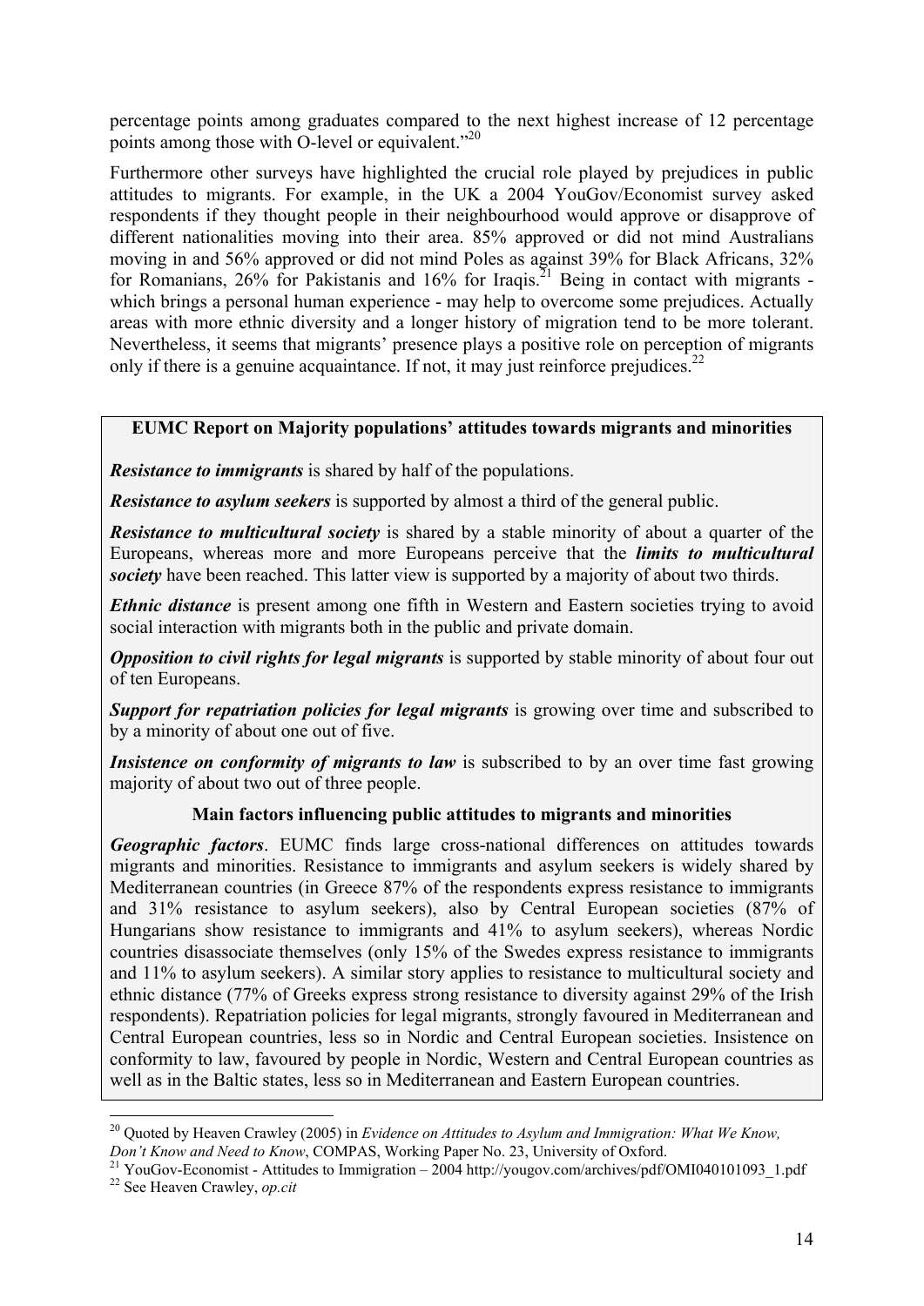percentage points among graduates compared to the next highest increase of 12 percentage points among those with O-level or equivalent."[20]

Furthermore other surveys have highlighted the crucial role played by prejudices in public attitudes to migrants. For example, in the UK a 2004 YouGov/Economist survey asked respondents if they thought people in their neighbourhood would approve or disapprove of different nationalities moving into their area. 85% approved or did not mind Australians moving in and 56% approved or did not mind Poles as against 39% for Black Africans, 32% for Romanians, 26% for Pakistanis and 16% for Iraqis.[21] Being in contact with migrants - which brings a personal human experience - may help to overcome some prejudices. Actually areas with more ethnic diversity and a longer history of migration tend to be more tolerant. Nevertheless, it seems that migrants' presence plays a positive role on perception of migrants only if there is a genuine acquaintance. If not, it may just reinforce prejudices.[22]

**EUMC Report on Majority populations' attitudes towards migrants and minorities**

***Resistance to immigrants*** is shared by half of the populations.

***Resistance to asylum seekers*** is supported by almost a third of the general public.

***Resistance to multicultural society*** is shared by a stable minority of about a quarter of the Europeans, whereas more and more Europeans perceive that the ***limits to multicultural society*** have been reached. This latter view is supported by a majority of about two thirds.

***Ethnic distance*** is present among one fifth in Western and Eastern societies trying to avoid social interaction with migrants both in the public and private domain.

***Opposition to civil rights for legal migrants*** is supported by stable minority of about four out of ten Europeans.

***Support for repatriation policies for legal migrants*** is growing over time and subscribed to by a minority of about one out of five.

***Insistence on conformity of migrants to law*** is subscribed to by an over time fast growing majority of about two out of three people.

**Main factors influencing public attitudes to migrants and minorities**

***Geographic factors***. EUMC finds large cross-national differences on attitudes towards migrants and minorities. Resistance to immigrants and asylum seekers is widely shared by Mediterranean countries (in Greece 87% of the respondents express resistance to immigrants and 31% resistance to asylum seekers), also by Central European societies (87% of Hungarians show resistance to immigrants and 41% to asylum seekers), whereas Nordic countries disassociate themselves (only 15% of the Swedes express resistance to immigrants and 11% to asylum seekers). A similar story applies to resistance to multicultural society and ethnic distance (77% of Greeks express strong resistance to diversity against 29% of the Irish respondents). Repatriation policies for legal migrants, strongly favoured in Mediterranean and Central European countries, less so in Nordic and Central European societies. Insistence on conformity to law, favoured by people in Nordic, Western and Central European countries as well as in the Baltic states, less so in Mediterranean and Eastern European countries.

---

[20] Quoted by Heaven Crawley (2005) in *Evidence on Attitudes to Asylum and Immigration: What We Know, Don't Know and Need to Know*, COMPAS, Working Paper No. 23, University of Oxford.

[21] YouGov-Economist - Attitudes to Immigration – 2004 http://yougov.com/archives/pdf/OMI040101093_1.pdf

[22] See Heaven Crawley, *op.cit*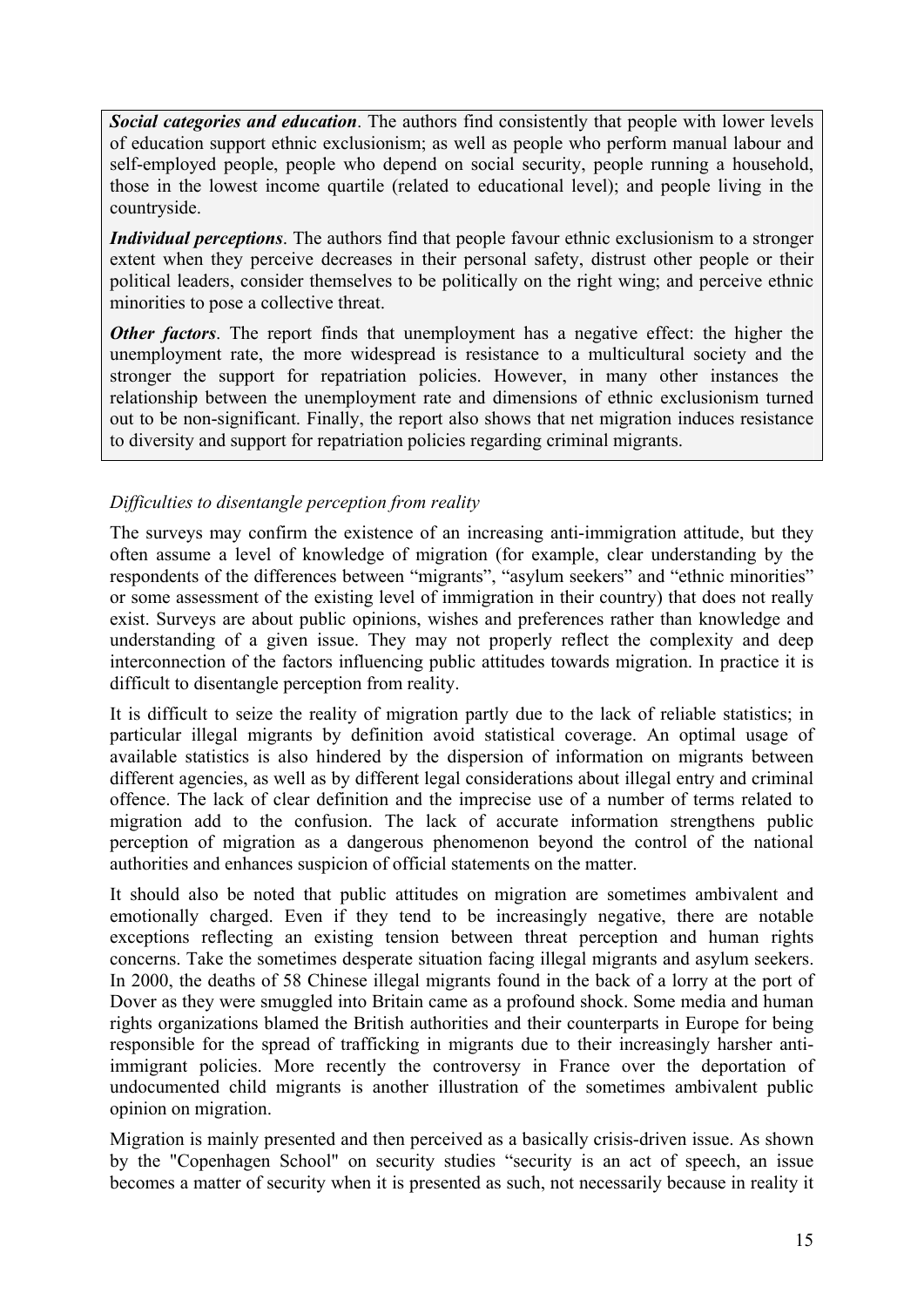***Social categories and education***. The authors find consistently that people with lower levels of education support ethnic exclusionism; as well as people who perform manual labour and self-employed people, people who depend on social security, people running a household, those in the lowest income quartile (related to educational level); and people living in the countryside.

***Individual perceptions***. The authors find that people favour ethnic exclusionism to a stronger extent when they perceive decreases in their personal safety, distrust other people or their political leaders, consider themselves to be politically on the right wing; and perceive ethnic minorities to pose a collective threat.

***Other factors***. The report finds that unemployment has a negative effect: the higher the unemployment rate, the more widespread is resistance to a multicultural society and the stronger the support for repatriation policies. However, in many other instances the relationship between the unemployment rate and dimensions of ethnic exclusionism turned out to be non-significant. Finally, the report also shows that net migration induces resistance to diversity and support for repatriation policies regarding criminal migrants.

*Difficulties to disentangle perception from reality*

The surveys may confirm the existence of an increasing anti-immigration attitude, but they often assume a level of knowledge of migration (for example, clear understanding by the respondents of the differences between "migrants", "asylum seekers" and "ethnic minorities" or some assessment of the existing level of immigration in their country) that does not really exist. Surveys are about public opinions, wishes and preferences rather than knowledge and understanding of a given issue. They may not properly reflect the complexity and deep interconnection of the factors influencing public attitudes towards migration. In practice it is difficult to disentangle perception from reality.

It is difficult to seize the reality of migration partly due to the lack of reliable statistics; in particular illegal migrants by definition avoid statistical coverage. An optimal usage of available statistics is also hindered by the dispersion of information on migrants between different agencies, as well as by different legal considerations about illegal entry and criminal offence. The lack of clear definition and the imprecise use of a number of terms related to migration add to the confusion. The lack of accurate information strengthens public perception of migration as a dangerous phenomenon beyond the control of the national authorities and enhances suspicion of official statements on the matter.

It should also be noted that public attitudes on migration are sometimes ambivalent and emotionally charged. Even if they tend to be increasingly negative, there are notable exceptions reflecting an existing tension between threat perception and human rights concerns. Take the sometimes desperate situation facing illegal migrants and asylum seekers. In 2000, the deaths of 58 Chinese illegal migrants found in the back of a lorry at the port of Dover as they were smuggled into Britain came as a profound shock. Some media and human rights organizations blamed the British authorities and their counterparts in Europe for being responsible for the spread of trafficking in migrants due to their increasingly harsher anti-immigrant policies. More recently the controversy in France over the deportation of undocumented child migrants is another illustration of the sometimes ambivalent public opinion on migration.

Migration is mainly presented and then perceived as a basically crisis-driven issue. As shown by the "Copenhagen School" on security studies "security is an act of speech, an issue becomes a matter of security when it is presented as such, not necessarily because in reality it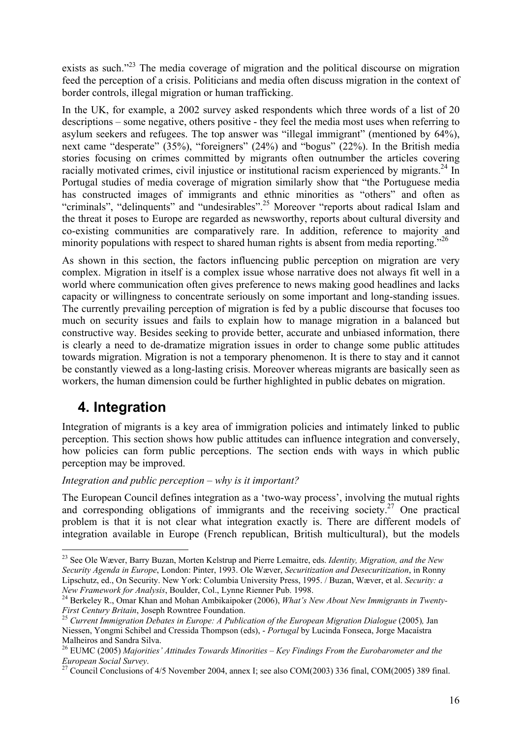exists as such."[23] The media coverage of migration and the political discourse on migration feed the perception of a crisis. Politicians and media often discuss migration in the context of border controls, illegal migration or human trafficking.

In the UK, for example, a 2002 survey asked respondents which three words of a list of 20 descriptions – some negative, others positive - they feel the media most uses when referring to asylum seekers and refugees. The top answer was "illegal immigrant" (mentioned by 64%), next came "desperate" (35%), "foreigners" (24%) and "bogus" (22%). In the British media stories focusing on crimes committed by migrants often outnumber the articles covering racially motivated crimes, civil injustice or institutional racism experienced by migrants.[24] In Portugal studies of media coverage of migration similarly show that "the Portuguese media has constructed images of immigrants and ethnic minorities as "others" and often as "criminals", "delinquents" and "undesirables".[25] Moreover "reports about radical Islam and the threat it poses to Europe are regarded as newsworthy, reports about cultural diversity and co-existing communities are comparatively rare. In addition, reference to majority and minority populations with respect to shared human rights is absent from media reporting."[26]

As shown in this section, the factors influencing public perception on migration are very complex. Migration in itself is a complex issue whose narrative does not always fit well in a world where communication often gives preference to news making good headlines and lacks capacity or willingness to concentrate seriously on some important and long-standing issues. The currently prevailing perception of migration is fed by a public discourse that focuses too much on security issues and fails to explain how to manage migration in a balanced but constructive way. Besides seeking to provide better, accurate and unbiased information, there is clearly a need to de-dramatize migration issues in order to change some public attitudes towards migration. Migration is not a temporary phenomenon. It is there to stay and it cannot be constantly viewed as a long-lasting crisis. Moreover whereas migrants are basically seen as workers, the human dimension could be further highlighted in public debates on migration.

## 4. Integration

Integration of migrants is a key area of immigration policies and intimately linked to public perception. This section shows how public attitudes can influence integration and conversely, how policies can form public perceptions. The section ends with ways in which public perception may be improved.

*Integration and public perception – why is it important?*

The European Council defines integration as a 'two-way process', involving the mutual rights and corresponding obligations of immigrants and the receiving society.[27] One practical problem is that it is not clear what integration exactly is. There are different models of integration available in Europe (French republican, British multicultural), but the models

---

[23] See Ole Wæver, Barry Buzan, Morten Kelstrup and Pierre Lemaitre, eds. *Identity, Migration, and the New Security Agenda in Europe*, London: Pinter, 1993. Ole Wæver, *Securitization and Desecuritization*, in Ronny Lipschutz, ed., On Security. New York: Columbia University Press, 1995. / Buzan, Wæver, et al. *Security: a New Framework for Analysis*, Boulder, Col., Lynne Rienner Pub. 1998.

[24] Berkeley R., Omar Khan and Mohan Ambikaipoker (2006), *What's New About New Immigrants in Twenty-First Century Britain*, Joseph Rowntree Foundation.

[25] *Current Immigration Debates in Europe: A Publication of the European Migration Dialogue* (2005), Jan Niessen, Yongmi Schibel and Cressida Thompson (eds), - *Portugal* by Lucinda Fonseca, Jorge Macaístra Malheiros and Sandra Silva.

[26] EUMC (2005) *Majorities' Attitudes Towards Minorities – Key Findings From the Eurobarometer and the European Social Survey*.

[27] Council Conclusions of 4/5 November 2004, annex I; see also COM(2003) 336 final, COM(2005) 389 final.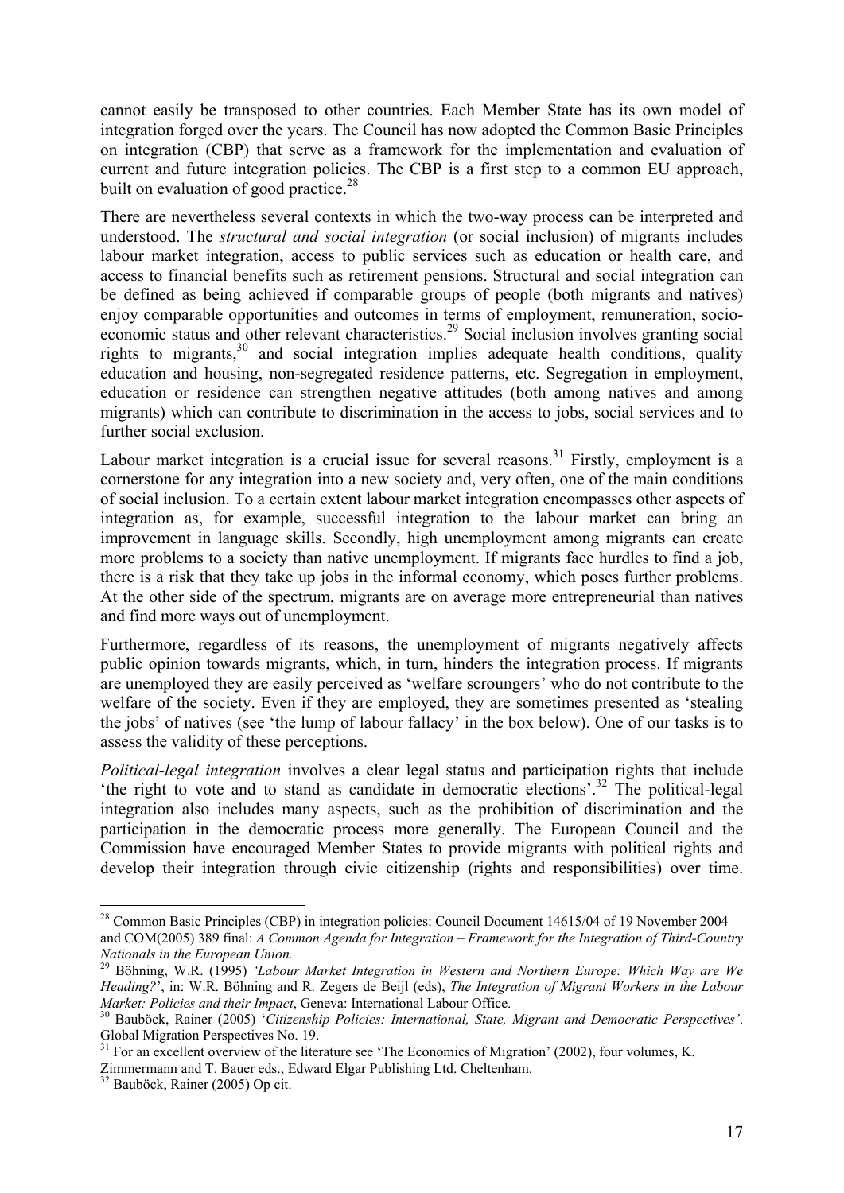cannot easily be transposed to other countries. Each Member State has its own model of integration forged over the years. The Council has now adopted the Common Basic Principles on integration (CBP) that serve as a framework for the implementation and evaluation of current and future integration policies. The CBP is a first step to a common EU approach, built on evaluation of good practice.[28]

There are nevertheless several contexts in which the two-way process can be interpreted and understood. The *structural and social integration* (or social inclusion) of migrants includes labour market integration, access to public services such as education or health care, and access to financial benefits such as retirement pensions. Structural and social integration can be defined as being achieved if comparable groups of people (both migrants and natives) enjoy comparable opportunities and outcomes in terms of employment, remuneration, socio-economic status and other relevant characteristics.[29] Social inclusion involves granting social rights to migrants,[30] and social integration implies adequate health conditions, quality education and housing, non-segregated residence patterns, etc. Segregation in employment, education or residence can strengthen negative attitudes (both among natives and among migrants) which can contribute to discrimination in the access to jobs, social services and to further social exclusion.

Labour market integration is a crucial issue for several reasons.[31] Firstly, employment is a cornerstone for any integration into a new society and, very often, one of the main conditions of social inclusion. To a certain extent labour market integration encompasses other aspects of integration as, for example, successful integration to the labour market can bring an improvement in language skills. Secondly, high unemployment among migrants can create more problems to a society than native unemployment. If migrants face hurdles to find a job, there is a risk that they take up jobs in the informal economy, which poses further problems. At the other side of the spectrum, migrants are on average more entrepreneurial than natives and find more ways out of unemployment.

Furthermore, regardless of its reasons, the unemployment of migrants negatively affects public opinion towards migrants, which, in turn, hinders the integration process. If migrants are unemployed they are easily perceived as 'welfare scroungers' who do not contribute to the welfare of the society. Even if they are employed, they are sometimes presented as 'stealing the jobs' of natives (see 'the lump of labour fallacy' in the box below). One of our tasks is to assess the validity of these perceptions.

*Political-legal integration* involves a clear legal status and participation rights that include 'the right to vote and to stand as candidate in democratic elections'.[32] The political-legal integration also includes many aspects, such as the prohibition of discrimination and the participation in the democratic process more generally. The European Council and the Commission have encouraged Member States to provide migrants with political rights and develop their integration through civic citizenship (rights and responsibilities) over time.

---

[28] Common Basic Principles (CBP) in integration policies: Council Document 14615/04 of 19 November 2004 and COM(2005) 389 final: *A Common Agenda for Integration – Framework for the Integration of Third-Country Nationals in the European Union.*

[29] Böhning, W.R. (1995) *'Labour Market Integration in Western and Northern Europe: Which Way are We Heading?*', in: W.R. Böhning and R. Zegers de Beijl (eds), *The Integration of Migrant Workers in the Labour Market: Policies and their Impact*, Geneva: International Labour Office.

[30] Bauböck, Rainer (2005) '*Citizenship Policies: International, State, Migrant and Democratic Perspectives'*. Global Migration Perspectives No. 19.

[31] For an excellent overview of the literature see 'The Economics of Migration' (2002), four volumes, K. Zimmermann and T. Bauer eds., Edward Elgar Publishing Ltd. Cheltenham.

[32] Bauböck, Rainer (2005) Op cit.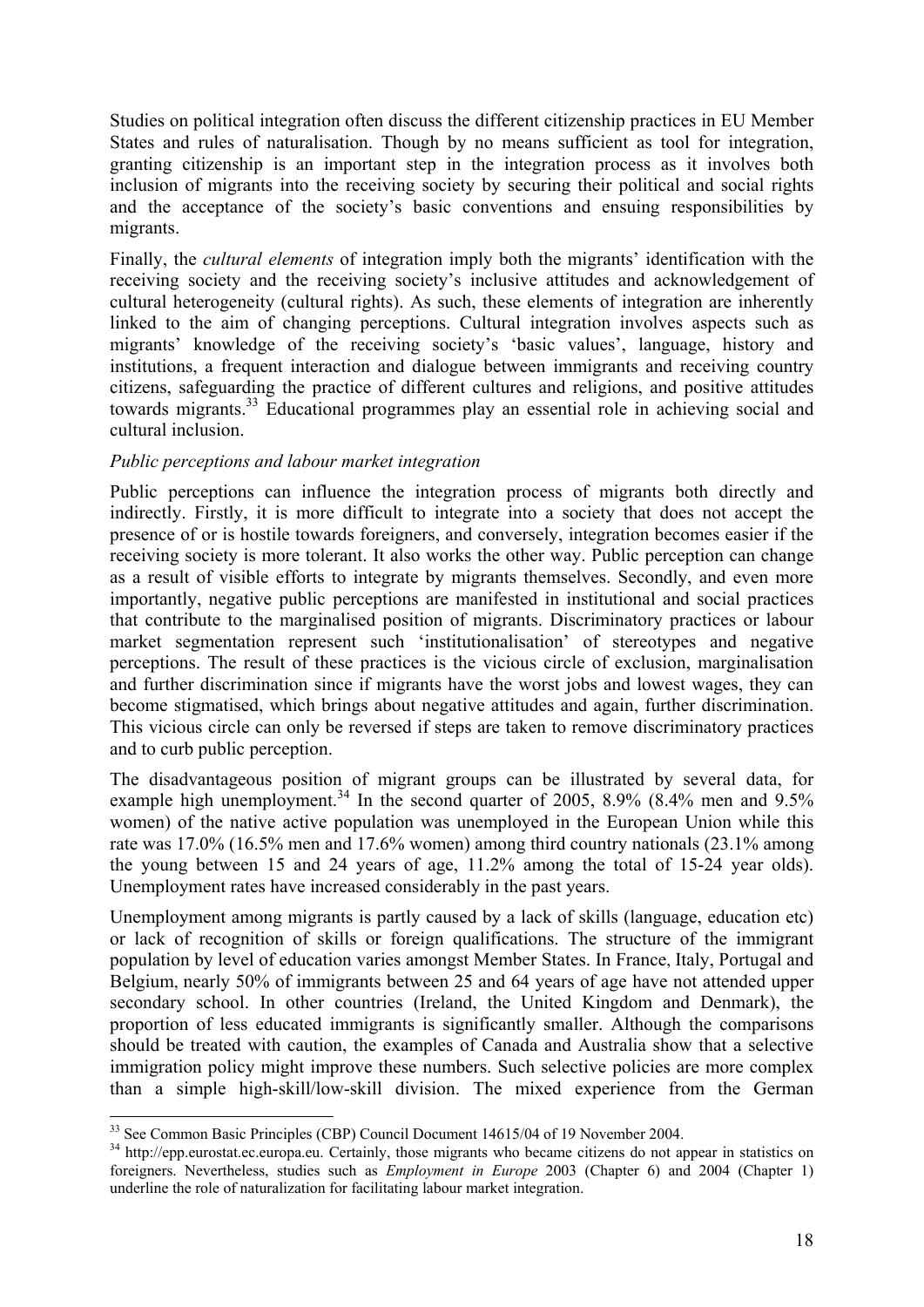Studies on political integration often discuss the different citizenship practices in EU Member States and rules of naturalisation. Though by no means sufficient as tool for integration, granting citizenship is an important step in the integration process as it involves both inclusion of migrants into the receiving society by securing their political and social rights and the acceptance of the society's basic conventions and ensuing responsibilities by migrants.

Finally, the *cultural elements* of integration imply both the migrants' identification with the receiving society and the receiving society's inclusive attitudes and acknowledgement of cultural heterogeneity (cultural rights). As such, these elements of integration are inherently linked to the aim of changing perceptions. Cultural integration involves aspects such as migrants' knowledge of the receiving society's 'basic values', language, history and institutions, a frequent interaction and dialogue between immigrants and receiving country citizens, safeguarding the practice of different cultures and religions, and positive attitudes towards migrants.[33] Educational programmes play an essential role in achieving social and cultural inclusion.

*Public perceptions and labour market integration*

Public perceptions can influence the integration process of migrants both directly and indirectly. Firstly, it is more difficult to integrate into a society that does not accept the presence of or is hostile towards foreigners, and conversely, integration becomes easier if the receiving society is more tolerant. It also works the other way. Public perception can change as a result of visible efforts to integrate by migrants themselves. Secondly, and even more importantly, negative public perceptions are manifested in institutional and social practices that contribute to the marginalised position of migrants. Discriminatory practices or labour market segmentation represent such 'institutionalisation' of stereotypes and negative perceptions. The result of these practices is the vicious circle of exclusion, marginalisation and further discrimination since if migrants have the worst jobs and lowest wages, they can become stigmatised, which brings about negative attitudes and again, further discrimination. This vicious circle can only be reversed if steps are taken to remove discriminatory practices and to curb public perception.

The disadvantageous position of migrant groups can be illustrated by several data, for example high unemployment.[34] In the second quarter of 2005, 8.9% (8.4% men and 9.5% women) of the native active population was unemployed in the European Union while this rate was 17.0% (16.5% men and 17.6% women) among third country nationals (23.1% among the young between 15 and 24 years of age, 11.2% among the total of 15-24 year olds). Unemployment rates have increased considerably in the past years.

Unemployment among migrants is partly caused by a lack of skills (language, education etc) or lack of recognition of skills or foreign qualifications. The structure of the immigrant population by level of education varies amongst Member States. In France, Italy, Portugal and Belgium, nearly 50% of immigrants between 25 and 64 years of age have not attended upper secondary school. In other countries (Ireland, the United Kingdom and Denmark), the proportion of less educated immigrants is significantly smaller. Although the comparisons should be treated with caution, the examples of Canada and Australia show that a selective immigration policy might improve these numbers. Such selective policies are more complex than a simple high-skill/low-skill division. The mixed experience from the German

---

[33] See Common Basic Principles (CBP) Council Document 14615/04 of 19 November 2004.

[34] http://epp.eurostat.ec.europa.eu. Certainly, those migrants who became citizens do not appear in statistics on foreigners. Nevertheless, studies such as *Employment in Europe* 2003 (Chapter 6) and 2004 (Chapter 1) underline the role of naturalization for facilitating labour market integration.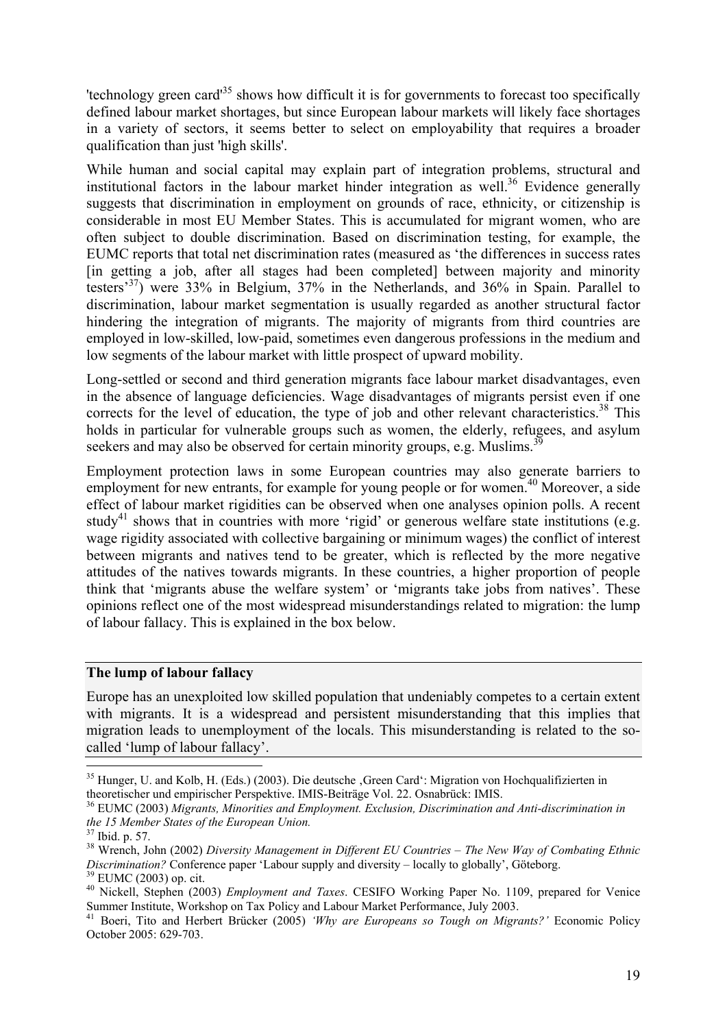'technology green card'[35] shows how difficult it is for governments to forecast too specifically defined labour market shortages, but since European labour markets will likely face shortages in a variety of sectors, it seems better to select on employability that requires a broader qualification than just 'high skills'.

While human and social capital may explain part of integration problems, structural and institutional factors in the labour market hinder integration as well.[36] Evidence generally suggests that discrimination in employment on grounds of race, ethnicity, or citizenship is considerable in most EU Member States. This is accumulated for migrant women, who are often subject to double discrimination. Based on discrimination testing, for example, the EUMC reports that total net discrimination rates (measured as 'the differences in success rates [in getting a job, after all stages had been completed] between majority and minority testers'[37]) were 33% in Belgium, 37% in the Netherlands, and 36% in Spain. Parallel to discrimination, labour market segmentation is usually regarded as another structural factor hindering the integration of migrants. The majority of migrants from third countries are employed in low-skilled, low-paid, sometimes even dangerous professions in the medium and low segments of the labour market with little prospect of upward mobility.

Long-settled or second and third generation migrants face labour market disadvantages, even in the absence of language deficiencies. Wage disadvantages of migrants persist even if one corrects for the level of education, the type of job and other relevant characteristics.[38] This holds in particular for vulnerable groups such as women, the elderly, refugees, and asylum seekers and may also be observed for certain minority groups, e.g. Muslims.[39]

Employment protection laws in some European countries may also generate barriers to employment for new entrants, for example for young people or for women.[40] Moreover, a side effect of labour market rigidities can be observed when one analyses opinion polls. A recent study[41] shows that in countries with more 'rigid' or generous welfare state institutions (e.g. wage rigidity associated with collective bargaining or minimum wages) the conflict of interest between migrants and natives tend to be greater, which is reflected by the more negative attitudes of the natives towards migrants. In these countries, a higher proportion of people think that 'migrants abuse the welfare system' or 'migrants take jobs from natives'. These opinions reflect one of the most widespread misunderstandings related to migration: the lump of labour fallacy. This is explained in the box below.

**The lump of labour fallacy**

Europe has an unexploited low skilled population that undeniably competes to a certain extent with migrants. It is a widespread and persistent misunderstanding that this implies that migration leads to unemployment of the locals. This misunderstanding is related to the so-called 'lump of labour fallacy'.

---

[35] Hunger, U. and Kolb, H. (Eds.) (2003). Die deutsche ‚Green Card': Migration von Hochqualifizierten in theoretischer und empirischer Perspektive. IMIS-Beiträge Vol. 22. Osnabrück: IMIS.

[36] EUMC (2003) *Migrants, Minorities and Employment. Exclusion, Discrimination and Anti-discrimination in the 15 Member States of the European Union.*

[37] Ibid. p. 57.

[38] Wrench, John (2002) *Diversity Management in Different EU Countries – The New Way of Combating Ethnic Discrimination?* Conference paper 'Labour supply and diversity – locally to globally', Göteborg.

[39] EUMC (2003) op. cit.

[40] Nickell, Stephen (2003) *Employment and Taxes*. CESIFO Working Paper No. 1109, prepared for Venice Summer Institute, Workshop on Tax Policy and Labour Market Performance, July 2003.

[41] Boeri, Tito and Herbert Brücker (2005) *'Why are Europeans so Tough on Migrants?'* Economic Policy October 2005: 629-703.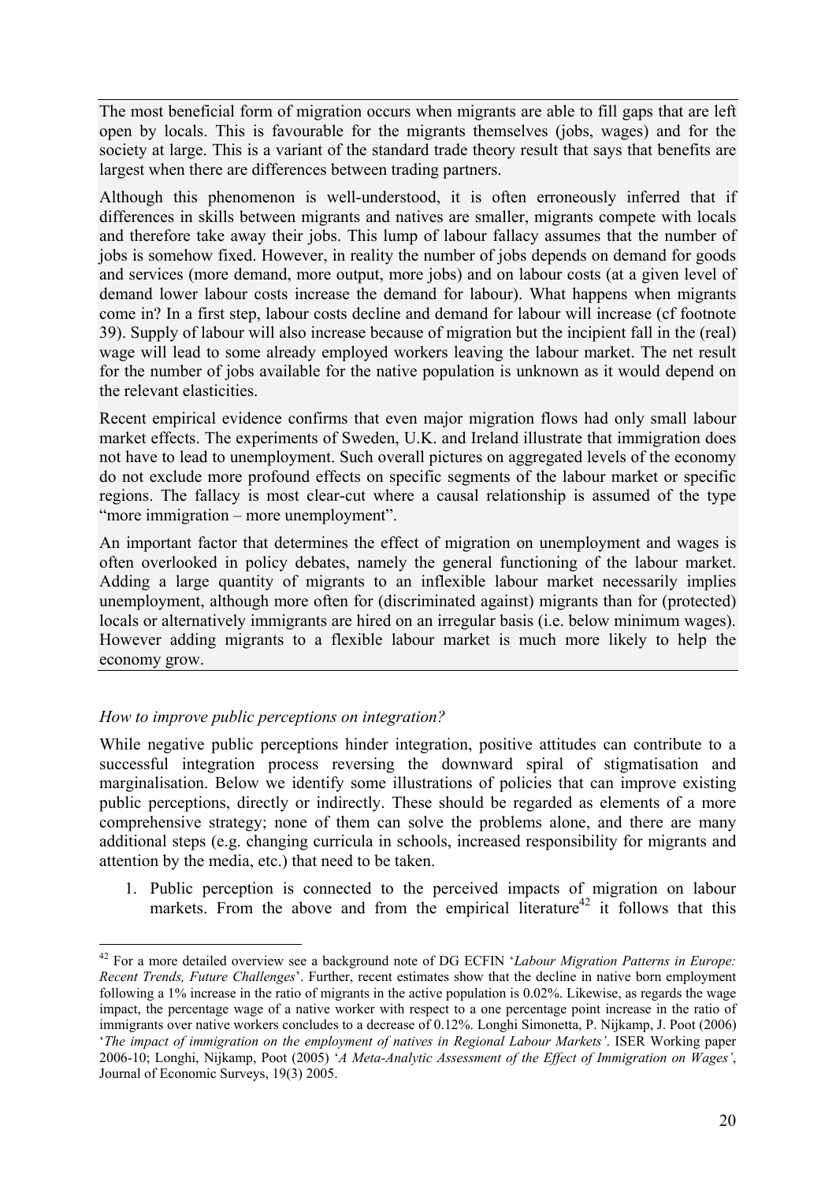The most beneficial form of migration occurs when migrants are able to fill gaps that are left open by locals. This is favourable for the migrants themselves (jobs, wages) and for the society at large. This is a variant of the standard trade theory result that says that benefits are largest when there are differences between trading partners.

Although this phenomenon is well-understood, it is often erroneously inferred that if differences in skills between migrants and natives are smaller, migrants compete with locals and therefore take away their jobs. This lump of labour fallacy assumes that the number of jobs is somehow fixed. However, in reality the number of jobs depends on demand for goods and services (more demand, more output, more jobs) and on labour costs (at a given level of demand lower labour costs increase the demand for labour). What happens when migrants come in? In a first step, labour costs decline and demand for labour will increase (cf footnote 39). Supply of labour will also increase because of migration but the incipient fall in the (real) wage will lead to some already employed workers leaving the labour market. The net result for the number of jobs available for the native population is unknown as it would depend on the relevant elasticities.

Recent empirical evidence confirms that even major migration flows had only small labour market effects. The experiments of Sweden, U.K. and Ireland illustrate that immigration does not have to lead to unemployment. Such overall pictures on aggregated levels of the economy do not exclude more profound effects on specific segments of the labour market or specific regions. The fallacy is most clear-cut where a causal relationship is assumed of the type "more immigration – more unemployment".

An important factor that determines the effect of migration on unemployment and wages is often overlooked in policy debates, namely the general functioning of the labour market. Adding a large quantity of migrants to an inflexible labour market necessarily implies unemployment, although more often for (discriminated against) migrants than for (protected) locals or alternatively immigrants are hired on an irregular basis (i.e. below minimum wages). However adding migrants to a flexible labour market is much more likely to help the economy grow.

*How to improve public perceptions on integration?*

While negative public perceptions hinder integration, positive attitudes can contribute to a successful integration process reversing the downward spiral of stigmatisation and marginalisation. Below we identify some illustrations of policies that can improve existing public perceptions, directly or indirectly. These should be regarded as elements of a more comprehensive strategy; none of them can solve the problems alone, and there are many additional steps (e.g. changing curricula in schools, increased responsibility for migrants and attention by the media, etc.) that need to be taken.

1. Public perception is connected to the perceived impacts of migration on labour markets. From the above and from the empirical literature[42] it follows that this

[42] For a more detailed overview see a background note of DG ECFIN '*Labour Migration Patterns in Europe: Recent Trends, Future Challenges*'. Further, recent estimates show that the decline in native born employment following a 1% increase in the ratio of migrants in the active population is 0.02%. Likewise, as regards the wage impact, the percentage wage of a native worker with respect to a one percentage point increase in the ratio of immigrants over native workers concludes to a decrease of 0.12%. Longhi Simonetta, P. Nijkamp, J. Poot (2006) '*The impact of immigration on the employment of natives in Regional Labour Markets'*. ISER Working paper 2006-10; Longhi, Nijkamp, Poot (2005) '*A Meta-Analytic Assessment of the Effect of Immigration on Wages'*, Journal of Economic Surveys, 19(3) 2005.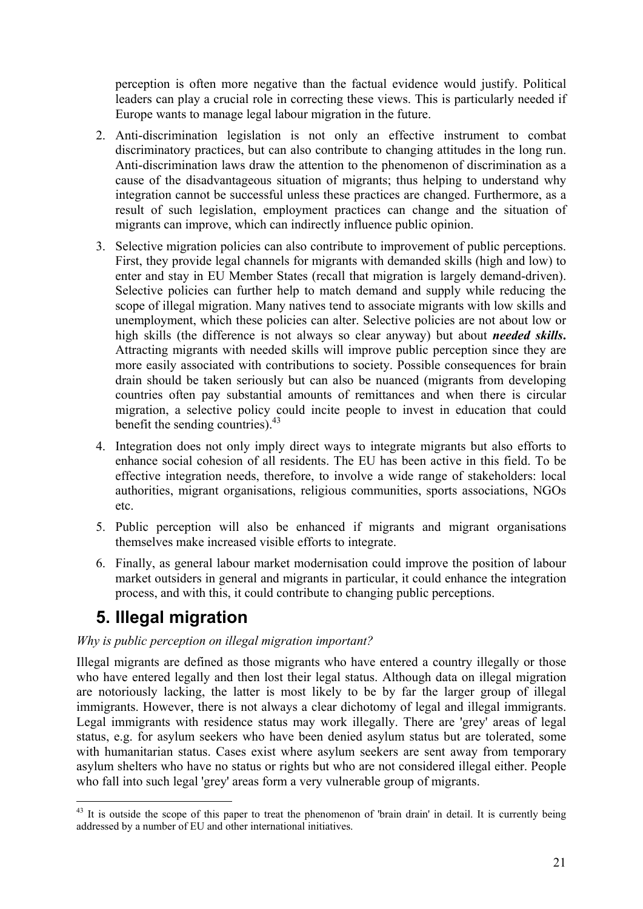perception is often more negative than the factual evidence would justify. Political leaders can play a crucial role in correcting these views. This is particularly needed if Europe wants to manage legal labour migration in the future.

2. Anti-discrimination legislation is not only an effective instrument to combat discriminatory practices, but can also contribute to changing attitudes in the long run. Anti-discrimination laws draw the attention to the phenomenon of discrimination as a cause of the disadvantageous situation of migrants; thus helping to understand why integration cannot be successful unless these practices are changed. Furthermore, as a result of such legislation, employment practices can change and the situation of migrants can improve, which can indirectly influence public opinion.

3. Selective migration policies can also contribute to improvement of public perceptions. First, they provide legal channels for migrants with demanded skills (high and low) to enter and stay in EU Member States (recall that migration is largely demand-driven). Selective policies can further help to match demand and supply while reducing the scope of illegal migration. Many natives tend to associate migrants with low skills and unemployment, which these policies can alter. Selective policies are not about low or high skills (the difference is not always so clear anyway) but about ***needed skills***. Attracting migrants with needed skills will improve public perception since they are more easily associated with contributions to society. Possible consequences for brain drain should be taken seriously but can also be nuanced (migrants from developing countries often pay substantial amounts of remittances and when there is circular migration, a selective policy could incite people to invest in education that could benefit the sending countries).[43]

4. Integration does not only imply direct ways to integrate migrants but also efforts to enhance social cohesion of all residents. The EU has been active in this field. To be effective integration needs, therefore, to involve a wide range of stakeholders: local authorities, migrant organisations, religious communities, sports associations, NGOs etc.

5. Public perception will also be enhanced if migrants and migrant organisations themselves make increased visible efforts to integrate.

6. Finally, as general labour market modernisation could improve the position of labour market outsiders in general and migrants in particular, it could enhance the integration process, and with this, it could contribute to changing public perceptions.

# 5. Illegal migration

*Why is public perception on illegal migration important?*

Illegal migrants are defined as those migrants who have entered a country illegally or those who have entered legally and then lost their legal status. Although data on illegal migration are notoriously lacking, the latter is most likely to be by far the larger group of illegal immigrants. However, there is not always a clear dichotomy of legal and illegal immigrants. Legal immigrants with residence status may work illegally. There are 'grey' areas of legal status, e.g. for asylum seekers who have been denied asylum status but are tolerated, some with humanitarian status. Cases exist where asylum seekers are sent away from temporary asylum shelters who have no status or rights but who are not considered illegal either. People who fall into such legal 'grey' areas form a very vulnerable group of migrants.

---

[43] It is outside the scope of this paper to treat the phenomenon of 'brain drain' in detail. It is currently being addressed by a number of EU and other international initiatives.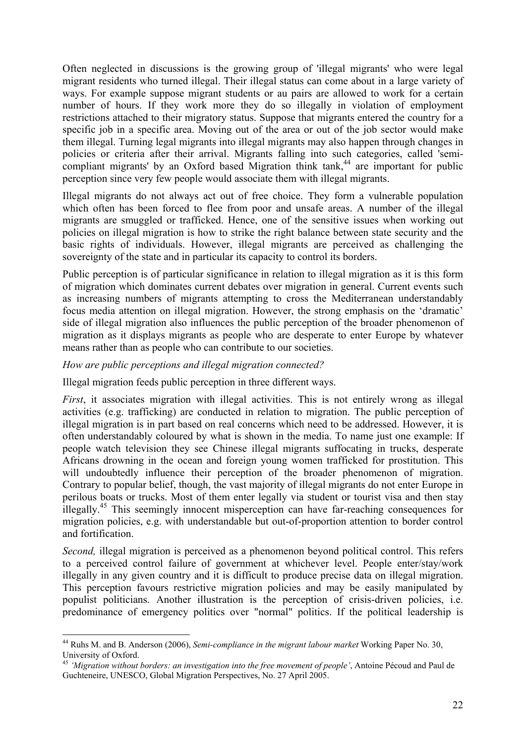Often neglected in discussions is the growing group of 'illegal migrants' who were legal migrant residents who turned illegal. Their illegal status can come about in a large variety of ways. For example suppose migrant students or au pairs are allowed to work for a certain number of hours. If they work more they do so illegally in violation of employment restrictions attached to their migratory status. Suppose that migrants entered the country for a specific job in a specific area. Moving out of the area or out of the job sector would make them illegal. Turning legal migrants into illegal migrants may also happen through changes in policies or criteria after their arrival. Migrants falling into such categories, called 'semi-compliant migrants' by an Oxford based Migration think tank,[44] are important for public perception since very few people would associate them with illegal migrants.

Illegal migrants do not always act out of free choice. They form a vulnerable population which often has been forced to flee from poor and unsafe areas. A number of the illegal migrants are smuggled or trafficked. Hence, one of the sensitive issues when working out policies on illegal migration is how to strike the right balance between state security and the basic rights of individuals. However, illegal migrants are perceived as challenging the sovereignty of the state and in particular its capacity to control its borders.

Public perception is of particular significance in relation to illegal migration as it is this form of migration which dominates current debates over migration in general. Current events such as increasing numbers of migrants attempting to cross the Mediterranean understandably focus media attention on illegal migration. However, the strong emphasis on the 'dramatic' side of illegal migration also influences the public perception of the broader phenomenon of migration as it displays migrants as people who are desperate to enter Europe by whatever means rather than as people who can contribute to our societies.

*How are public perceptions and illegal migration connected?*

Illegal migration feeds public perception in three different ways.

*First*, it associates migration with illegal activities. This is not entirely wrong as illegal activities (e.g. trafficking) are conducted in relation to migration. The public perception of illegal migration is in part based on real concerns which need to be addressed. However, it is often understandably coloured by what is shown in the media. To name just one example: If people watch television they see Chinese illegal migrants suffocating in trucks, desperate Africans drowning in the ocean and foreign young women trafficked for prostitution. This will undoubtedly influence their perception of the broader phenomenon of migration. Contrary to popular belief, though, the vast majority of illegal migrants do not enter Europe in perilous boats or trucks. Most of them enter legally via student or tourist visa and then stay illegally.[45] This seemingly innocent misperception can have far-reaching consequences for migration policies, e.g. with understandable but out-of-proportion attention to border control and fortification.

*Second,* illegal migration is perceived as a phenomenon beyond political control. This refers to a perceived control failure of government at whichever level. People enter/stay/work illegally in any given country and it is difficult to produce precise data on illegal migration. This perception favours restrictive migration policies and may be easily manipulated by populist politicians. Another illustration is the perception of crisis-driven policies, i.e. predominance of emergency politics over "normal" politics. If the political leadership is

---

[44] Ruhs M. and B. Anderson (2006), *Semi-compliance in the migrant labour market* Working Paper No. 30, University of Oxford.

[45] *'Migration without borders: an investigation into the free movement of people'*, Antoine Pécoud and Paul de Guchteneire, UNESCO, Global Migration Perspectives, No. 27 April 2005.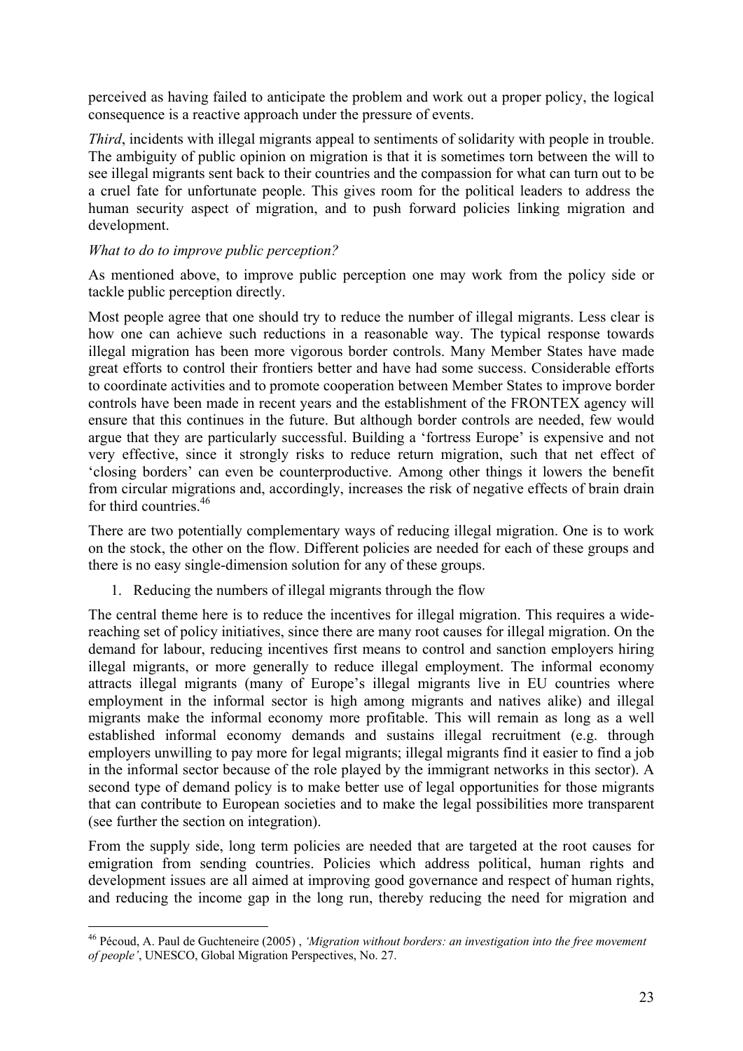perceived as having failed to anticipate the problem and work out a proper policy, the logical consequence is a reactive approach under the pressure of events.

*Third*, incidents with illegal migrants appeal to sentiments of solidarity with people in trouble. The ambiguity of public opinion on migration is that it is sometimes torn between the will to see illegal migrants sent back to their countries and the compassion for what can turn out to be a cruel fate for unfortunate people. This gives room for the political leaders to address the human security aspect of migration, and to push forward policies linking migration and development.

*What to do to improve public perception?*

As mentioned above, to improve public perception one may work from the policy side or tackle public perception directly.

Most people agree that one should try to reduce the number of illegal migrants. Less clear is how one can achieve such reductions in a reasonable way. The typical response towards illegal migration has been more vigorous border controls. Many Member States have made great efforts to control their frontiers better and have had some success. Considerable efforts to coordinate activities and to promote cooperation between Member States to improve border controls have been made in recent years and the establishment of the FRONTEX agency will ensure that this continues in the future. But although border controls are needed, few would argue that they are particularly successful. Building a 'fortress Europe' is expensive and not very effective, since it strongly risks to reduce return migration, such that net effect of 'closing borders' can even be counterproductive. Among other things it lowers the benefit from circular migrations and, accordingly, increases the risk of negative effects of brain drain for third countries.[46]

There are two potentially complementary ways of reducing illegal migration. One is to work on the stock, the other on the flow. Different policies are needed for each of these groups and there is no easy single-dimension solution for any of these groups.

1. Reducing the numbers of illegal migrants through the flow

The central theme here is to reduce the incentives for illegal migration. This requires a wide-reaching set of policy initiatives, since there are many root causes for illegal migration. On the demand for labour, reducing incentives first means to control and sanction employers hiring illegal migrants, or more generally to reduce illegal employment. The informal economy attracts illegal migrants (many of Europe's illegal migrants live in EU countries where employment in the informal sector is high among migrants and natives alike) and illegal migrants make the informal economy more profitable. This will remain as long as a well established informal economy demands and sustains illegal recruitment (e.g. through employers unwilling to pay more for legal migrants; illegal migrants find it easier to find a job in the informal sector because of the role played by the immigrant networks in this sector). A second type of demand policy is to make better use of legal opportunities for those migrants that can contribute to European societies and to make the legal possibilities more transparent (see further the section on integration).

From the supply side, long term policies are needed that are targeted at the root causes for emigration from sending countries. Policies which address political, human rights and development issues are all aimed at improving good governance and respect of human rights, and reducing the income gap in the long run, thereby reducing the need for migration and

---

[46] Pécoud, A. Paul de Guchteneire (2005) , *'Migration without borders: an investigation into the free movement of people'*, UNESCO, Global Migration Perspectives, No. 27.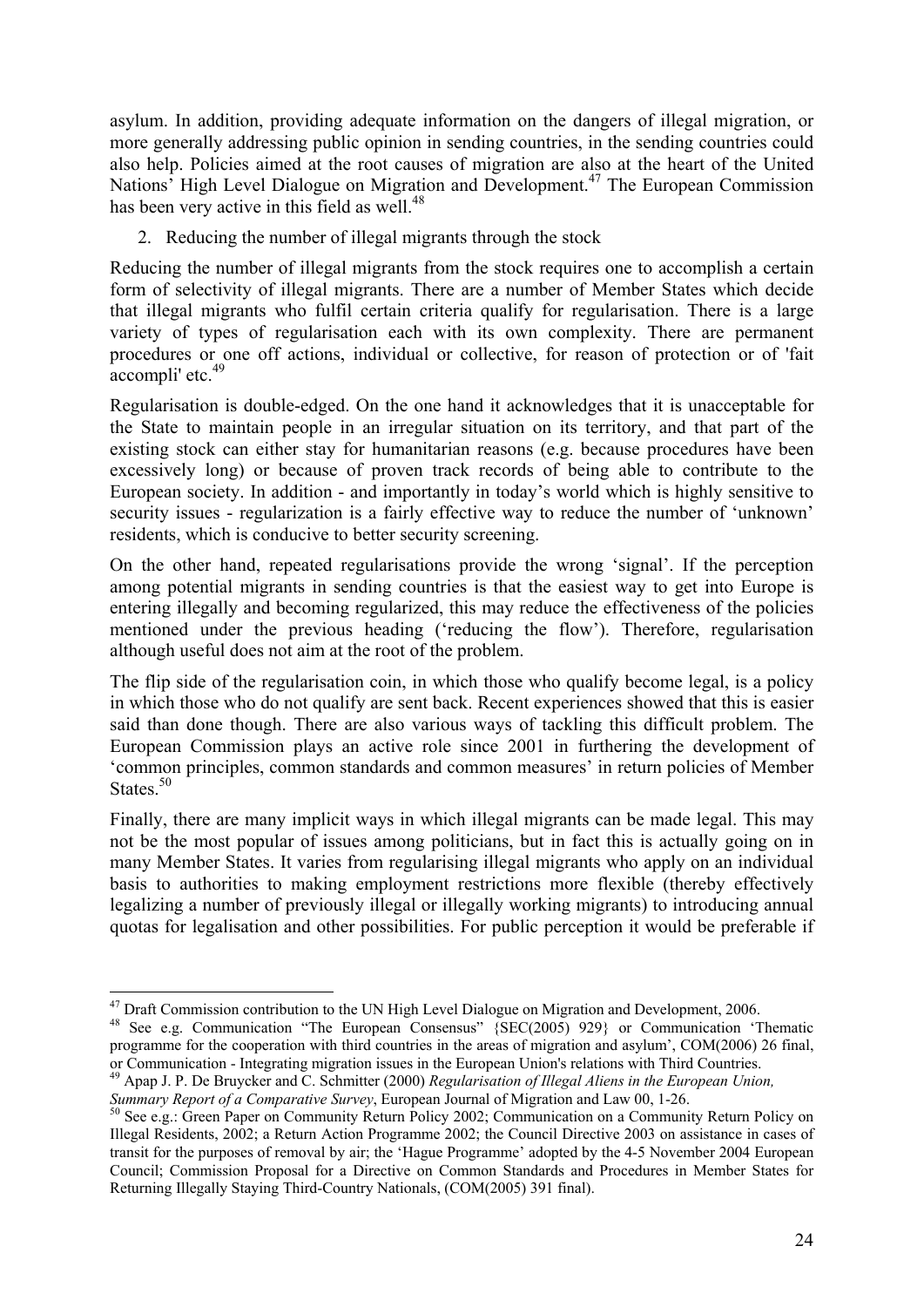asylum. In addition, providing adequate information on the dangers of illegal migration, or more generally addressing public opinion in sending countries, in the sending countries could also help. Policies aimed at the root causes of migration are also at the heart of the United Nations' High Level Dialogue on Migration and Development.[47] The European Commission has been very active in this field as well.[48]

2. Reducing the number of illegal migrants through the stock

Reducing the number of illegal migrants from the stock requires one to accomplish a certain form of selectivity of illegal migrants. There are a number of Member States which decide that illegal migrants who fulfil certain criteria qualify for regularisation. There is a large variety of types of regularisation each with its own complexity. There are permanent procedures or one off actions, individual or collective, for reason of protection or of 'fait accompli' etc.[49]

Regularisation is double-edged. On the one hand it acknowledges that it is unacceptable for the State to maintain people in an irregular situation on its territory, and that part of the existing stock can either stay for humanitarian reasons (e.g. because procedures have been excessively long) or because of proven track records of being able to contribute to the European society. In addition - and importantly in today's world which is highly sensitive to security issues - regularization is a fairly effective way to reduce the number of 'unknown' residents, which is conducive to better security screening.

On the other hand, repeated regularisations provide the wrong 'signal'. If the perception among potential migrants in sending countries is that the easiest way to get into Europe is entering illegally and becoming regularized, this may reduce the effectiveness of the policies mentioned under the previous heading ('reducing the flow'). Therefore, regularisation although useful does not aim at the root of the problem.

The flip side of the regularisation coin, in which those who qualify become legal, is a policy in which those who do not qualify are sent back. Recent experiences showed that this is easier said than done though. There are also various ways of tackling this difficult problem. The European Commission plays an active role since 2001 in furthering the development of 'common principles, common standards and common measures' in return policies of Member States.[50]

Finally, there are many implicit ways in which illegal migrants can be made legal. This may not be the most popular of issues among politicians, but in fact this is actually going on in many Member States. It varies from regularising illegal migrants who apply on an individual basis to authorities to making employment restrictions more flexible (thereby effectively legalizing a number of previously illegal or illegally working migrants) to introducing annual quotas for legalisation and other possibilities. For public perception it would be preferable if

---

[47] Draft Commission contribution to the UN High Level Dialogue on Migration and Development, 2006.

[48] See e.g. Communication "The European Consensus" {SEC(2005) 929} or Communication 'Thematic programme for the cooperation with third countries in the areas of migration and asylum', COM(2006) 26 final, or Communication - Integrating migration issues in the European Union's relations with Third Countries.

[49] Apap J. P. De Bruycker and C. Schmitter (2000) *Regularisation of Illegal Aliens in the European Union, Summary Report of a Comparative Survey*, European Journal of Migration and Law 00, 1-26.

[50] See e.g.: Green Paper on Community Return Policy 2002; Communication on a Community Return Policy on Illegal Residents, 2002; a Return Action Programme 2002; the Council Directive 2003 on assistance in cases of transit for the purposes of removal by air; the 'Hague Programme' adopted by the 4-5 November 2004 European Council; Commission Proposal for a Directive on Common Standards and Procedures in Member States for Returning Illegally Staying Third-Country Nationals, (COM(2005) 391 final).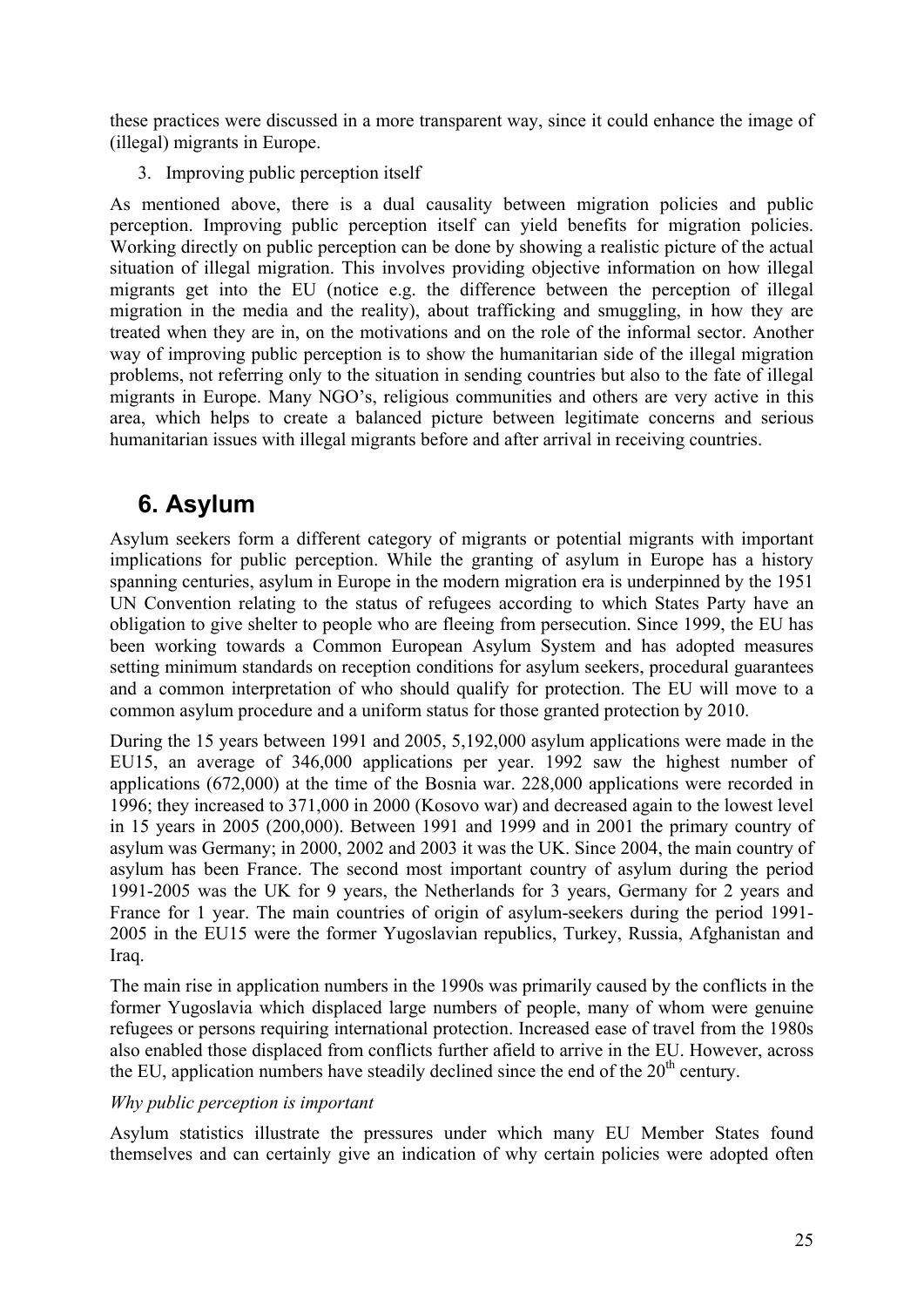these practices were discussed in a more transparent way, since it could enhance the image of (illegal) migrants in Europe.

3. Improving public perception itself

As mentioned above, there is a dual causality between migration policies and public perception. Improving public perception itself can yield benefits for migration policies. Working directly on public perception can be done by showing a realistic picture of the actual situation of illegal migration. This involves providing objective information on how illegal migrants get into the EU (notice e.g. the difference between the perception of illegal migration in the media and the reality), about trafficking and smuggling, in how they are treated when they are in, on the motivations and on the role of the informal sector. Another way of improving public perception is to show the humanitarian side of the illegal migration problems, not referring only to the situation in sending countries but also to the fate of illegal migrants in Europe. Many NGO's, religious communities and others are very active in this area, which helps to create a balanced picture between legitimate concerns and serious humanitarian issues with illegal migrants before and after arrival in receiving countries.

# 6. Asylum

Asylum seekers form a different category of migrants or potential migrants with important implications for public perception. While the granting of asylum in Europe has a history spanning centuries, asylum in Europe in the modern migration era is underpinned by the 1951 UN Convention relating to the status of refugees according to which States Party have an obligation to give shelter to people who are fleeing from persecution. Since 1999, the EU has been working towards a Common European Asylum System and has adopted measures setting minimum standards on reception conditions for asylum seekers, procedural guarantees and a common interpretation of who should qualify for protection. The EU will move to a common asylum procedure and a uniform status for those granted protection by 2010.

During the 15 years between 1991 and 2005, 5,192,000 asylum applications were made in the EU15, an average of 346,000 applications per year. 1992 saw the highest number of applications (672,000) at the time of the Bosnia war. 228,000 applications were recorded in 1996; they increased to 371,000 in 2000 (Kosovo war) and decreased again to the lowest level in 15 years in 2005 (200,000). Between 1991 and 1999 and in 2001 the primary country of asylum was Germany; in 2000, 2002 and 2003 it was the UK. Since 2004, the main country of asylum has been France. The second most important country of asylum during the period 1991-2005 was the UK for 9 years, the Netherlands for 3 years, Germany for 2 years and France for 1 year. The main countries of origin of asylum-seekers during the period 1991-2005 in the EU15 were the former Yugoslavian republics, Turkey, Russia, Afghanistan and Iraq.

The main rise in application numbers in the 1990s was primarily caused by the conflicts in the former Yugoslavia which displaced large numbers of people, many of whom were genuine refugees or persons requiring international protection. Increased ease of travel from the 1980s also enabled those displaced from conflicts further afield to arrive in the EU. However, across the EU, application numbers have steadily declined since the end of the 20th century.

*Why public perception is important*

Asylum statistics illustrate the pressures under which many EU Member States found themselves and can certainly give an indication of why certain policies were adopted often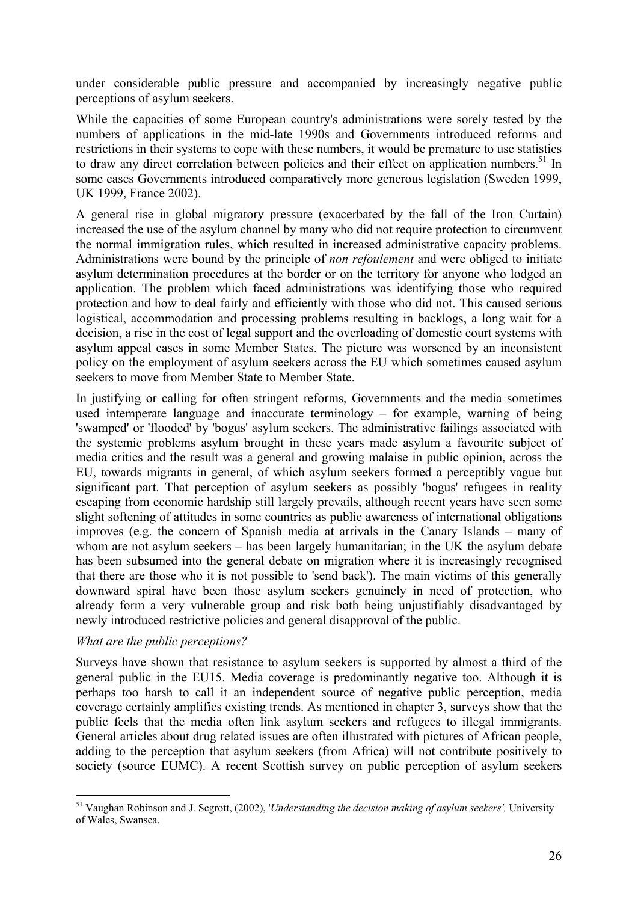under considerable public pressure and accompanied by increasingly negative public perceptions of asylum seekers.

While the capacities of some European country's administrations were sorely tested by the numbers of applications in the mid-late 1990s and Governments introduced reforms and restrictions in their systems to cope with these numbers, it would be premature to use statistics to draw any direct correlation between policies and their effect on application numbers.[51] In some cases Governments introduced comparatively more generous legislation (Sweden 1999, UK 1999, France 2002).

A general rise in global migratory pressure (exacerbated by the fall of the Iron Curtain) increased the use of the asylum channel by many who did not require protection to circumvent the normal immigration rules, which resulted in increased administrative capacity problems. Administrations were bound by the principle of *non refoulement* and were obliged to initiate asylum determination procedures at the border or on the territory for anyone who lodged an application. The problem which faced administrations was identifying those who required protection and how to deal fairly and efficiently with those who did not. This caused serious logistical, accommodation and processing problems resulting in backlogs, a long wait for a decision, a rise in the cost of legal support and the overloading of domestic court systems with asylum appeal cases in some Member States. The picture was worsened by an inconsistent policy on the employment of asylum seekers across the EU which sometimes caused asylum seekers to move from Member State to Member State.

In justifying or calling for often stringent reforms, Governments and the media sometimes used intemperate language and inaccurate terminology – for example, warning of being 'swamped' or 'flooded' by 'bogus' asylum seekers. The administrative failings associated with the systemic problems asylum brought in these years made asylum a favourite subject of media critics and the result was a general and growing malaise in public opinion, across the EU, towards migrants in general, of which asylum seekers formed a perceptibly vague but significant part. That perception of asylum seekers as possibly 'bogus' refugees in reality escaping from economic hardship still largely prevails, although recent years have seen some slight softening of attitudes in some countries as public awareness of international obligations improves (e.g. the concern of Spanish media at arrivals in the Canary Islands – many of whom are not asylum seekers – has been largely humanitarian; in the UK the asylum debate has been subsumed into the general debate on migration where it is increasingly recognised that there are those who it is not possible to 'send back'). The main victims of this generally downward spiral have been those asylum seekers genuinely in need of protection, who already form a very vulnerable group and risk both being unjustifiably disadvantaged by newly introduced restrictive policies and general disapproval of the public.

*What are the public perceptions?*

Surveys have shown that resistance to asylum seekers is supported by almost a third of the general public in the EU15. Media coverage is predominantly negative too. Although it is perhaps too harsh to call it an independent source of negative public perception, media coverage certainly amplifies existing trends. As mentioned in chapter 3, surveys show that the public feels that the media often link asylum seekers and refugees to illegal immigrants. General articles about drug related issues are often illustrated with pictures of African people, adding to the perception that asylum seekers (from Africa) will not contribute positively to society (source EUMC). A recent Scottish survey on public perception of asylum seekers

[51] Vaughan Robinson and J. Segrott, (2002), '*Understanding the decision making of asylum seekers',* University of Wales, Swansea.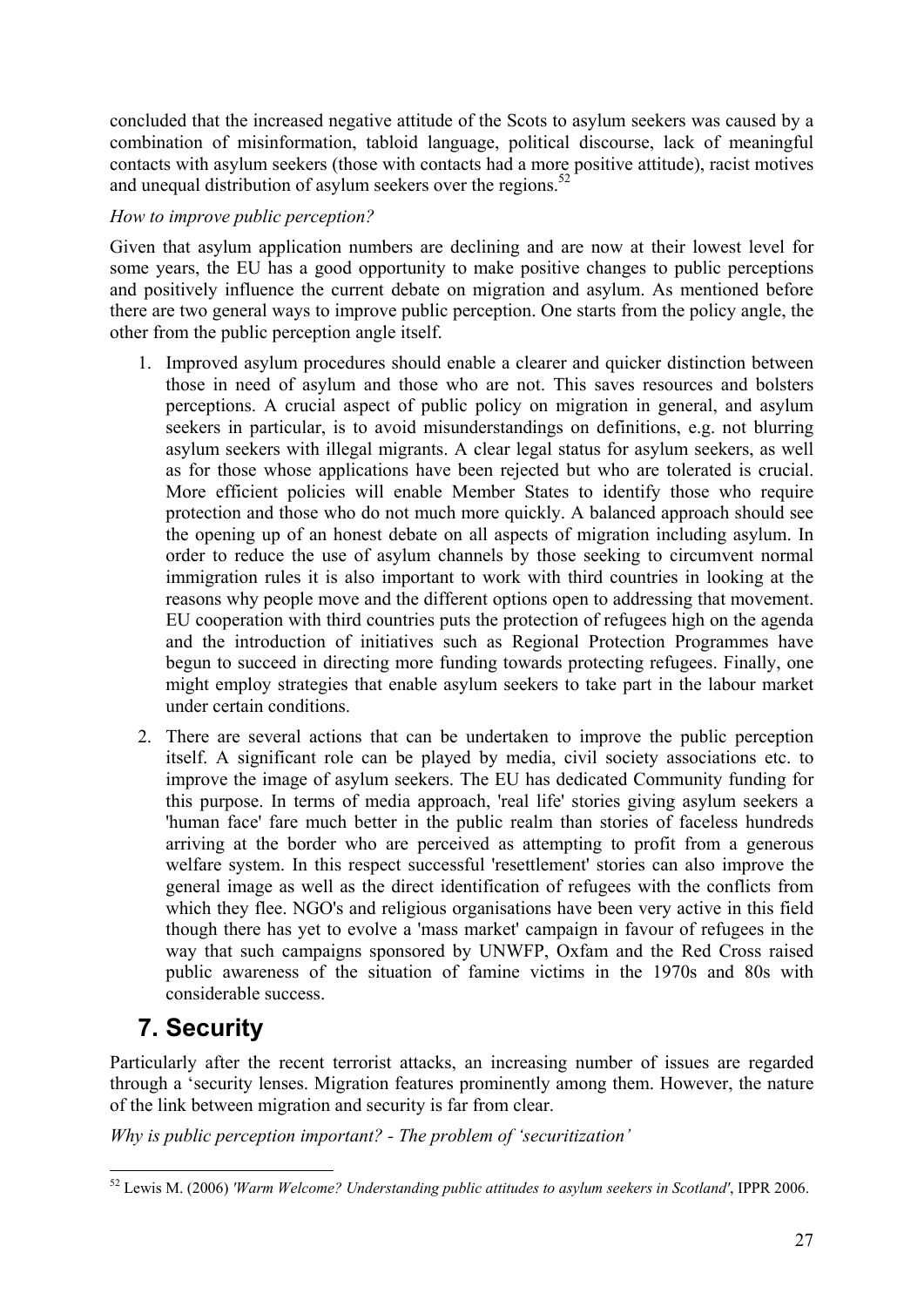concluded that the increased negative attitude of the Scots to asylum seekers was caused by a combination of misinformation, tabloid language, political discourse, lack of meaningful contacts with asylum seekers (those with contacts had a more positive attitude), racist motives and unequal distribution of asylum seekers over the regions.[52]

*How to improve public perception?*

Given that asylum application numbers are declining and are now at their lowest level for some years, the EU has a good opportunity to make positive changes to public perceptions and positively influence the current debate on migration and asylum. As mentioned before there are two general ways to improve public perception. One starts from the policy angle, the other from the public perception angle itself.

1. Improved asylum procedures should enable a clearer and quicker distinction between those in need of asylum and those who are not. This saves resources and bolsters perceptions. A crucial aspect of public policy on migration in general, and asylum seekers in particular, is to avoid misunderstandings on definitions, e.g. not blurring asylum seekers with illegal migrants. A clear legal status for asylum seekers, as well as for those whose applications have been rejected but who are tolerated is crucial. More efficient policies will enable Member States to identify those who require protection and those who do not much more quickly. A balanced approach should see the opening up of an honest debate on all aspects of migration including asylum. In order to reduce the use of asylum channels by those seeking to circumvent normal immigration rules it is also important to work with third countries in looking at the reasons why people move and the different options open to addressing that movement. EU cooperation with third countries puts the protection of refugees high on the agenda and the introduction of initiatives such as Regional Protection Programmes have begun to succeed in directing more funding towards protecting refugees. Finally, one might employ strategies that enable asylum seekers to take part in the labour market under certain conditions.
2. There are several actions that can be undertaken to improve the public perception itself. A significant role can be played by media, civil society associations etc. to improve the image of asylum seekers. The EU has dedicated Community funding for this purpose. In terms of media approach, 'real life' stories giving asylum seekers a 'human face' fare much better in the public realm than stories of faceless hundreds arriving at the border who are perceived as attempting to profit from a generous welfare system. In this respect successful 'resettlement' stories can also improve the general image as well as the direct identification of refugees with the conflicts from which they flee. NGO's and religious organisations have been very active in this field though there has yet to evolve a 'mass market' campaign in favour of refugees in the way that such campaigns sponsored by UNWFP, Oxfam and the Red Cross raised public awareness of the situation of famine victims in the 1970s and 80s with considerable success.

# 7. Security

Particularly after the recent terrorist attacks, an increasing number of issues are regarded through a 'security lenses. Migration features prominently among them. However, the nature of the link between migration and security is far from clear.

*Why is public perception important? - The problem of 'securitization'*

[52] Lewis M. (2006) *'Warm Welcome? Understanding public attitudes to asylum seekers in Scotland'*, IPPR 2006.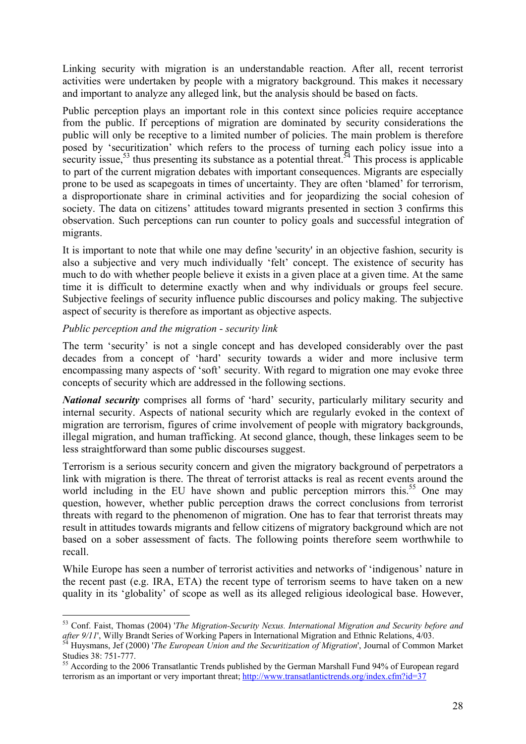Linking security with migration is an understandable reaction. After all, recent terrorist activities were undertaken by people with a migratory background. This makes it necessary and important to analyze any alleged link, but the analysis should be based on facts.

Public perception plays an important role in this context since policies require acceptance from the public. If perceptions of migration are dominated by security considerations the public will only be receptive to a limited number of policies. The main problem is therefore posed by 'securitization' which refers to the process of turning each policy issue into a security issue,[53] thus presenting its substance as a potential threat.[54] This process is applicable to part of the current migration debates with important consequences. Migrants are especially prone to be used as scapegoats in times of uncertainty. They are often 'blamed' for terrorism, a disproportionate share in criminal activities and for jeopardizing the social cohesion of society. The data on citizens' attitudes toward migrants presented in section 3 confirms this observation. Such perceptions can run counter to policy goals and successful integration of migrants.

It is important to note that while one may define 'security' in an objective fashion, security is also a subjective and very much individually 'felt' concept. The existence of security has much to do with whether people believe it exists in a given place at a given time. At the same time it is difficult to determine exactly when and why individuals or groups feel secure. Subjective feelings of security influence public discourses and policy making. The subjective aspect of security is therefore as important as objective aspects.

*Public perception and the migration - security link*

The term 'security' is not a single concept and has developed considerably over the past decades from a concept of 'hard' security towards a wider and more inclusive term encompassing many aspects of 'soft' security. With regard to migration one may evoke three concepts of security which are addressed in the following sections.

***National security*** comprises all forms of 'hard' security, particularly military security and internal security. Aspects of national security which are regularly evoked in the context of migration are terrorism, figures of crime involvement of people with migratory backgrounds, illegal migration, and human trafficking. At second glance, though, these linkages seem to be less straightforward than some public discourses suggest.

Terrorism is a serious security concern and given the migratory background of perpetrators a link with migration is there. The threat of terrorist attacks is real as recent events around the world including in the EU have shown and public perception mirrors this.[55] One may question, however, whether public perception draws the correct conclusions from terrorist threats with regard to the phenomenon of migration. One has to fear that terrorist threats may result in attitudes towards migrants and fellow citizens of migratory background which are not based on a sober assessment of facts. The following points therefore seem worthwhile to recall.

While Europe has seen a number of terrorist activities and networks of 'indigenous' nature in the recent past (e.g. IRA, ETA) the recent type of terrorism seems to have taken on a new quality in its 'globality' of scope as well as its alleged religious ideological base. However,

---

[53] Conf. Faist, Thomas (2004) '*The Migration-Security Nexus. International Migration and Security before and after 9/11*', Willy Brandt Series of Working Papers in International Migration and Ethnic Relations, 4/03.

[54] Huysmans, Jef (2000) '*The European Union and the Securitization of Migration*', Journal of Common Market Studies 38: 751-777.

[55] According to the 2006 Transatlantic Trends published by the German Marshall Fund 94% of European regard terrorism as an important or very important threat; http://www.transatlantictrends.org/index.cfm?id=37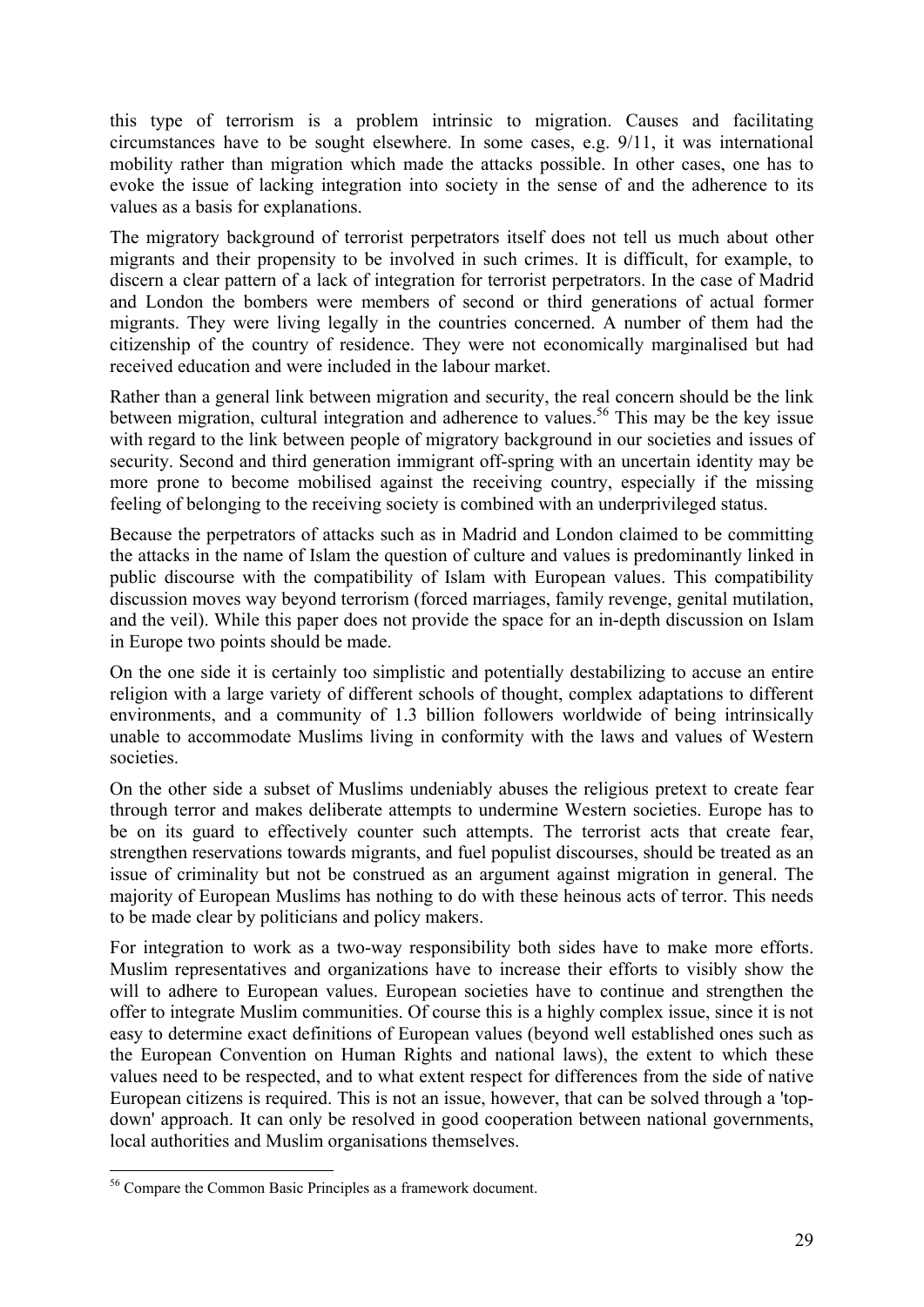this type of terrorism is a problem intrinsic to migration. Causes and facilitating circumstances have to be sought elsewhere. In some cases, e.g. 9/11, it was international mobility rather than migration which made the attacks possible. In other cases, one has to evoke the issue of lacking integration into society in the sense of and the adherence to its values as a basis for explanations.

The migratory background of terrorist perpetrators itself does not tell us much about other migrants and their propensity to be involved in such crimes. It is difficult, for example, to discern a clear pattern of a lack of integration for terrorist perpetrators. In the case of Madrid and London the bombers were members of second or third generations of actual former migrants. They were living legally in the countries concerned. A number of them had the citizenship of the country of residence. They were not economically marginalised but had received education and were included in the labour market.

Rather than a general link between migration and security, the real concern should be the link between migration, cultural integration and adherence to values.[56] This may be the key issue with regard to the link between people of migratory background in our societies and issues of security. Second and third generation immigrant off-spring with an uncertain identity may be more prone to become mobilised against the receiving country, especially if the missing feeling of belonging to the receiving society is combined with an underprivileged status.

Because the perpetrators of attacks such as in Madrid and London claimed to be committing the attacks in the name of Islam the question of culture and values is predominantly linked in public discourse with the compatibility of Islam with European values. This compatibility discussion moves way beyond terrorism (forced marriages, family revenge, genital mutilation, and the veil). While this paper does not provide the space for an in-depth discussion on Islam in Europe two points should be made.

On the one side it is certainly too simplistic and potentially destabilizing to accuse an entire religion with a large variety of different schools of thought, complex adaptations to different environments, and a community of 1.3 billion followers worldwide of being intrinsically unable to accommodate Muslims living in conformity with the laws and values of Western societies.

On the other side a subset of Muslims undeniably abuses the religious pretext to create fear through terror and makes deliberate attempts to undermine Western societies. Europe has to be on its guard to effectively counter such attempts. The terrorist acts that create fear, strengthen reservations towards migrants, and fuel populist discourses, should be treated as an issue of criminality but not be construed as an argument against migration in general. The majority of European Muslims has nothing to do with these heinous acts of terror. This needs to be made clear by politicians and policy makers.

For integration to work as a two-way responsibility both sides have to make more efforts. Muslim representatives and organizations have to increase their efforts to visibly show the will to adhere to European values. European societies have to continue and strengthen the offer to integrate Muslim communities. Of course this is a highly complex issue, since it is not easy to determine exact definitions of European values (beyond well established ones such as the European Convention on Human Rights and national laws), the extent to which these values need to be respected, and to what extent respect for differences from the side of native European citizens is required. This is not an issue, however, that can be solved through a 'top-down' approach. It can only be resolved in good cooperation between national governments, local authorities and Muslim organisations themselves.

---

[56] Compare the Common Basic Principles as a framework document.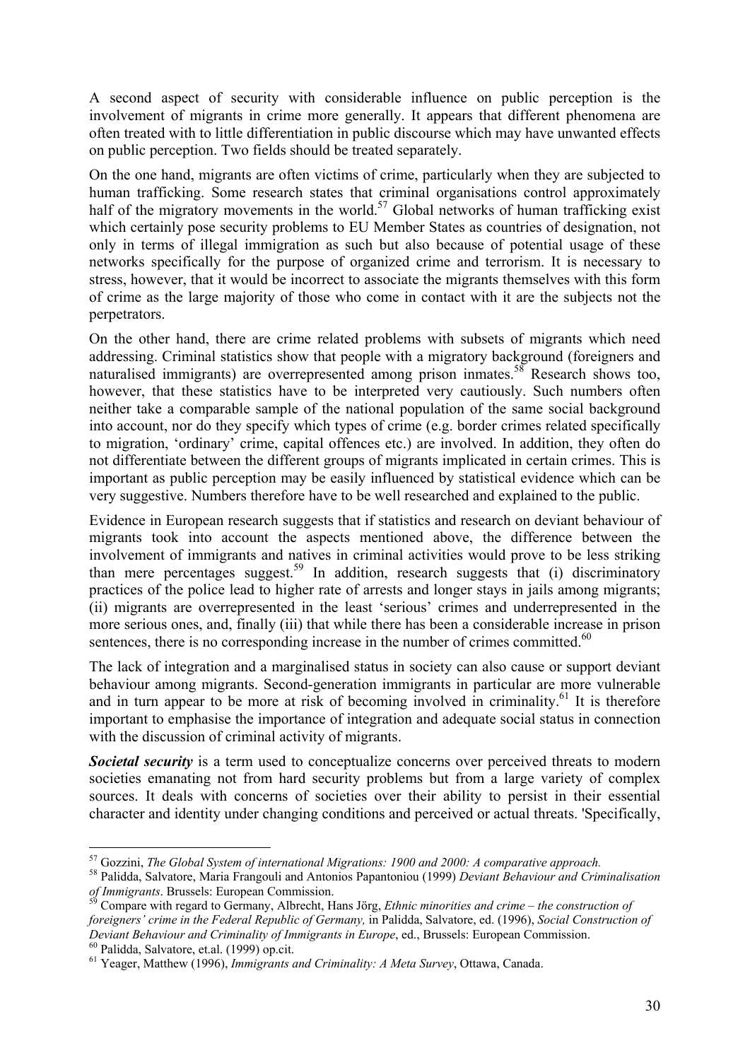A second aspect of security with considerable influence on public perception is the involvement of migrants in crime more generally. It appears that different phenomena are often treated with to little differentiation in public discourse which may have unwanted effects on public perception. Two fields should be treated separately.

On the one hand, migrants are often victims of crime, particularly when they are subjected to human trafficking. Some research states that criminal organisations control approximately half of the migratory movements in the world.[57] Global networks of human trafficking exist which certainly pose security problems to EU Member States as countries of designation, not only in terms of illegal immigration as such but also because of potential usage of these networks specifically for the purpose of organized crime and terrorism. It is necessary to stress, however, that it would be incorrect to associate the migrants themselves with this form of crime as the large majority of those who come in contact with it are the subjects not the perpetrators.

On the other hand, there are crime related problems with subsets of migrants which need addressing. Criminal statistics show that people with a migratory background (foreigners and naturalised immigrants) are overrepresented among prison inmates.[58] Research shows too, however, that these statistics have to be interpreted very cautiously. Such numbers often neither take a comparable sample of the national population of the same social background into account, nor do they specify which types of crime (e.g. border crimes related specifically to migration, 'ordinary' crime, capital offences etc.) are involved. In addition, they often do not differentiate between the different groups of migrants implicated in certain crimes. This is important as public perception may be easily influenced by statistical evidence which can be very suggestive. Numbers therefore have to be well researched and explained to the public.

Evidence in European research suggests that if statistics and research on deviant behaviour of migrants took into account the aspects mentioned above, the difference between the involvement of immigrants and natives in criminal activities would prove to be less striking than mere percentages suggest.[59] In addition, research suggests that (i) discriminatory practices of the police lead to higher rate of arrests and longer stays in jails among migrants; (ii) migrants are overrepresented in the least 'serious' crimes and underrepresented in the more serious ones, and, finally (iii) that while there has been a considerable increase in prison sentences, there is no corresponding increase in the number of crimes committed.[60]

The lack of integration and a marginalised status in society can also cause or support deviant behaviour among migrants. Second-generation immigrants in particular are more vulnerable and in turn appear to be more at risk of becoming involved in criminality.[61] It is therefore important to emphasise the importance of integration and adequate social status in connection with the discussion of criminal activity of migrants.

***Societal security*** is a term used to conceptualize concerns over perceived threats to modern societies emanating not from hard security problems but from a large variety of complex sources. It deals with concerns of societies over their ability to persist in their essential character and identity under changing conditions and perceived or actual threats. 'Specifically,

---

[57] Gozzini, *The Global System of international Migrations: 1900 and 2000: A comparative approach.*

[58] Palidda, Salvatore, Maria Frangouli and Antonios Papantoniou (1999) *Deviant Behaviour and Criminalisation of Immigrants*. Brussels: European Commission.

[59] Compare with regard to Germany, Albrecht, Hans Jörg, *Ethnic minorities and crime – the construction of foreigners' crime in the Federal Republic of Germany,* in Palidda, Salvatore, ed. (1996), *Social Construction of Deviant Behaviour and Criminality of Immigrants in Europe*, ed., Brussels: European Commission.

[60] Palidda, Salvatore, et.al. (1999) op.cit.

[61] Yeager, Matthew (1996), *Immigrants and Criminality: A Meta Survey*, Ottawa, Canada.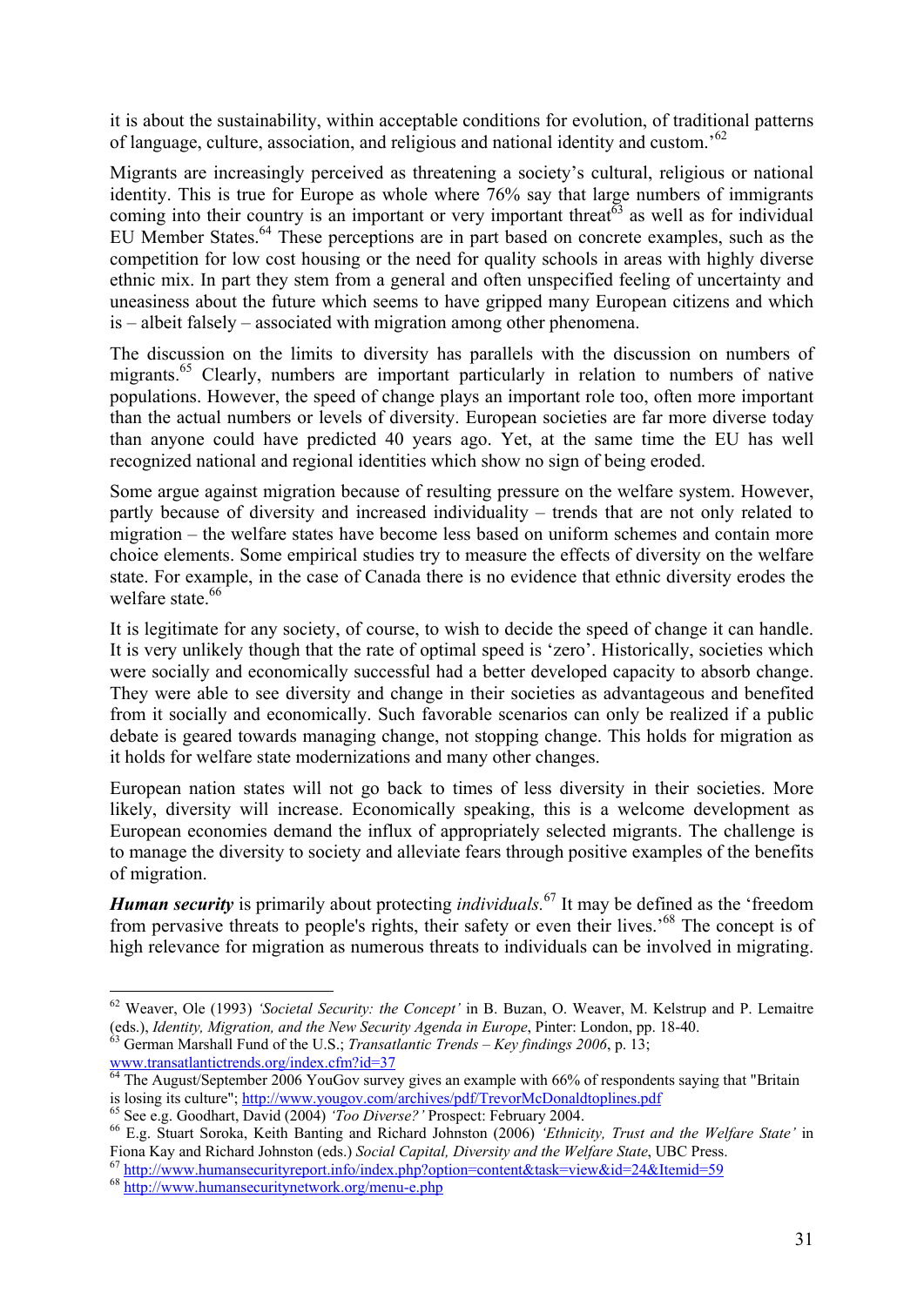it is about the sustainability, within acceptable conditions for evolution, of traditional patterns of language, culture, association, and religious and national identity and custom.'[62]

Migrants are increasingly perceived as threatening a society's cultural, religious or national identity. This is true for Europe as whole where 76% say that large numbers of immigrants coming into their country is an important or very important threat[63] as well as for individual EU Member States.[64] These perceptions are in part based on concrete examples, such as the competition for low cost housing or the need for quality schools in areas with highly diverse ethnic mix. In part they stem from a general and often unspecified feeling of uncertainty and uneasiness about the future which seems to have gripped many European citizens and which is – albeit falsely – associated with migration among other phenomena.

The discussion on the limits to diversity has parallels with the discussion on numbers of migrants.[65] Clearly, numbers are important particularly in relation to numbers of native populations. However, the speed of change plays an important role too, often more important than the actual numbers or levels of diversity. European societies are far more diverse today than anyone could have predicted 40 years ago. Yet, at the same time the EU has well recognized national and regional identities which show no sign of being eroded.

Some argue against migration because of resulting pressure on the welfare system. However, partly because of diversity and increased individuality – trends that are not only related to migration – the welfare states have become less based on uniform schemes and contain more choice elements. Some empirical studies try to measure the effects of diversity on the welfare state. For example, in the case of Canada there is no evidence that ethnic diversity erodes the welfare state.[66]

It is legitimate for any society, of course, to wish to decide the speed of change it can handle. It is very unlikely though that the rate of optimal speed is 'zero'. Historically, societies which were socially and economically successful had a better developed capacity to absorb change. They were able to see diversity and change in their societies as advantageous and benefited from it socially and economically. Such favorable scenarios can only be realized if a public debate is geared towards managing change, not stopping change. This holds for migration as it holds for welfare state modernizations and many other changes.

European nation states will not go back to times of less diversity in their societies. More likely, diversity will increase. Economically speaking, this is a welcome development as European economies demand the influx of appropriately selected migrants. The challenge is to manage the diversity to society and alleviate fears through positive examples of the benefits of migration.

***Human security*** is primarily about protecting *individuals.*[67] It may be defined as the 'freedom from pervasive threats to people's rights, their safety or even their lives.'[68] The concept is of high relevance for migration as numerous threats to individuals can be involved in migrating.

---

[62] Weaver, Ole (1993) *'Societal Security: the Concept'* in B. Buzan, O. Weaver, M. Kelstrup and P. Lemaitre (eds.), *Identity, Migration, and the New Security Agenda in Europe*, Pinter: London, pp. 18-40.

[63] German Marshall Fund of the U.S.; *Transatlantic Trends – Key findings 2006*, p. 13; www.transatlantictrends.org/index.cfm?id=37

[64] The August/September 2006 YouGov survey gives an example with 66% of respondents saying that "Britain is losing its culture"; http://www.yougov.com/archives/pdf/TrevorMcDonaldtoplines.pdf

[65] See e.g. Goodhart, David (2004) *'Too Diverse?'* Prospect: February 2004.

[66] E.g. Stuart Soroka, Keith Banting and Richard Johnston (2006) *'Ethnicity, Trust and the Welfare State'* in Fiona Kay and Richard Johnston (eds.) *Social Capital, Diversity and the Welfare State*, UBC Press.

[67] http://www.humansecurityreport.info/index.php?option=content&task=view&id=24&Itemid=59

[68] http://www.humansecuritynetwork.org/menu-e.php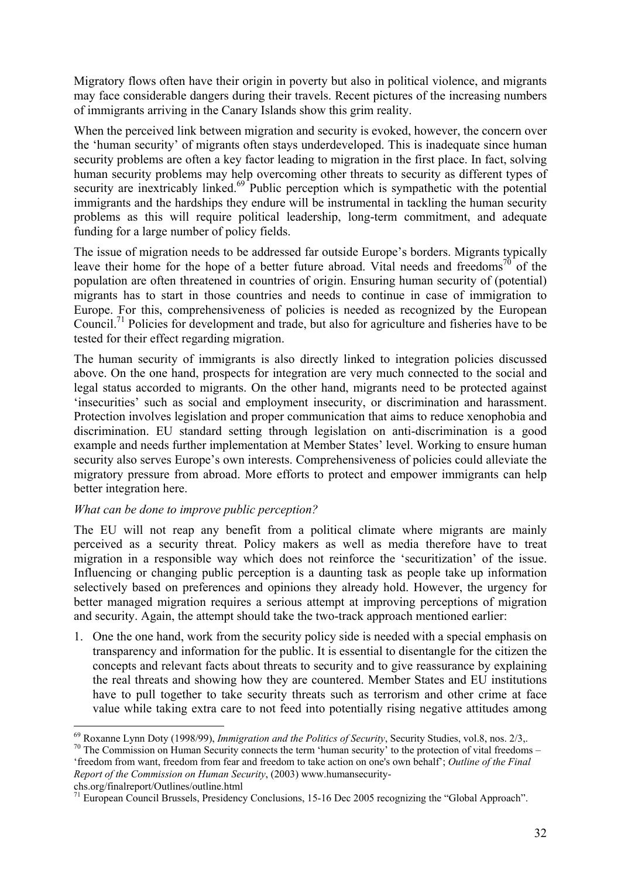Migratory flows often have their origin in poverty but also in political violence, and migrants may face considerable dangers during their travels. Recent pictures of the increasing numbers of immigrants arriving in the Canary Islands show this grim reality.

When the perceived link between migration and security is evoked, however, the concern over the 'human security' of migrants often stays underdeveloped. This is inadequate since human security problems are often a key factor leading to migration in the first place. In fact, solving human security problems may help overcoming other threats to security as different types of security are inextricably linked.[69] Public perception which is sympathetic with the potential immigrants and the hardships they endure will be instrumental in tackling the human security problems as this will require political leadership, long-term commitment, and adequate funding for a large number of policy fields.

The issue of migration needs to be addressed far outside Europe's borders. Migrants typically leave their home for the hope of a better future abroad. Vital needs and freedoms[70] of the population are often threatened in countries of origin. Ensuring human security of (potential) migrants has to start in those countries and needs to continue in case of immigration to Europe. For this, comprehensiveness of policies is needed as recognized by the European Council.[71] Policies for development and trade, but also for agriculture and fisheries have to be tested for their effect regarding migration.

The human security of immigrants is also directly linked to integration policies discussed above. On the one hand, prospects for integration are very much connected to the social and legal status accorded to migrants. On the other hand, migrants need to be protected against 'insecurities' such as social and employment insecurity, or discrimination and harassment. Protection involves legislation and proper communication that aims to reduce xenophobia and discrimination. EU standard setting through legislation on anti-discrimination is a good example and needs further implementation at Member States' level. Working to ensure human security also serves Europe's own interests. Comprehensiveness of policies could alleviate the migratory pressure from abroad. More efforts to protect and empower immigrants can help better integration here.

*What can be done to improve public perception?*

The EU will not reap any benefit from a political climate where migrants are mainly perceived as a security threat. Policy makers as well as media therefore have to treat migration in a responsible way which does not reinforce the 'securitization' of the issue. Influencing or changing public perception is a daunting task as people take up information selectively based on preferences and opinions they already hold. However, the urgency for better managed migration requires a serious attempt at improving perceptions of migration and security. Again, the attempt should take the two-track approach mentioned earlier:

1. One the one hand, work from the security policy side is needed with a special emphasis on transparency and information for the public. It is essential to disentangle for the citizen the concepts and relevant facts about threats to security and to give reassurance by explaining the real threats and showing how they are countered. Member States and EU institutions have to pull together to take security threats such as terrorism and other crime at face value while taking extra care to not feed into potentially rising negative attitudes among

---

[69] Roxanne Lynn Doty (1998/99), *Immigration and the Politics of Security*, Security Studies, vol.8, nos. 2/3,.

[70] The Commission on Human Security connects the term 'human security' to the protection of vital freedoms – 'freedom from want, freedom from fear and freedom to take action on one's own behalf'; *Outline of the Final Report of the Commission on Human Security*, (2003) www.humansecurity-chs.org/finalreport/Outlines/outline.html

[71] European Council Brussels, Presidency Conclusions, 15-16 Dec 2005 recognizing the "Global Approach".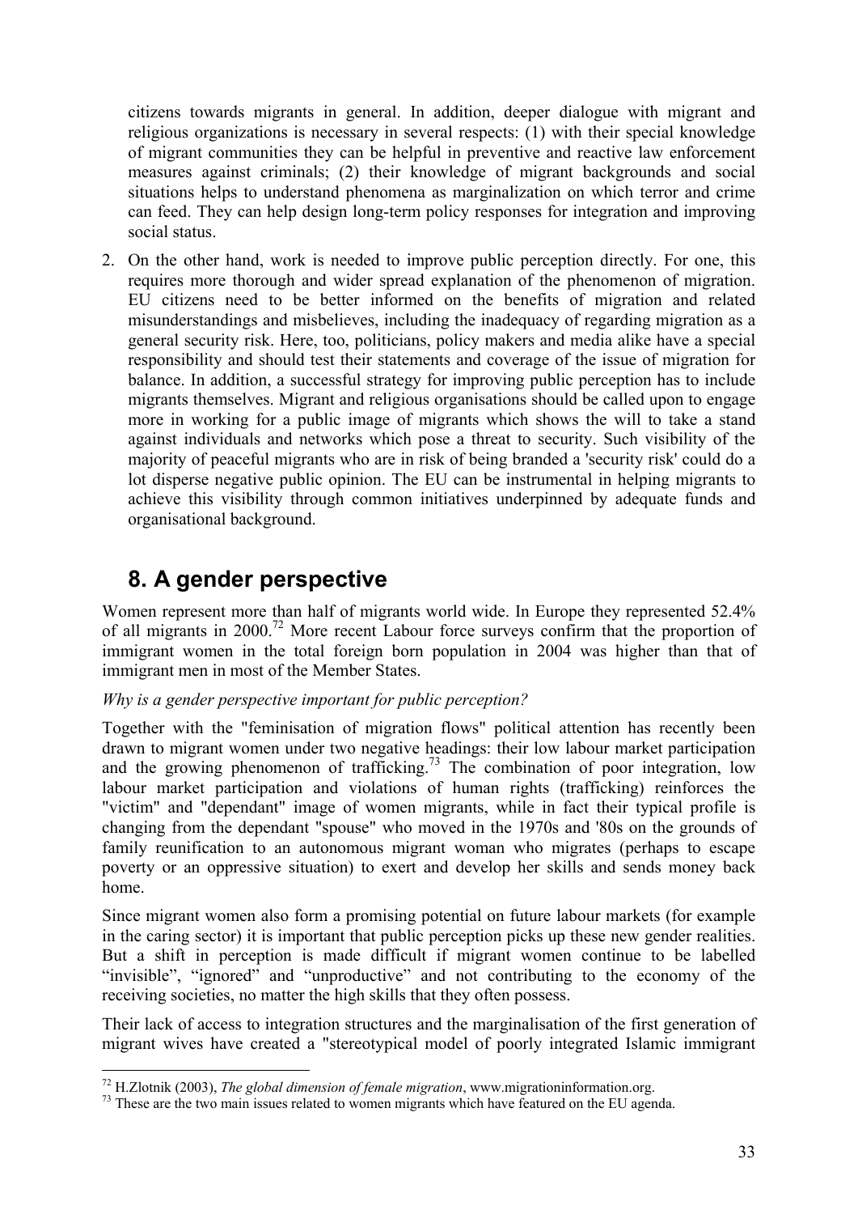citizens towards migrants in general. In addition, deeper dialogue with migrant and religious organizations is necessary in several respects: (1) with their special knowledge of migrant communities they can be helpful in preventive and reactive law enforcement measures against criminals; (2) their knowledge of migrant backgrounds and social situations helps to understand phenomena as marginalization on which terror and crime can feed. They can help design long-term policy responses for integration and improving social status.

2. On the other hand, work is needed to improve public perception directly. For one, this requires more thorough and wider spread explanation of the phenomenon of migration. EU citizens need to be better informed on the benefits of migration and related misunderstandings and misbelieves, including the inadequacy of regarding migration as a general security risk. Here, too, politicians, policy makers and media alike have a special responsibility and should test their statements and coverage of the issue of migration for balance. In addition, a successful strategy for improving public perception has to include migrants themselves. Migrant and religious organisations should be called upon to engage more in working for a public image of migrants which shows the will to take a stand against individuals and networks which pose a threat to security. Such visibility of the majority of peaceful migrants who are in risk of being branded a 'security risk' could do a lot disperse negative public opinion. The EU can be instrumental in helping migrants to achieve this visibility through common initiatives underpinned by adequate funds and organisational background.

# 8. A gender perspective

Women represent more than half of migrants world wide. In Europe they represented 52.4% of all migrants in 2000.[72] More recent Labour force surveys confirm that the proportion of immigrant women in the total foreign born population in 2004 was higher than that of immigrant men in most of the Member States.

*Why is a gender perspective important for public perception?*

Together with the "feminisation of migration flows" political attention has recently been drawn to migrant women under two negative headings: their low labour market participation and the growing phenomenon of trafficking.[73] The combination of poor integration, low labour market participation and violations of human rights (trafficking) reinforces the "victim" and "dependant" image of women migrants, while in fact their typical profile is changing from the dependant "spouse" who moved in the 1970s and '80s on the grounds of family reunification to an autonomous migrant woman who migrates (perhaps to escape poverty or an oppressive situation) to exert and develop her skills and sends money back home.

Since migrant women also form a promising potential on future labour markets (for example in the caring sector) it is important that public perception picks up these new gender realities. But a shift in perception is made difficult if migrant women continue to be labelled "invisible", "ignored" and "unproductive" and not contributing to the economy of the receiving societies, no matter the high skills that they often possess.

Their lack of access to integration structures and the marginalisation of the first generation of migrant wives have created a "stereotypical model of poorly integrated Islamic immigrant

---

[72] H.Zlotnik (2003), *The global dimension of female migration*, www.migrationinformation.org.

[73] These are the two main issues related to women migrants which have featured on the EU agenda.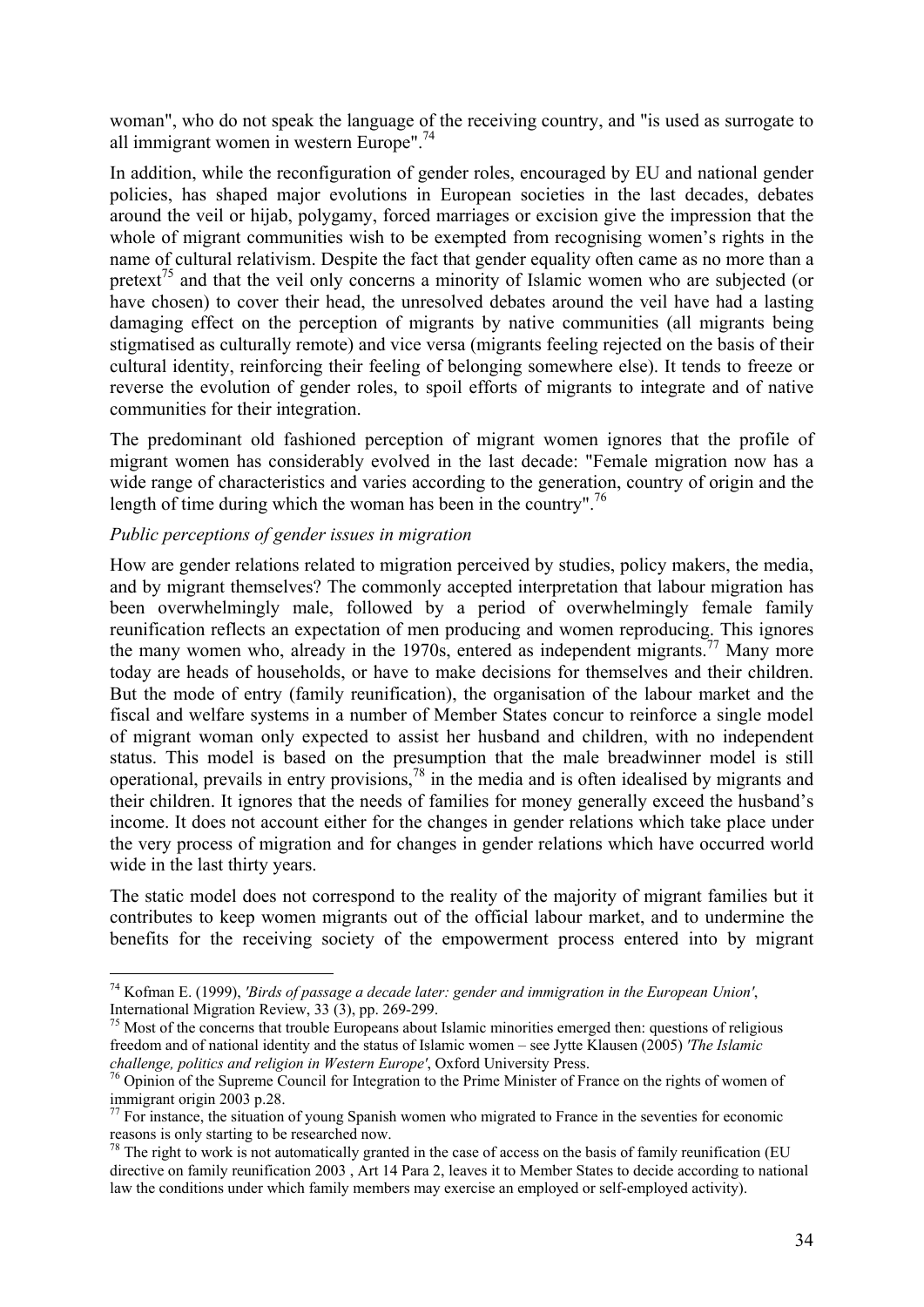woman", who do not speak the language of the receiving country, and "is used as surrogate to all immigrant women in western Europe".[74]

In addition, while the reconfiguration of gender roles, encouraged by EU and national gender policies, has shaped major evolutions in European societies in the last decades, debates around the veil or hijab, polygamy, forced marriages or excision give the impression that the whole of migrant communities wish to be exempted from recognising women's rights in the name of cultural relativism. Despite the fact that gender equality often came as no more than a pretext[75] and that the veil only concerns a minority of Islamic women who are subjected (or have chosen) to cover their head, the unresolved debates around the veil have had a lasting damaging effect on the perception of migrants by native communities (all migrants being stigmatised as culturally remote) and vice versa (migrants feeling rejected on the basis of their cultural identity, reinforcing their feeling of belonging somewhere else). It tends to freeze or reverse the evolution of gender roles, to spoil efforts of migrants to integrate and of native communities for their integration.

The predominant old fashioned perception of migrant women ignores that the profile of migrant women has considerably evolved in the last decade: "Female migration now has a wide range of characteristics and varies according to the generation, country of origin and the length of time during which the woman has been in the country".[76]

*Public perceptions of gender issues in migration*

How are gender relations related to migration perceived by studies, policy makers, the media, and by migrant themselves? The commonly accepted interpretation that labour migration has been overwhelmingly male, followed by a period of overwhelmingly female family reunification reflects an expectation of men producing and women reproducing. This ignores the many women who, already in the 1970s, entered as independent migrants.[77] Many more today are heads of households, or have to make decisions for themselves and their children. But the mode of entry (family reunification), the organisation of the labour market and the fiscal and welfare systems in a number of Member States concur to reinforce a single model of migrant woman only expected to assist her husband and children, with no independent status. This model is based on the presumption that the male breadwinner model is still operational, prevails in entry provisions,[78] in the media and is often idealised by migrants and their children. It ignores that the needs of families for money generally exceed the husband's income. It does not account either for the changes in gender relations which take place under the very process of migration and for changes in gender relations which have occurred world wide in the last thirty years.

The static model does not correspond to the reality of the majority of migrant families but it contributes to keep women migrants out of the official labour market, and to undermine the benefits for the receiving society of the empowerment process entered into by migrant

---

[74] Kofman E. (1999), *'Birds of passage a decade later: gender and immigration in the European Union'*, International Migration Review, 33 (3), pp. 269-299.

[75] Most of the concerns that trouble Europeans about Islamic minorities emerged then: questions of religious freedom and of national identity and the status of Islamic women – see Jytte Klausen (2005) *'The Islamic challenge, politics and religion in Western Europe'*, Oxford University Press.

[76] Opinion of the Supreme Council for Integration to the Prime Minister of France on the rights of women of immigrant origin 2003 p.28.

[77] For instance, the situation of young Spanish women who migrated to France in the seventies for economic reasons is only starting to be researched now.

[78] The right to work is not automatically granted in the case of access on the basis of family reunification (EU directive on family reunification 2003 , Art 14 Para 2, leaves it to Member States to decide according to national law the conditions under which family members may exercise an employed or self-employed activity).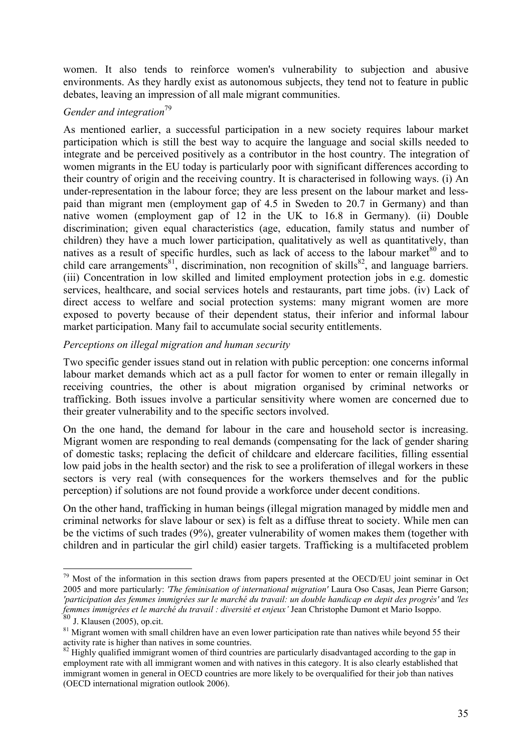women. It also tends to reinforce women's vulnerability to subjection and abusive environments. As they hardly exist as autonomous subjects, they tend not to feature in public debates, leaving an impression of all male migrant communities.

*Gender and integration*[79]

As mentioned earlier, a successful participation in a new society requires labour market participation which is still the best way to acquire the language and social skills needed to integrate and be perceived positively as a contributor in the host country. The integration of women migrants in the EU today is particularly poor with significant differences according to their country of origin and the receiving country. It is characterised in following ways. (i) An under-representation in the labour force; they are less present on the labour market and less-paid than migrant men (employment gap of 4.5 in Sweden to 20.7 in Germany) and than native women (employment gap of 12 in the UK to 16.8 in Germany). (ii) Double discrimination; given equal characteristics (age, education, family status and number of children) they have a much lower participation, qualitatively as well as quantitatively, than natives as a result of specific hurdles, such as lack of access to the labour market[80] and to child care arrangements[81], discrimination, non recognition of skills[82], and language barriers. (iii) Concentration in low skilled and limited employment protection jobs in e.g. domestic services, healthcare, and social services hotels and restaurants, part time jobs. (iv) Lack of direct access to welfare and social protection systems: many migrant women are more exposed to poverty because of their dependent status, their inferior and informal labour market participation. Many fail to accumulate social security entitlements.

*Perceptions on illegal migration and human security*

Two specific gender issues stand out in relation with public perception: one concerns informal labour market demands which act as a pull factor for women to enter or remain illegally in receiving countries, the other is about migration organised by criminal networks or trafficking. Both issues involve a particular sensitivity where women are concerned due to their greater vulnerability and to the specific sectors involved.

On the one hand, the demand for labour in the care and household sector is increasing. Migrant women are responding to real demands (compensating for the lack of gender sharing of domestic tasks; replacing the deficit of childcare and eldercare facilities, filling essential low paid jobs in the health sector) and the risk to see a proliferation of illegal workers in these sectors is very real (with consequences for the workers themselves and for the public perception) if solutions are not found provide a workforce under decent conditions.

On the other hand, trafficking in human beings (illegal migration managed by middle men and criminal networks for slave labour or sex) is felt as a diffuse threat to society. While men can be the victims of such trades (9%), greater vulnerability of women makes them (together with children and in particular the girl child) easier targets. Trafficking is a multifaceted problem

---

[79] Most of the information in this section draws from papers presented at the OECD/EU joint seminar in Oct 2005 and more particularly: *'The feminisation of international migration'* Laura Oso Casas, Jean Pierre Garson; *'participation des femmes immigrées sur le marché du travail: un double handicap en depit des progrès'* and *'les femmes immigrées et le marché du travail : diversité et enjeux'* Jean Christophe Dumont et Mario Isoppo.

[80] J. Klausen (2005), op.cit.

[81] Migrant women with small children have an even lower participation rate than natives while beyond 55 their activity rate is higher than natives in some countries.

[82] Highly qualified immigrant women of third countries are particularly disadvantaged according to the gap in employment rate with all immigrant women and with natives in this category. It is also clearly established that immigrant women in general in OECD countries are more likely to be overqualified for their job than natives (OECD international migration outlook 2006).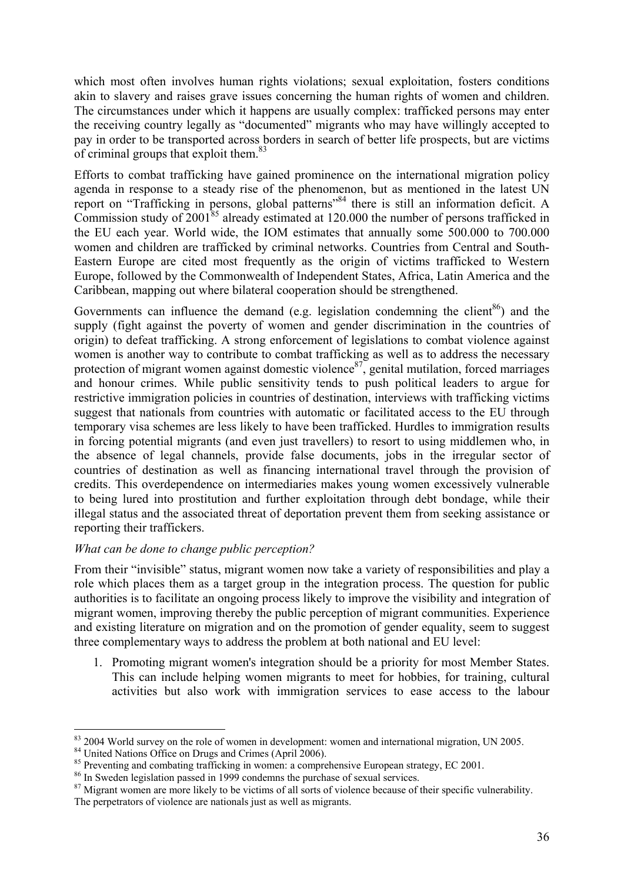which most often involves human rights violations; sexual exploitation, fosters conditions akin to slavery and raises grave issues concerning the human rights of women and children. The circumstances under which it happens are usually complex: trafficked persons may enter the receiving country legally as "documented" migrants who may have willingly accepted to pay in order to be transported across borders in search of better life prospects, but are victims of criminal groups that exploit them.[83]

Efforts to combat trafficking have gained prominence on the international migration policy agenda in response to a steady rise of the phenomenon, but as mentioned in the latest UN report on "Trafficking in persons, global patterns"[84] there is still an information deficit. A Commission study of 2001[85] already estimated at 120.000 the number of persons trafficked in the EU each year. World wide, the IOM estimates that annually some 500.000 to 700.000 women and children are trafficked by criminal networks. Countries from Central and South-Eastern Europe are cited most frequently as the origin of victims trafficked to Western Europe, followed by the Commonwealth of Independent States, Africa, Latin America and the Caribbean, mapping out where bilateral cooperation should be strengthened.

Governments can influence the demand (e.g. legislation condemning the client[86]) and the supply (fight against the poverty of women and gender discrimination in the countries of origin) to defeat trafficking. A strong enforcement of legislations to combat violence against women is another way to contribute to combat trafficking as well as to address the necessary protection of migrant women against domestic violence[87], genital mutilation, forced marriages and honour crimes. While public sensitivity tends to push political leaders to argue for restrictive immigration policies in countries of destination, interviews with trafficking victims suggest that nationals from countries with automatic or facilitated access to the EU through temporary visa schemes are less likely to have been trafficked. Hurdles to immigration results in forcing potential migrants (and even just travellers) to resort to using middlemen who, in the absence of legal channels, provide false documents, jobs in the irregular sector of countries of destination as well as financing international travel through the provision of credits. This overdependence on intermediaries makes young women excessively vulnerable to being lured into prostitution and further exploitation through debt bondage, while their illegal status and the associated threat of deportation prevent them from seeking assistance or reporting their traffickers.

*What can be done to change public perception?*

From their "invisible" status, migrant women now take a variety of responsibilities and play a role which places them as a target group in the integration process. The question for public authorities is to facilitate an ongoing process likely to improve the visibility and integration of migrant women, improving thereby the public perception of migrant communities. Experience and existing literature on migration and on the promotion of gender equality, seem to suggest three complementary ways to address the problem at both national and EU level:

1. Promoting migrant women's integration should be a priority for most Member States. This can include helping women migrants to meet for hobbies, for training, cultural activities but also work with immigration services to ease access to the labour

---

[83] 2004 World survey on the role of women in development: women and international migration, UN 2005.
[84] United Nations Office on Drugs and Crimes (April 2006).
[85] Preventing and combating trafficking in women: a comprehensive European strategy, EC 2001.
[86] In Sweden legislation passed in 1999 condemns the purchase of sexual services.
[87] Migrant women are more likely to be victims of all sorts of violence because of their specific vulnerability. The perpetrators of violence are nationals just as well as migrants.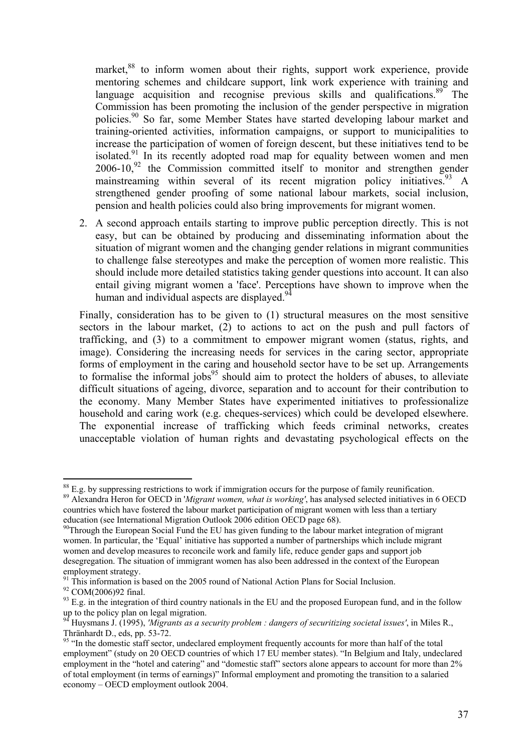market,[88] to inform women about their rights, support work experience, provide mentoring schemes and childcare support, link work experience with training and language acquisition and recognise previous skills and qualifications.[89] The Commission has been promoting the inclusion of the gender perspective in migration policies.[90] So far, some Member States have started developing labour market and training-oriented activities, information campaigns, or support to municipalities to increase the participation of women of foreign descent, but these initiatives tend to be isolated.[91] In its recently adopted road map for equality between women and men 2006-10,[92] the Commission committed itself to monitor and strengthen gender mainstreaming within several of its recent migration policy initiatives.[93] A strengthened gender proofing of some national labour markets, social inclusion, pension and health policies could also bring improvements for migrant women.

2. A second approach entails starting to improve public perception directly. This is not easy, but can be obtained by producing and disseminating information about the situation of migrant women and the changing gender relations in migrant communities to challenge false stereotypes and make the perception of women more realistic. This should include more detailed statistics taking gender questions into account. It can also entail giving migrant women a 'face'. Perceptions have shown to improve when the human and individual aspects are displayed.[94]

Finally, consideration has to be given to (1) structural measures on the most sensitive sectors in the labour market, (2) to actions to act on the push and pull factors of trafficking, and (3) to a commitment to empower migrant women (status, rights, and image). Considering the increasing needs for services in the caring sector, appropriate forms of employment in the caring and household sector have to be set up. Arrangements to formalise the informal jobs[95] should aim to protect the holders of abuses, to alleviate difficult situations of ageing, divorce, separation and to account for their contribution to the economy. Many Member States have experimented initiatives to professionalize household and caring work (e.g. cheques-services) which could be developed elsewhere. The exponential increase of trafficking which feeds criminal networks, creates unacceptable violation of human rights and devastating psychological effects on the

---

[88] E.g. by suppressing restrictions to work if immigration occurs for the purpose of family reunification.

[89] Alexandra Heron for OECD in '*Migrant women, what is working'*, has analysed selected initiatives in 6 OECD countries which have fostered the labour market participation of migrant women with less than a tertiary education (see International Migration Outlook 2006 edition OECD page 68).

[90] Through the European Social Fund the EU has given funding to the labour market integration of migrant women. In particular, the 'Equal' initiative has supported a number of partnerships which include migrant women and develop measures to reconcile work and family life, reduce gender gaps and support job desegregation. The situation of immigrant women has also been addressed in the context of the European employment strategy.

[91] This information is based on the 2005 round of National Action Plans for Social Inclusion.

[92] COM(2006)92 final.

[93] E.g. in the integration of third country nationals in the EU and the proposed European fund, and in the follow up to the policy plan on legal migration.

[94] Huysmans J. (1995), *'Migrants as a security problem : dangers of securitizing societal issues'*, in Miles R., Thränhardt D., eds, pp. 53-72.

[95] "In the domestic staff sector, undeclared employment frequently accounts for more than half of the total employment" (study on 20 OECD countries of which 17 EU member states). "In Belgium and Italy, undeclared employment in the "hotel and catering" and "domestic staff" sectors alone appears to account for more than 2% of total employment (in terms of earnings)" Informal employment and promoting the transition to a salaried economy – OECD employment outlook 2004.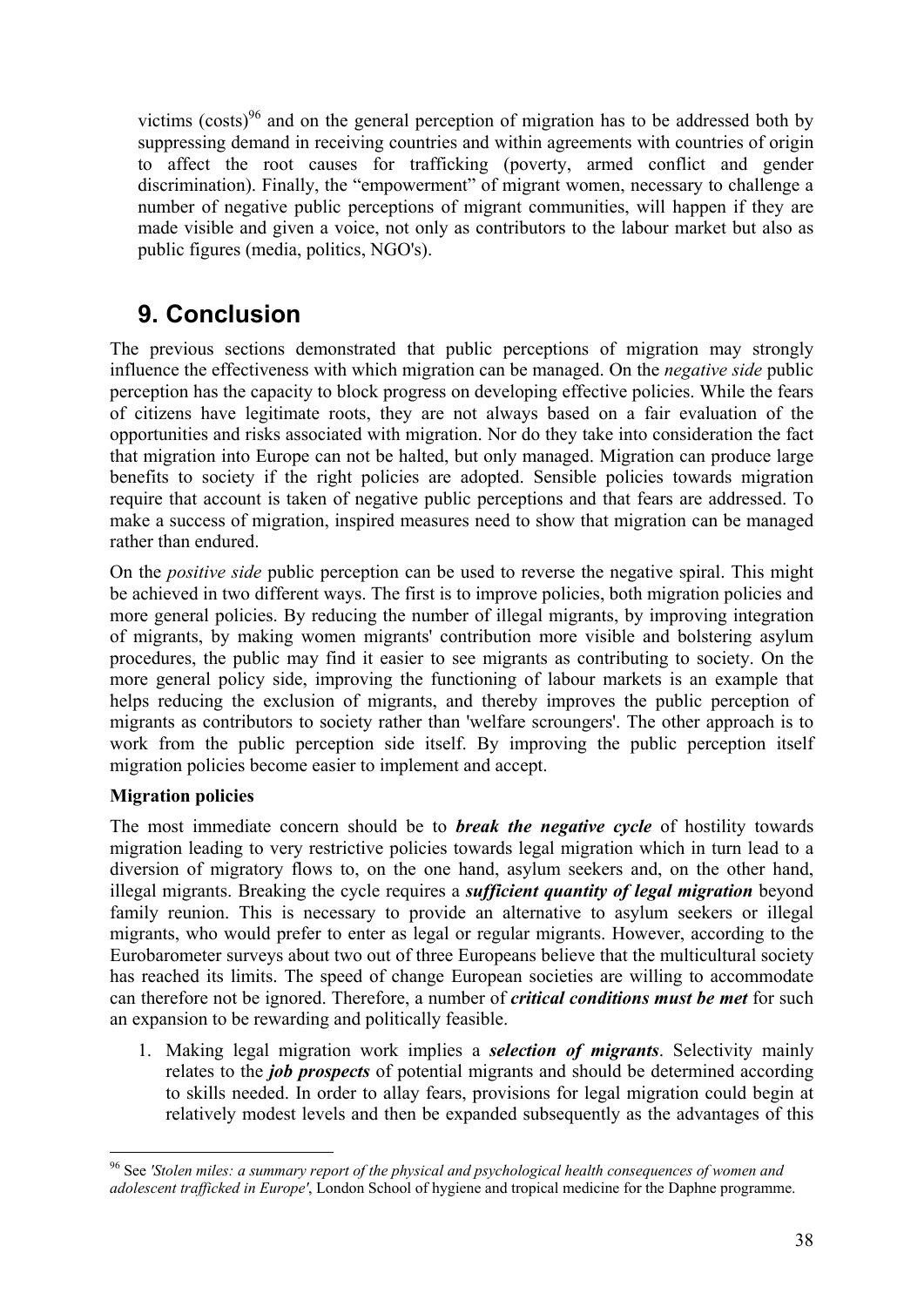victims (costs)[96] and on the general perception of migration has to be addressed both by suppressing demand in receiving countries and within agreements with countries of origin to affect the root causes for trafficking (poverty, armed conflict and gender discrimination). Finally, the "empowerment" of migrant women, necessary to challenge a number of negative public perceptions of migrant communities, will happen if they are made visible and given a voice, not only as contributors to the labour market but also as public figures (media, politics, NGO's).

# 9. Conclusion

The previous sections demonstrated that public perceptions of migration may strongly influence the effectiveness with which migration can be managed. On the *negative side* public perception has the capacity to block progress on developing effective policies. While the fears of citizens have legitimate roots, they are not always based on a fair evaluation of the opportunities and risks associated with migration. Nor do they take into consideration the fact that migration into Europe can not be halted, but only managed. Migration can produce large benefits to society if the right policies are adopted. Sensible policies towards migration require that account is taken of negative public perceptions and that fears are addressed. To make a success of migration, inspired measures need to show that migration can be managed rather than endured.

On the *positive side* public perception can be used to reverse the negative spiral. This might be achieved in two different ways. The first is to improve policies, both migration policies and more general policies. By reducing the number of illegal migrants, by improving integration of migrants, by making women migrants' contribution more visible and bolstering asylum procedures, the public may find it easier to see migrants as contributing to society. On the more general policy side, improving the functioning of labour markets is an example that helps reducing the exclusion of migrants, and thereby improves the public perception of migrants as contributors to society rather than 'welfare scroungers'. The other approach is to work from the public perception side itself. By improving the public perception itself migration policies become easier to implement and accept.

**Migration policies**

The most immediate concern should be to ***break the negative cycle*** of hostility towards migration leading to very restrictive policies towards legal migration which in turn lead to a diversion of migratory flows to, on the one hand, asylum seekers and, on the other hand, illegal migrants. Breaking the cycle requires a ***sufficient quantity of legal migration*** beyond family reunion. This is necessary to provide an alternative to asylum seekers or illegal migrants, who would prefer to enter as legal or regular migrants. However, according to the Eurobarometer surveys about two out of three Europeans believe that the multicultural society has reached its limits. The speed of change European societies are willing to accommodate can therefore not be ignored. Therefore, a number of ***critical conditions must be met*** for such an expansion to be rewarding and politically feasible.

1. Making legal migration work implies a ***selection of migrants***. Selectivity mainly relates to the ***job prospects*** of potential migrants and should be determined according to skills needed. In order to allay fears, provisions for legal migration could begin at relatively modest levels and then be expanded subsequently as the advantages of this

[96] See *'Stolen miles: a summary report of the physical and psychological health consequences of women and adolescent trafficked in Europe'*, London School of hygiene and tropical medicine for the Daphne programme.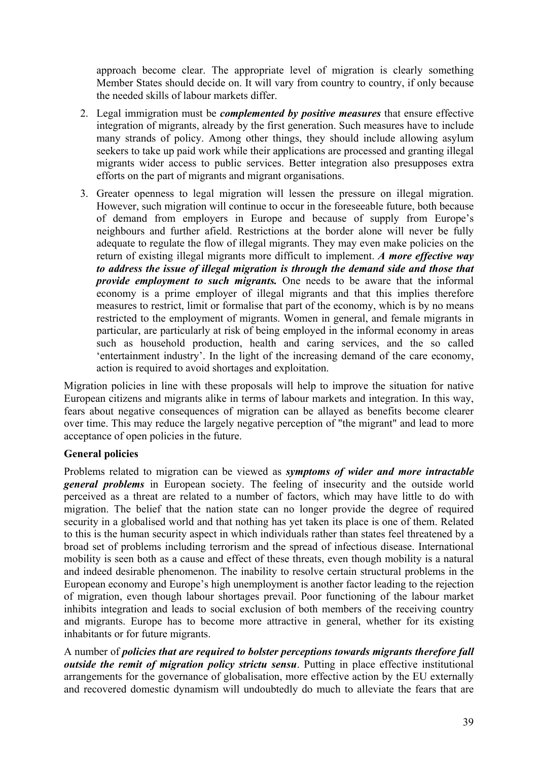approach become clear. The appropriate level of migration is clearly something Member States should decide on. It will vary from country to country, if only because the needed skills of labour markets differ.

2. Legal immigration must be ***complemented by positive measures*** that ensure effective integration of migrants, already by the first generation. Such measures have to include many strands of policy. Among other things, they should include allowing asylum seekers to take up paid work while their applications are processed and granting illegal migrants wider access to public services. Better integration also presupposes extra efforts on the part of migrants and migrant organisations.

3. Greater openness to legal migration will lessen the pressure on illegal migration. However, such migration will continue to occur in the foreseeable future, both because of demand from employers in Europe and because of supply from Europe's neighbours and further afield. Restrictions at the border alone will never be fully adequate to regulate the flow of illegal migrants. They may even make policies on the return of existing illegal migrants more difficult to implement. ***A more effective way to address the issue of illegal migration is through the demand side and those that provide employment to such migrants.*** One needs to be aware that the informal economy is a prime employer of illegal migrants and that this implies therefore measures to restrict, limit or formalise that part of the economy, which is by no means restricted to the employment of migrants. Women in general, and female migrants in particular, are particularly at risk of being employed in the informal economy in areas such as household production, health and caring services, and the so called 'entertainment industry'. In the light of the increasing demand of the care economy, action is required to avoid shortages and exploitation.

Migration policies in line with these proposals will help to improve the situation for native European citizens and migrants alike in terms of labour markets and integration. In this way, fears about negative consequences of migration can be allayed as benefits become clearer over time. This may reduce the largely negative perception of "the migrant" and lead to more acceptance of open policies in the future.

**General policies**

Problems related to migration can be viewed as ***symptoms of wider and more intractable general problems*** in European society. The feeling of insecurity and the outside world perceived as a threat are related to a number of factors, which may have little to do with migration. The belief that the nation state can no longer provide the degree of required security in a globalised world and that nothing has yet taken its place is one of them. Related to this is the human security aspect in which individuals rather than states feel threatened by a broad set of problems including terrorism and the spread of infectious disease. International mobility is seen both as a cause and effect of these threats, even though mobility is a natural and indeed desirable phenomenon. The inability to resolve certain structural problems in the European economy and Europe's high unemployment is another factor leading to the rejection of migration, even though labour shortages prevail. Poor functioning of the labour market inhibits integration and leads to social exclusion of both members of the receiving country and migrants. Europe has to become more attractive in general, whether for its existing inhabitants or for future migrants.

A number of ***policies that are required to bolster perceptions towards migrants therefore fall outside the remit of migration policy strictu sensu***. Putting in place effective institutional arrangements for the governance of globalisation, more effective action by the EU externally and recovered domestic dynamism will undoubtedly do much to alleviate the fears that are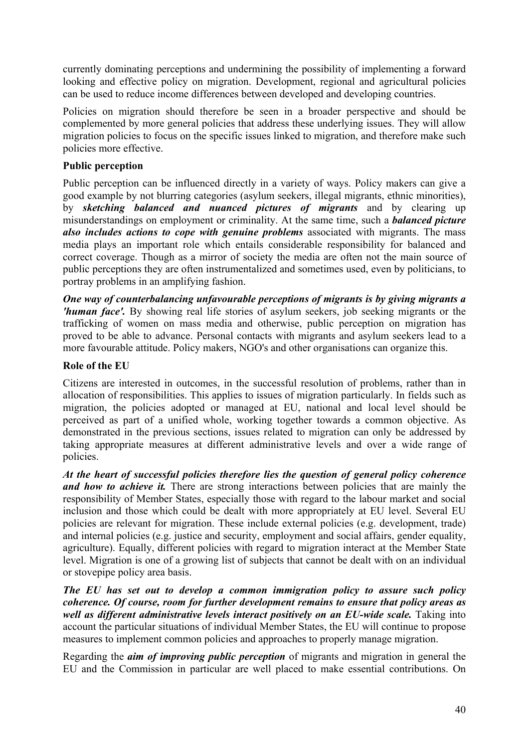currently dominating perceptions and undermining the possibility of implementing a forward looking and effective policy on migration. Development, regional and agricultural policies can be used to reduce income differences between developed and developing countries.

Policies on migration should therefore be seen in a broader perspective and should be complemented by more general policies that address these underlying issues. They will allow migration policies to focus on the specific issues linked to migration, and therefore make such policies more effective.

**Public perception**

Public perception can be influenced directly in a variety of ways. Policy makers can give a good example by not blurring categories (asylum seekers, illegal migrants, ethnic minorities), by ***sketching balanced and nuanced pictures of migrants*** and by clearing up misunderstandings on employment or criminality. At the same time, such a ***balanced picture also includes actions to cope with genuine problems*** associated with migrants. The mass media plays an important role which entails considerable responsibility for balanced and correct coverage. Though as a mirror of society the media are often not the main source of public perceptions they are often instrumentalized and sometimes used, even by politicians, to portray problems in an amplifying fashion.

***One way of counterbalancing unfavourable perceptions of migrants is by giving migrants a 'human face'.*** By showing real life stories of asylum seekers, job seeking migrants or the trafficking of women on mass media and otherwise, public perception on migration has proved to be able to advance. Personal contacts with migrants and asylum seekers lead to a more favourable attitude. Policy makers, NGO's and other organisations can organize this.

**Role of the EU**

Citizens are interested in outcomes, in the successful resolution of problems, rather than in allocation of responsibilities. This applies to issues of migration particularly. In fields such as migration, the policies adopted or managed at EU, national and local level should be perceived as part of a unified whole, working together towards a common objective. As demonstrated in the previous sections, issues related to migration can only be addressed by taking appropriate measures at different administrative levels and over a wide range of policies.

***At the heart of successful policies therefore lies the question of general policy coherence and how to achieve it.*** There are strong interactions between policies that are mainly the responsibility of Member States, especially those with regard to the labour market and social inclusion and those which could be dealt with more appropriately at EU level. Several EU policies are relevant for migration. These include external policies (e.g. development, trade) and internal policies (e.g. justice and security, employment and social affairs, gender equality, agriculture). Equally, different policies with regard to migration interact at the Member State level. Migration is one of a growing list of subjects that cannot be dealt with on an individual or stovepipe policy area basis.

***The EU has set out to develop a common immigration policy to assure such policy coherence. Of course, room for further development remains to ensure that policy areas as well as different administrative levels interact positively on an EU-wide scale.*** Taking into account the particular situations of individual Member States, the EU will continue to propose measures to implement common policies and approaches to properly manage migration.

Regarding the ***aim of improving public perception*** of migrants and migration in general the EU and the Commission in particular are well placed to make essential contributions. On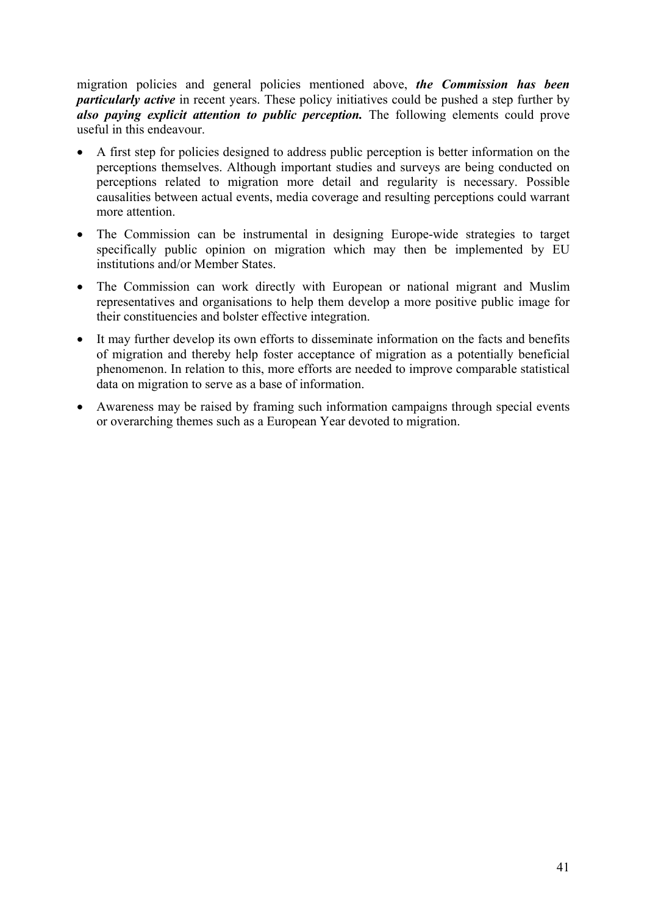migration policies and general policies mentioned above, ***the Commission has been particularly active*** in recent years. These policy initiatives could be pushed a step further by ***also paying explicit attention to public perception.*** The following elements could prove useful in this endeavour.

- A first step for policies designed to address public perception is better information on the perceptions themselves. Although important studies and surveys are being conducted on perceptions related to migration more detail and regularity is necessary. Possible causalities between actual events, media coverage and resulting perceptions could warrant more attention.
- The Commission can be instrumental in designing Europe-wide strategies to target specifically public opinion on migration which may then be implemented by EU institutions and/or Member States.
- The Commission can work directly with European or national migrant and Muslim representatives and organisations to help them develop a more positive public image for their constituencies and bolster effective integration.
- It may further develop its own efforts to disseminate information on the facts and benefits of migration and thereby help foster acceptance of migration as a potentially beneficial phenomenon. In relation to this, more efforts are needed to improve comparable statistical data on migration to serve as a base of information.
- Awareness may be raised by framing such information campaigns through special events or overarching themes such as a European Year devoted to migration.